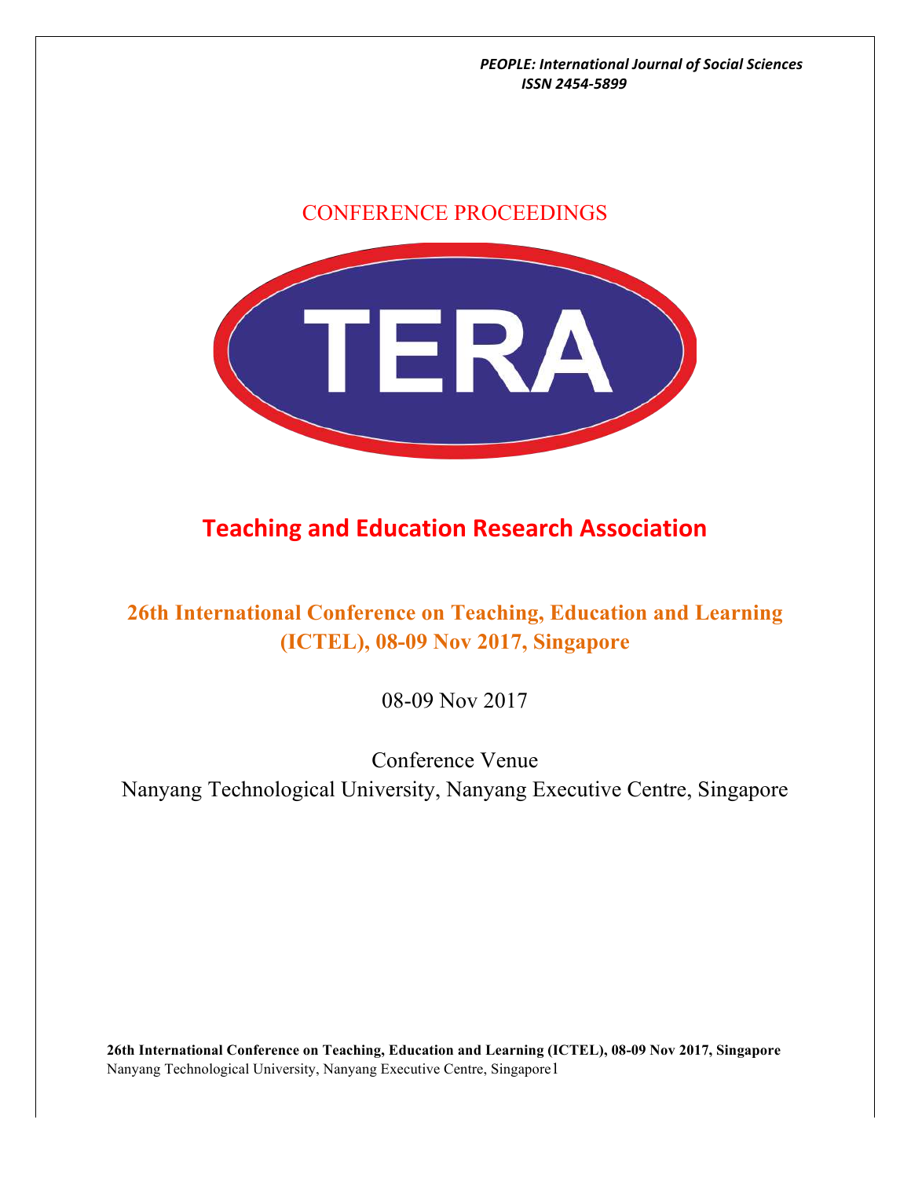*PEOPLE: International Journal of Social Sciences*
*ISSN 2454-5899*

CONFERENCE PROCEEDINGS

TERA

# Teaching and Education Research Association

## 26th International Conference on Teaching, Education and Learning (ICTEL), 08-09 Nov 2017, Singapore

08-09 Nov 2017

Conference Venue
Nanyang Technological University, Nanyang Executive Centre, Singapore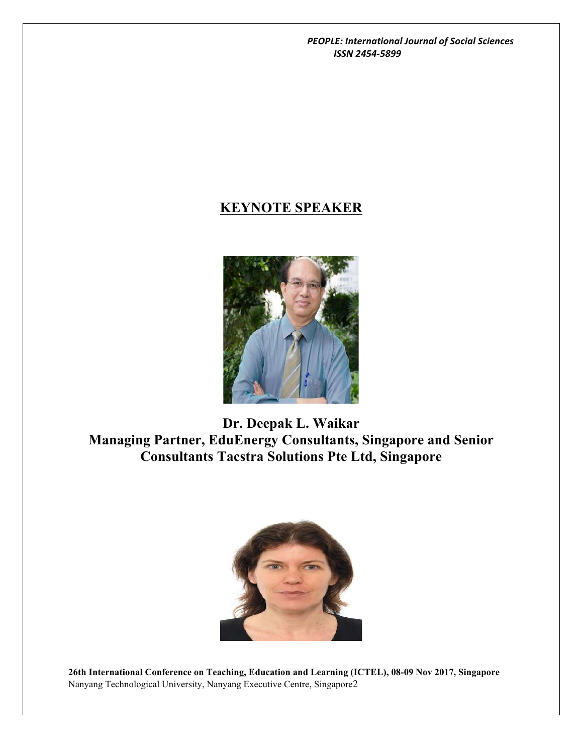## KEYNOTE SPEAKER

**Dr. Deepak L. Waikar**
**Managing Partner, EduEnergy Consultants, Singapore and Senior Consultants Tacstra Solutions Pte Ltd, Singapore**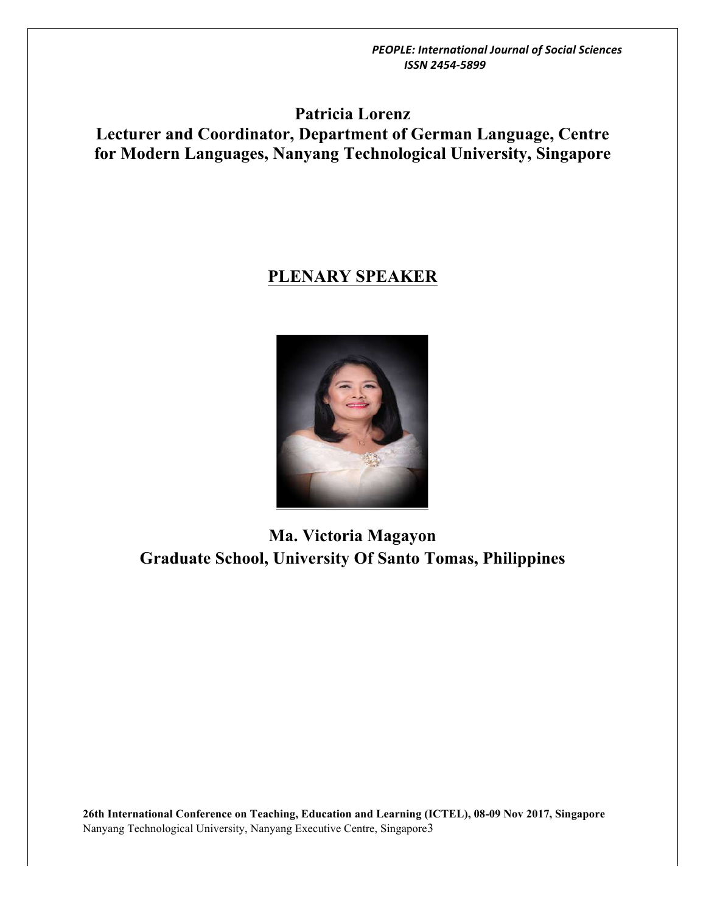**Patricia Lorenz**
**Lecturer and Coordinator, Department of German Language, Centre for Modern Languages, Nanyang Technological University, Singapore**

## PLENARY SPEAKER

**Ma. Victoria Magayon**
**Graduate School, University Of Santo Tomas, Philippines**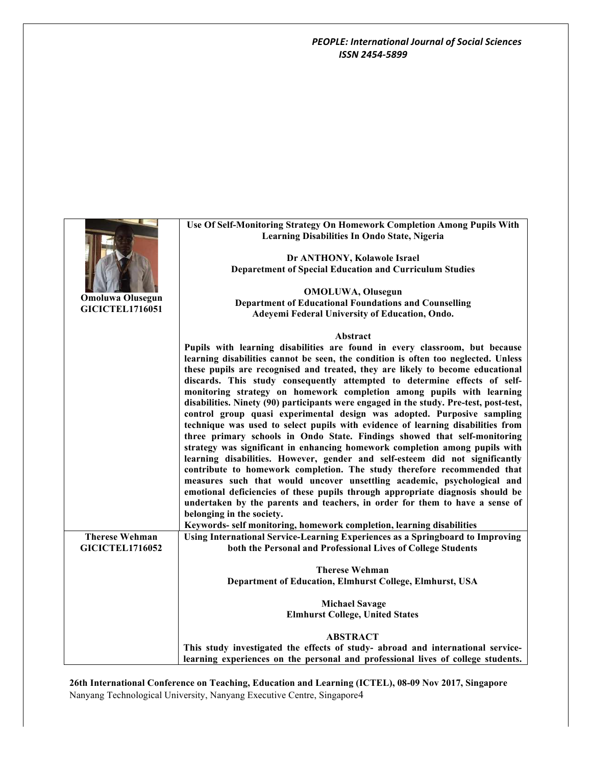| Omoluwa Olusegun<br>GICICTEL1716051 | **Use Of Self-Monitoring Strategy On Homework Completion Among Pupils With Learning Disabilities In Ondo State, Nigeria**<br><br>**Dr ANTHONY, Kolawole Israel**<br>**Deparetment of Special Education and Curriculum Studies**<br><br>**OMOLUWA, Olusegun**<br>**Department of Educational Foundations and Counselling**<br>**Adeyemi Federal University of Education, Ondo.**<br><br>**Abstract**<br>**Pupils with learning disabilities are found in every classroom, but because learning disabilities cannot be seen, the condition is often too neglected. Unless these pupils are recognised and treated, they are likely to become educational discards. This study consequently attempted to determine effects of self-monitoring strategy on homework completion among pupils with learning disabilities. Ninety (90) participants were engaged in the study. Pre-test, post-test, control group quasi experimental design was adopted. Purposive sampling technique was used to select pupils with evidence of learning disabilities from three primary schools in Ondo State. Findings showed that self-monitoring strategy was significant in enhancing homework completion among pupils with learning disabilities. However, gender and self-esteem did not significantly contribute to homework completion. The study therefore recommended that measures such that would uncover unsettling academic, psychological and emotional deficiencies of these pupils through appropriate diagnosis should be undertaken by the parents and teachers, in order for them to have a sense of belonging in the society.**<br>**Keywords- self monitoring, homework completion, learning disabilities** |
|---|---|
| **Therese Wehman**<br>**GICICTEL1716052** | **Using International Service-Learning Experiences as a Springboard to Improving both the Personal and Professional Lives of College Students**<br><br>**Therese Wehman**<br>**Department of Education, Elmhurst College, Elmhurst, USA**<br><br>**Michael Savage**<br>**Elmhurst College, United States**<br><br>**ABSTRACT**<br>**This study investigated the effects of study- abroad and international service-learning experiences on the personal and professional lives of college students.** |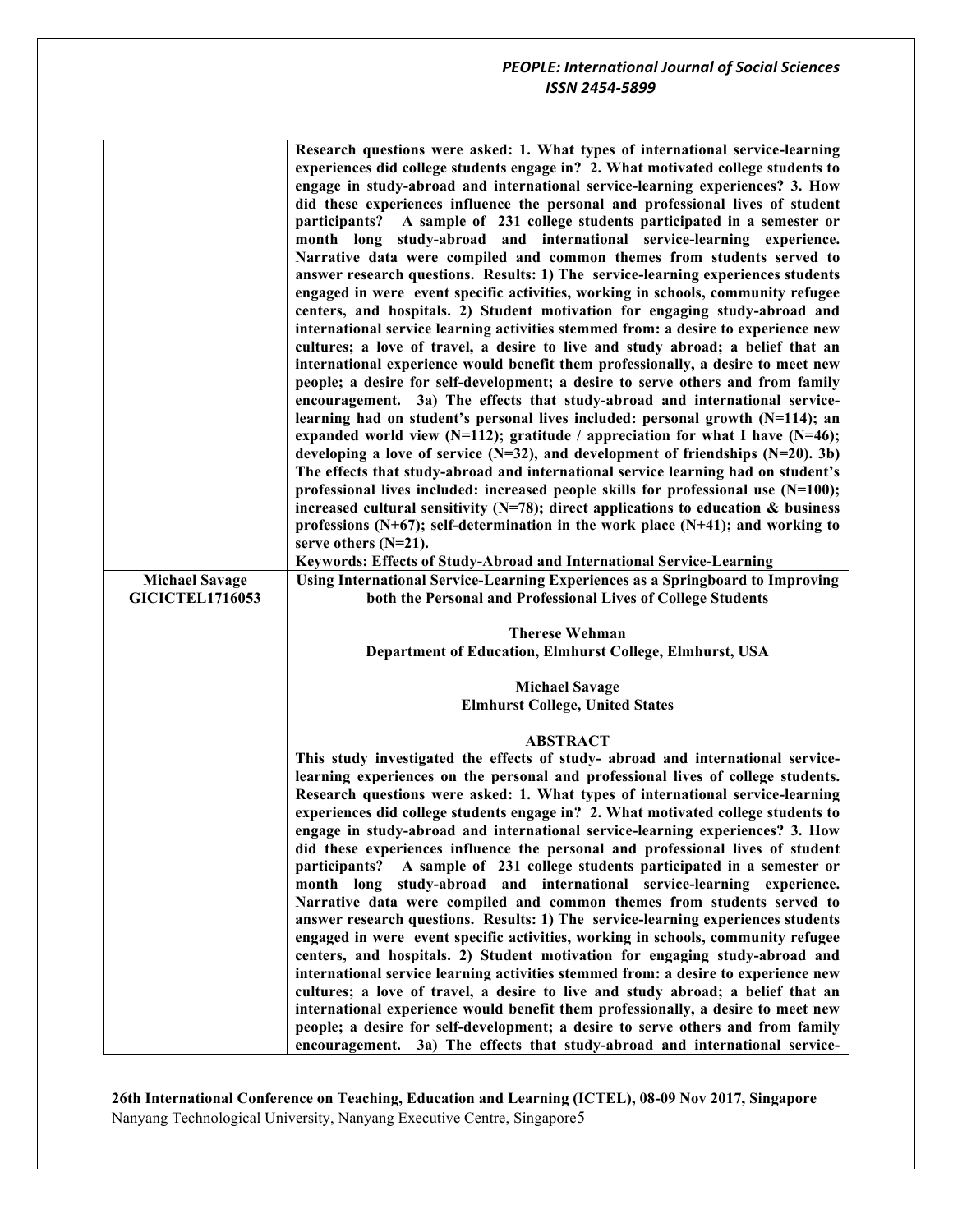| | |
|---|---|
| | **Research questions were asked: 1. What types of international service-learning experiences did college students engage in? 2. What motivated college students to engage in study-abroad and international service-learning experiences? 3. How did these experiences influence the personal and professional lives of student participants? A sample of 231 college students participated in a semester or month long study-abroad and international service-learning experience. Narrative data were compiled and common themes from students served to answer research questions. Results: 1) The service-learning experiences students engaged in were event specific activities, working in schools, community refugee centers, and hospitals. 2) Student motivation for engaging study-abroad and international service learning activities stemmed from: a desire to experience new cultures; a love of travel, a desire to live and study abroad; a belief that an international experience would benefit them professionally, a desire to meet new people; a desire for self-development; a desire to serve others and from family encouragement. 3a) The effects that study-abroad and international service-learning had on student's personal lives included: personal growth (N=114); an expanded world view (N=112); gratitude / appreciation for what I have (N=46); developing a love of service (N=32), and development of friendships (N=20). 3b) The effects that study-abroad and international service learning had on student's professional lives included: increased people skills for professional use (N=100); increased cultural sensitivity (N=78); direct applications to education & business professions (N+67); self-determination in the work place (N+41); and working to serve others (N=21).**<br>**Keywords: Effects of Study-Abroad and International Service-Learning** |
| **Michael Savage**<br>**GICICTEL1716053** | **Using International Service-Learning Experiences as a Springboard to Improving both the Personal and Professional Lives of College Students**<br><br>**Therese Wehman**<br>**Department of Education, Elmhurst College, Elmhurst, USA**<br><br>**Michael Savage**<br>**Elmhurst College, United States**<br><br>**ABSTRACT**<br>**This study investigated the effects of study- abroad and international service-learning experiences on the personal and professional lives of college students. Research questions were asked: 1. What types of international service-learning experiences did college students engage in? 2. What motivated college students to engage in study-abroad and international service-learning experiences? 3. How did these experiences influence the personal and professional lives of student participants? A sample of 231 college students participated in a semester or month long study-abroad and international service-learning experience. Narrative data were compiled and common themes from students served to answer research questions. Results: 1) The service-learning experiences students engaged in were event specific activities, working in schools, community refugee centers, and hospitals. 2) Student motivation for engaging study-abroad and international service learning activities stemmed from: a desire to experience new cultures; a love of travel, a desire to live and study abroad; a belief that an international experience would benefit them professionally, a desire to meet new people; a desire for self-development; a desire to serve others and from family encouragement. 3a) The effects that study-abroad and international service-** |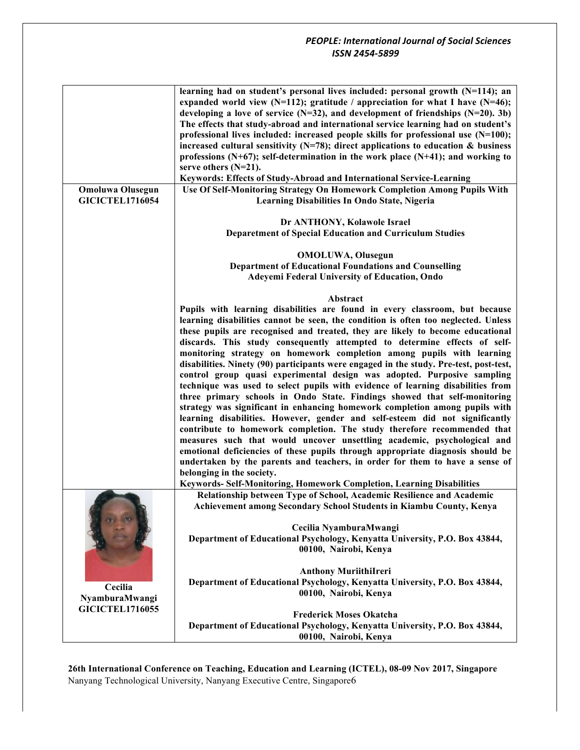| | |
|---|---|
| | **learning had on student's personal lives included: personal growth (N=114); an expanded world view (N=112); gratitude / appreciation for what I have (N=46); developing a love of service (N=32), and development of friendships (N=20). 3b) The effects that study-abroad and international service learning had on student's professional lives included: increased people skills for professional use (N=100); increased cultural sensitivity (N=78); direct applications to education & business professions (N+67); self-determination in the work place (N+41); and working to serve others (N=21).**<br>**Keywords: Effects of Study-Abroad and International Service-Learning** |
| **Omoluwa Olusegun**<br>**GICICTEL1716054** | **Use Of Self-Monitoring Strategy On Homework Completion Among Pupils With Learning Disabilities In Ondo State, Nigeria**<br><br>**Dr ANTHONY, Kolawole Israel**<br>**Deparetment of Special Education and Curriculum Studies**<br><br>**OMOLUWA, Olusegun**<br>**Department of Educational Foundations and Counselling**<br>**Adeyemi Federal University of Education, Ondo**<br><br>**Abstract**<br>**Pupils with learning disabilities are found in every classroom, but because learning disabilities cannot be seen, the condition is often too neglected. Unless these pupils are recognised and treated, they are likely to become educational discards. This study consequently attempted to determine effects of self-monitoring strategy on homework completion among pupils with learning disabilities. Ninety (90) participants were engaged in the study. Pre-test, post-test, control group quasi experimental design was adopted. Purposive sampling technique was used to select pupils with evidence of learning disabilities from three primary schools in Ondo State. Findings showed that self-monitoring strategy was significant in enhancing homework completion among pupils with learning disabilities. However, gender and self-esteem did not significantly contribute to homework completion. The study therefore recommended that measures such that would uncover unsettling academic, psychological and emotional deficiencies of these pupils through appropriate diagnosis should be undertaken by the parents and teachers, in order for them to have a sense of belonging in the society.**<br>**Keywords- Self-Monitoring, Homework Completion, Learning Disabilities** |
| **Cecilia NyamburaMwangi**<br>**GICICTEL1716055** | **Relationship between Type of School, Academic Resilience and Academic Achievement among Secondary School Students in Kiambu County, Kenya**<br><br>**Cecilia NyamburaMwangi**<br>**Department of Educational Psychology, Kenyatta University, P.O. Box 43844, 00100, Nairobi, Kenya**<br><br>**Anthony MuriithiIreri**<br>**Department of Educational Psychology, Kenyatta University, P.O. Box 43844, 00100, Nairobi, Kenya**<br><br>**Frederick Moses Okatcha**<br>**Department of Educational Psychology, Kenyatta University, P.O. Box 43844, 00100, Nairobi, Kenya** |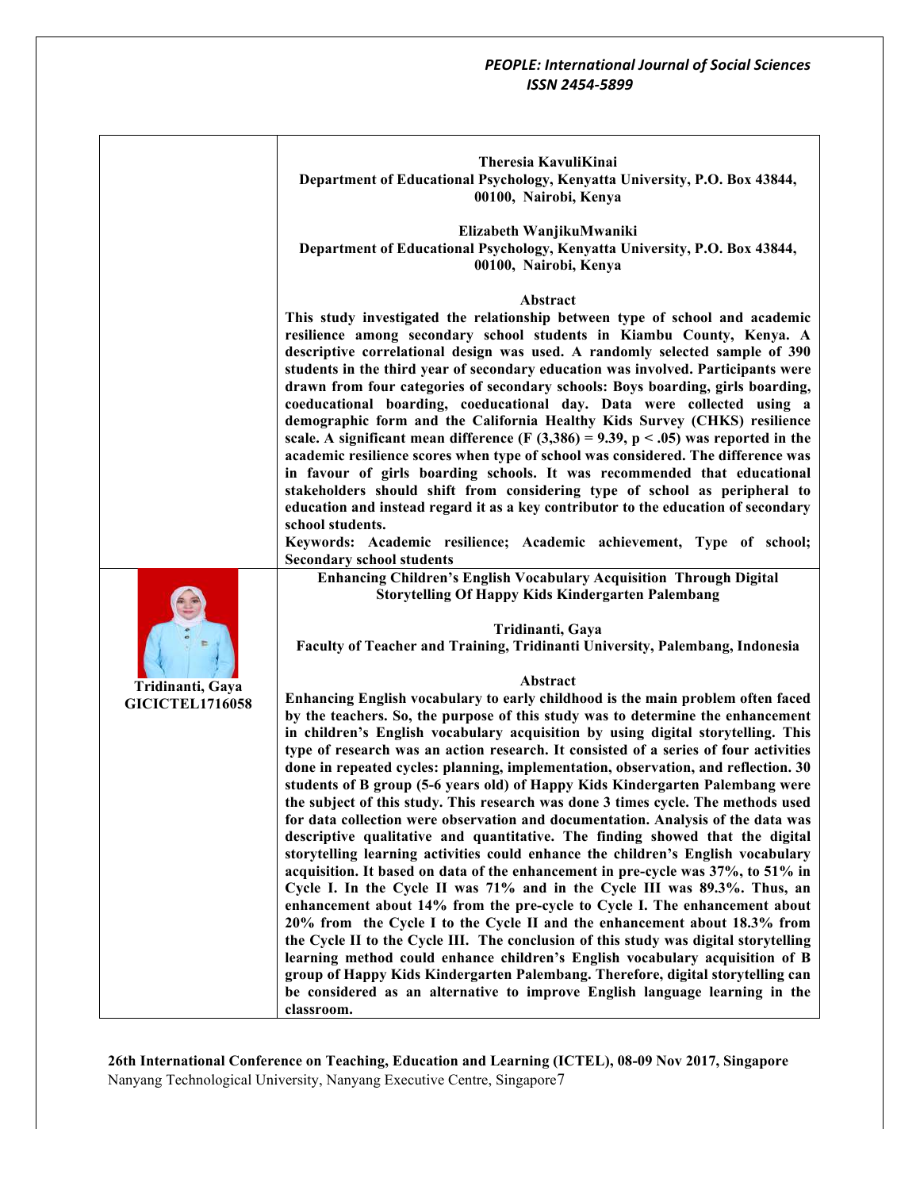**Theresia KavuliKinai**
**Department of Educational Psychology, Kenyatta University, P.O. Box 43844, 00100, Nairobi, Kenya**

**Elizabeth WanjikuMwaniki**
**Department of Educational Psychology, Kenyatta University, P.O. Box 43844, 00100, Nairobi, Kenya**

### Abstract

**This study investigated the relationship between type of school and academic resilience among secondary school students in Kiambu County, Kenya. A descriptive correlational design was used. A randomly selected sample of 390 students in the third year of secondary education was involved. Participants were drawn from four categories of secondary schools: Boys boarding, girls boarding, coeducational boarding, coeducational day. Data were collected using a demographic form and the California Healthy Kids Survey (CHKS) resilience scale. A significant mean difference ($F(3,386) = 9.39$, $p < .05$) was reported in the academic resilience scores when type of school was considered. The difference was in favour of girls boarding schools. It was recommended that educational stakeholders should shift from considering type of school as peripheral to education and instead regard it as a key contributor to the education of secondary school students.**

**Keywords: Academic resilience; Academic achievement, Type of school; Secondary school students**

---

**Tridinanti, Gaya**
**GICICTEL1716058**

## Enhancing Children's English Vocabulary Acquisition Through Digital Storytelling Of Happy Kids Kindergarten Palembang

**Tridinanti, Gaya**
**Faculty of Teacher and Training, Tridinanti University, Palembang, Indonesia**

### Abstract

**Enhancing English vocabulary to early childhood is the main problem often faced by the teachers. So, the purpose of this study was to determine the enhancement in children's English vocabulary acquisition by using digital storytelling. This type of research was an action research. It consisted of a series of four activities done in repeated cycles: planning, implementation, observation, and reflection. 30 students of B group (5-6 years old) of Happy Kids Kindergarten Palembang were the subject of this study. This research was done 3 times cycle. The methods used for data collection were observation and documentation. Analysis of the data was descriptive qualitative and quantitative. The finding showed that the digital storytelling learning activities could enhance the children's English vocabulary acquisition. It based on data of the enhancement in pre-cycle was 37%, to 51% in Cycle I. In the Cycle II was 71% and in the Cycle III was 89.3%. Thus, an enhancement about 14% from the pre-cycle to Cycle I. The enhancement about 20% from the Cycle I to the Cycle II and the enhancement about 18.3% from the Cycle II to the Cycle III. The conclusion of this study was digital storytelling learning method could enhance children's English vocabulary acquisition of B group of Happy Kids Kindergarten Palembang. Therefore, digital storytelling can be considered as an alternative to improve English language learning in the classroom.**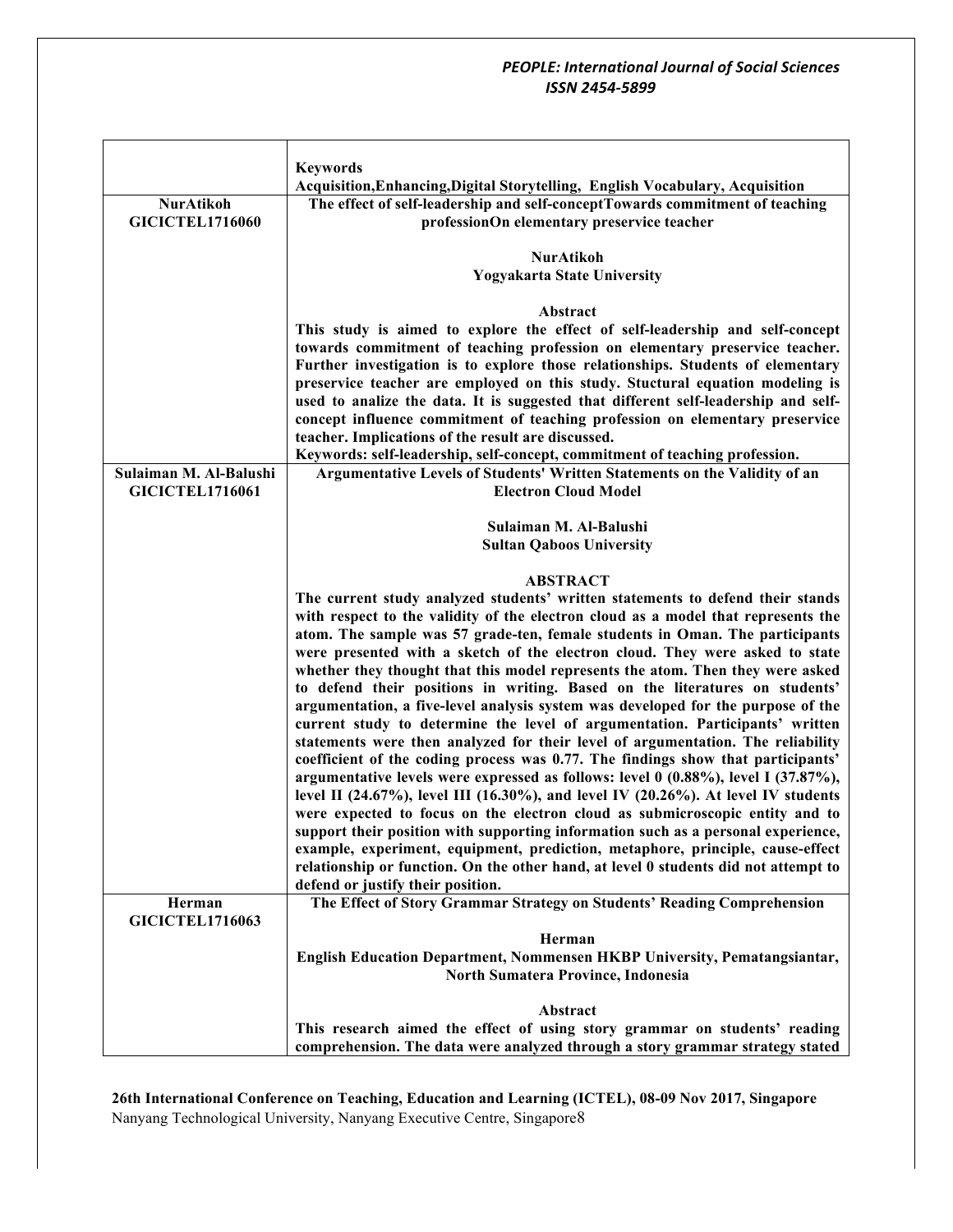| | |
|---|---|
| | **Keywords**<br>**Acquisition,Enhancing,Digital Storytelling, English Vocabulary, Acquisition** |
| **NurAtikoh**<br>**GICICTEL1716060** | **The effect of self-leadership and self-conceptTowards commitment of teaching professionOn elementary preservice teacher**<br><br>**NurAtikoh**<br>**Yogyakarta State University**<br><br>**Abstract**<br>**This study is aimed to explore the effect of self-leadership and self-concept towards commitment of teaching profession on elementary preservice teacher. Further investigation is to explore those relationships. Students of elementary preservice teacher are employed on this study. Stuctural equation modeling is used to analize the data. It is suggested that different self-leadership and self-concept influence commitment of teaching profession on elementary preservice teacher. Implications of the result are discussed.**<br>**Keywords: self-leadership, self-concept, commitment of teaching profession.** |
| **Sulaiman M. Al-Balushi**<br>**GICICTEL1716061** | **Argumentative Levels of Students' Written Statements on the Validity of an Electron Cloud Model**<br><br>**Sulaiman M. Al-Balushi**<br>**Sultan Qaboos University**<br><br>**ABSTRACT**<br>**The current study analyzed students' written statements to defend their stands with respect to the validity of the electron cloud as a model that represents the atom. The sample was 57 grade-ten, female students in Oman. The participants were presented with a sketch of the electron cloud. They were asked to state whether they thought that this model represents the atom. Then they were asked to defend their positions in writing. Based on the literatures on students' argumentation, a five-level analysis system was developed for the purpose of the current study to determine the level of argumentation. Participants' written statements were then analyzed for their level of argumentation. The reliability coefficient of the coding process was 0.77. The findings show that participants' argumentative levels were expressed as follows: level 0 (0.88%), level I (37.87%), level II (24.67%), level III (16.30%), and level IV (20.26%). At level IV students were expected to focus on the electron cloud as submicroscopic entity and to support their position with supporting information such as a personal experience, example, experiment, equipment, prediction, metaphore, principle, cause-effect relationship or function. On the other hand, at level 0 students did not attempt to defend or justify their position.** |
| **Herman**<br>**GICICTEL1716063** | **The Effect of Story Grammar Strategy on Students' Reading Comprehension**<br><br>**Herman**<br>**English Education Department, Nommensen HKBP University, Pematangsiantar, North Sumatera Province, Indonesia**<br><br>**Abstract**<br>**This research aimed the effect of using story grammar on students' reading comprehension. The data were analyzed through a story grammar strategy stated** |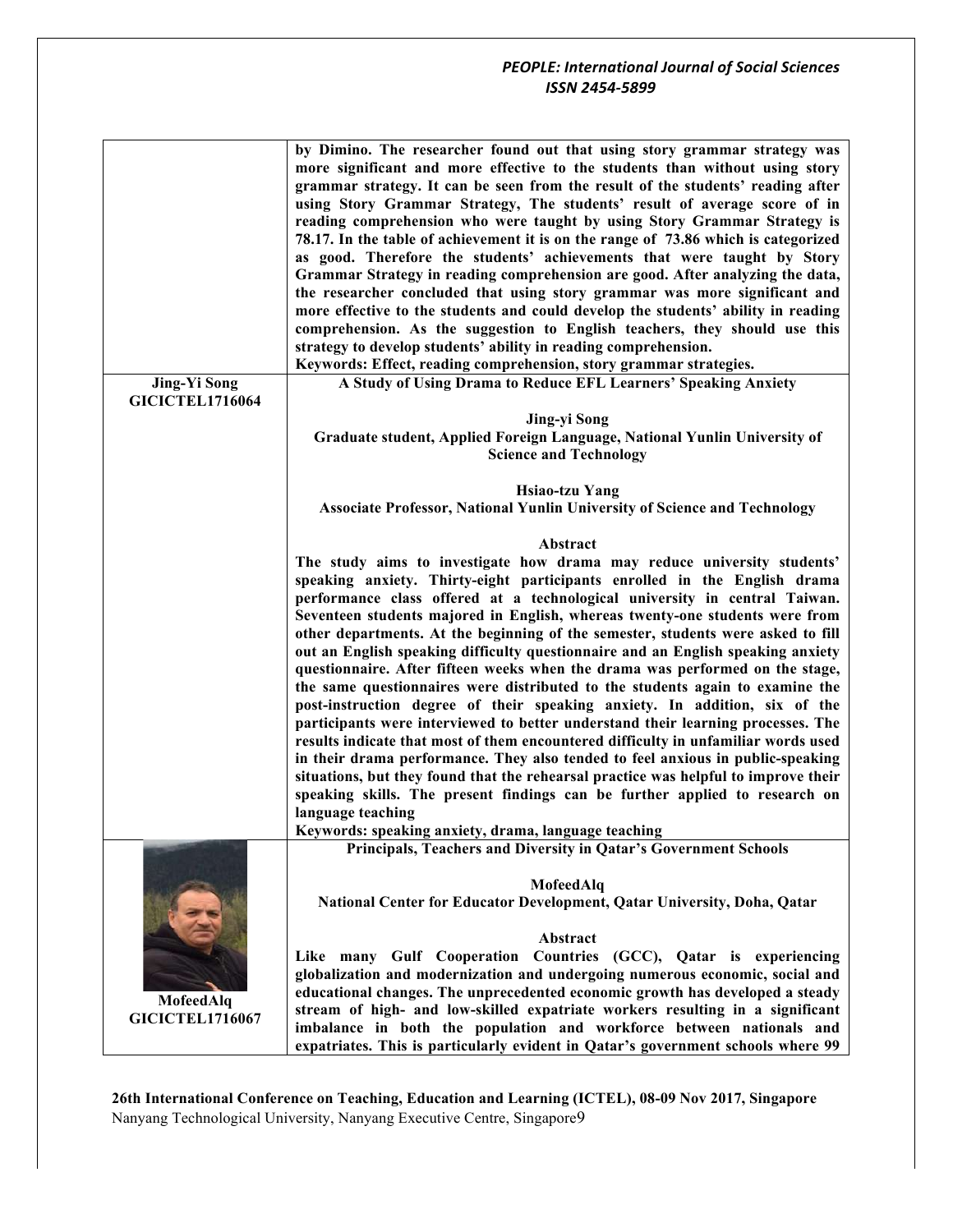| | |
|---|---|
| | **by Dimino. The researcher found out that using story grammar strategy was more significant and more effective to the students than without using story grammar strategy. It can be seen from the result of the students' reading after using Story Grammar Strategy, The students' result of average score of in reading comprehension who were taught by using Story Grammar Strategy is 78.17. In the table of achievement it is on the range of 73.86 which is categorized as good. Therefore the students' achievements that were taught by Story Grammar Strategy in reading comprehension are good. After analyzing the data, the researcher concluded that using story grammar was more significant and more effective to the students and could develop the students' ability in reading comprehension. As the suggestion to English teachers, they should use this strategy to develop students' ability in reading comprehension.**<br>**Keywords: Effect, reading comprehension, story grammar strategies.** |
| **Jing-Yi Song**<br>**GICICTEL1716064** | **A Study of Using Drama to Reduce EFL Learners' Speaking Anxiety**<br><br>**Jing-yi Song**<br>**Graduate student, Applied Foreign Language, National Yunlin University of Science and Technology**<br><br>**Hsiao-tzu Yang**<br>**Associate Professor, National Yunlin University of Science and Technology**<br><br>**Abstract**<br>**The study aims to investigate how drama may reduce university students' speaking anxiety. Thirty-eight participants enrolled in the English drama performance class offered at a technological university in central Taiwan. Seventeen students majored in English, whereas twenty-one students were from other departments. At the beginning of the semester, students were asked to fill out an English speaking difficulty questionnaire and an English speaking anxiety questionnaire. After fifteen weeks when the drama was performed on the stage, the same questionnaires were distributed to the students again to examine the post-instruction degree of their speaking anxiety. In addition, six of the participants were interviewed to better understand their learning processes. The results indicate that most of them encountered difficulty in unfamiliar words used in their drama performance. They also tended to feel anxious in public-speaking situations, but they found that the rehearsal practice was helpful to improve their speaking skills. The present findings can be further applied to research on language teaching**<br>**Keywords: speaking anxiety, drama, language teaching** |
| **MofeedAlq**<br>**GICICTEL1716067** | **Principals, Teachers and Diversity in Qatar's Government Schools**<br><br>**MofeedAlq**<br>**National Center for Educator Development, Qatar University, Doha, Qatar**<br><br>**Abstract**<br>**Like many Gulf Cooperation Countries (GCC), Qatar is experiencing globalization and modernization and undergoing numerous economic, social and educational changes. The unprecedented economic growth has developed a steady stream of high- and low-skilled expatriate workers resulting in a significant imbalance in both the population and workforce between nationals and expatriates. This is particularly evident in Qatar's government schools where 99** |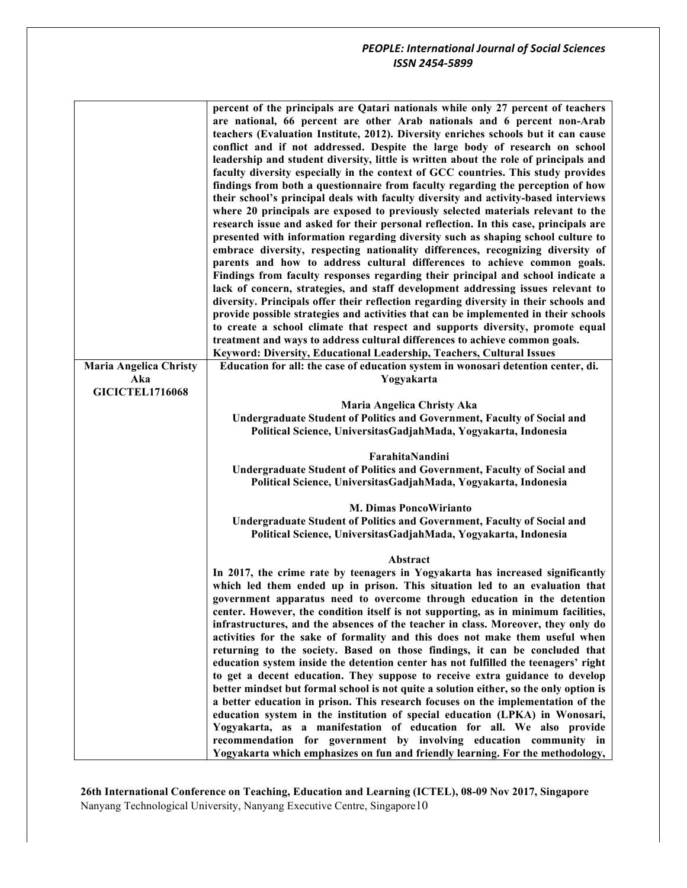| | |
|---|---|
| | **percent of the principals are Qatari nationals while only 27 percent of teachers are national, 66 percent are other Arab nationals and 6 percent non-Arab teachers (Evaluation Institute, 2012). Diversity enriches schools but it can cause conflict and if not addressed. Despite the large body of research on school leadership and student diversity, little is written about the role of principals and faculty diversity especially in the context of GCC countries. This study provides findings from both a questionnaire from faculty regarding the perception of how their school's principal deals with faculty diversity and activity-based interviews where 20 principals are exposed to previously selected materials relevant to the research issue and asked for their personal reflection. In this case, principals are presented with information regarding diversity such as shaping school culture to embrace diversity, respecting nationality differences, recognizing diversity of parents and how to address cultural differences to achieve common goals. Findings from faculty responses regarding their principal and school indicate a lack of concern, strategies, and staff development addressing issues relevant to diversity. Principals offer their reflection regarding diversity in their schools and provide possible strategies and activities that can be implemented in their schools to create a school climate that respect and supports diversity, promote equal treatment and ways to address cultural differences to achieve common goals.**<br>**Keyword: Diversity, Educational Leadership, Teachers, Cultural Issues** |
| **Maria Angelica Christy Aka**<br>**GICICTEL1716068** | **Education for all: the case of education system in wonosari detention center, di. Yogyakarta**<br><br>**Maria Angelica Christy Aka**<br>**Undergraduate Student of Politics and Government, Faculty of Social and Political Science, UniversitasGadjahMada, Yogyakarta, Indonesia**<br><br>**FarahitaNandini**<br>**Undergraduate Student of Politics and Government, Faculty of Social and Political Science, UniversitasGadjahMada, Yogyakarta, Indonesia**<br><br>**M. Dimas PoncoWirianto**<br>**Undergraduate Student of Politics and Government, Faculty of Social and Political Science, UniversitasGadjahMada, Yogyakarta, Indonesia**<br><br>**Abstract**<br>**In 2017, the crime rate by teenagers in Yogyakarta has increased significantly which led them ended up in prison. This situation led to an evaluation that government apparatus need to overcome through education in the detention center. However, the condition itself is not supporting, as in minimum facilities, infrastructures, and the absences of the teacher in class. Moreover, they only do activities for the sake of formality and this does not make them useful when returning to the society. Based on those findings, it can be concluded that education system inside the detention center has not fulfilled the teenagers' right to get a decent education. They suppose to receive extra guidance to develop better mindset but formal school is not quite a solution either, so the only option is a better education in prison. This research focuses on the implementation of the education system in the institution of special education (LPKA) in Wonosari, Yogyakarta, as a manifestation of education for all. We also provide recommendation for government by involving education community in Yogyakarta which emphasizes on fun and friendly learning. For the methodology,** |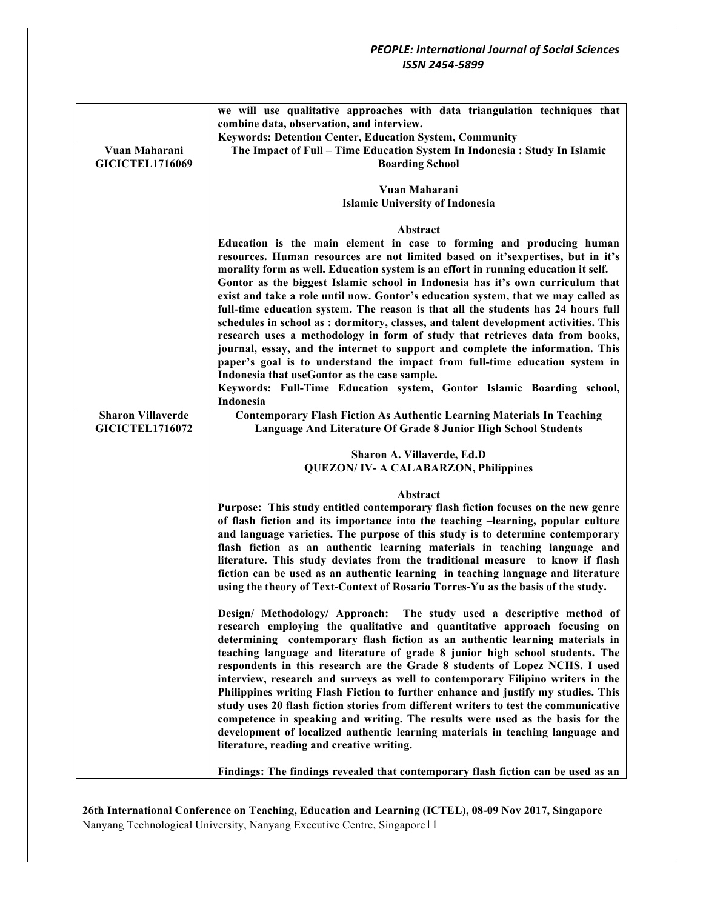| | |
|---|---|
| | **we will use qualitative approaches with data triangulation techniques that combine data, observation, and interview.**<br>**Keywords: Detention Center, Education System, Community** |
| **Vuan Maharani**<br>**GICICTEL1716069** | **The Impact of Full – Time Education System In Indonesia : Study In Islamic Boarding School**<br><br>**Vuan Maharani**<br>**Islamic University of Indonesia**<br><br>**Abstract**<br>**Education is the main element in case to forming and producing human resources. Human resources are not limited based on it'sexpertises, but in it's morality form as well. Education system is an effort in running education it self. Gontor as the biggest Islamic school in Indonesia has it's own curriculum that exist and take a role until now. Gontor's education system, that we may called as full-time education system. The reason is that all the students has 24 hours full schedules in school as : dormitory, classes, and talent development activities. This research uses a methodology in form of study that retrieves data from books, journal, essay, and the internet to support and complete the information. This paper's goal is to understand the impact from full-time education system in Indonesia that useGontor as the case sample.**<br>**Keywords: Full-Time Education system, Gontor Islamic Boarding school, Indonesia** |
| **Sharon Villaverde**<br>**GICICTEL1716072** | **Contemporary Flash Fiction As Authentic Learning Materials In Teaching Language And Literature Of Grade 8 Junior High School Students**<br><br>**Sharon A. Villaverde, Ed.D**<br>**QUEZON/ IV- A CALABARZON, Philippines**<br><br>**Abstract**<br>**Purpose: This study entitled contemporary flash fiction focuses on the new genre of flash fiction and its importance into the teaching –learning, popular culture and language varieties. The purpose of this study is to determine contemporary flash fiction as an authentic learning materials in teaching language and literature. This study deviates from the traditional measure to know if flash fiction can be used as an authentic learning in teaching language and literature using the theory of Text-Context of Rosario Torres-Yu as the basis of the study.**<br><br>**Design/ Methodology/ Approach: The study used a descriptive method of research employing the qualitative and quantitative approach focusing on determining contemporary flash fiction as an authentic learning materials in teaching language and literature of grade 8 junior high school students. The respondents in this research are the Grade 8 students of Lopez NCHS. I used interview, research and surveys as well to contemporary Filipino writers in the Philippines writing Flash Fiction to further enhance and justify my studies. This study uses 20 flash fiction stories from different writers to test the communicative competence in speaking and writing. The results were used as the basis for the development of localized authentic learning materials in teaching language and literature, reading and creative writing.**<br><br>**Findings: The findings revealed that contemporary flash fiction can be used as an** |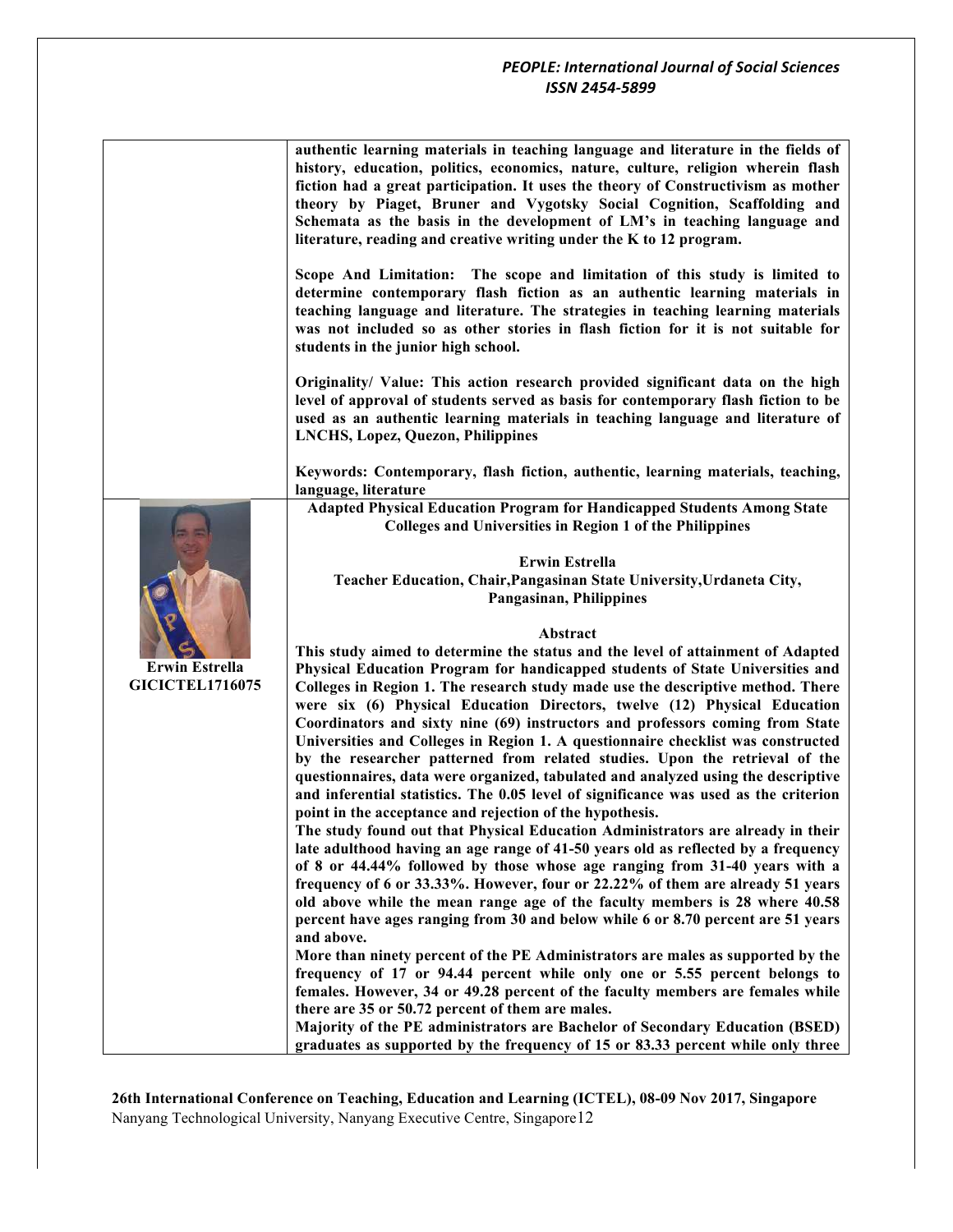**authentic learning materials in teaching language and literature in the fields of history, education, politics, economics, nature, culture, religion wherein flash fiction had a great participation. It uses the theory of Constructivism as mother theory by Piaget, Bruner and Vygotsky Social Cognition, Scaffolding and Schemata as the basis in the development of LM's in teaching language and literature, reading and creative writing under the K to 12 program.**

**Scope And Limitation: The scope and limitation of this study is limited to determine contemporary flash fiction as an authentic learning materials in teaching language and literature. The strategies in teaching learning materials was not included so as other stories in flash fiction for it is not suitable for students in the junior high school.**

**Originality/ Value: This action research provided significant data on the high level of approval of students served as basis for contemporary flash fiction to be used as an authentic learning materials in teaching language and literature of LNCHS, Lopez, Quezon, Philippines**

**Keywords: Contemporary, flash fiction, authentic, learning materials, teaching, language, literature**

**Erwin Estrella**
**GICICTEL1716075**

## Adapted Physical Education Program for Handicapped Students Among State Colleges and Universities in Region 1 of the Philippines

**Erwin Estrella**
**Teacher Education, Chair,Pangasinan State University,Urdaneta City, Pangasinan, Philippines**

### Abstract

**This study aimed to determine the status and the level of attainment of Adapted Physical Education Program for handicapped students of State Universities and Colleges in Region 1. The research study made use the descriptive method. There were six (6) Physical Education Directors, twelve (12) Physical Education Coordinators and sixty nine (69) instructors and professors coming from State Universities and Colleges in Region 1. A questionnaire checklist was constructed by the researcher patterned from related studies. Upon the retrieval of the questionnaires, data were organized, tabulated and analyzed using the descriptive and inferential statistics. The 0.05 level of significance was used as the criterion point in the acceptance and rejection of the hypothesis.**

**The study found out that Physical Education Administrators are already in their late adulthood having an age range of 41-50 years old as reflected by a frequency of 8 or 44.44% followed by those whose age ranging from 31-40 years with a frequency of 6 or 33.33%. However, four or 22.22% of them are already 51 years old above while the mean range age of the faculty members is 28 where 40.58 percent have ages ranging from 30 and below while 6 or 8.70 percent are 51 years and above.**

**More than ninety percent of the PE Administrators are males as supported by the frequency of 17 or 94.44 percent while only one or 5.55 percent belongs to females. However, 34 or 49.28 percent of the faculty members are females while there are 35 or 50.72 percent of them are males.**

**Majority of the PE administrators are Bachelor of Secondary Education (BSED) graduates as supported by the frequency of 15 or 83.33 percent while only three**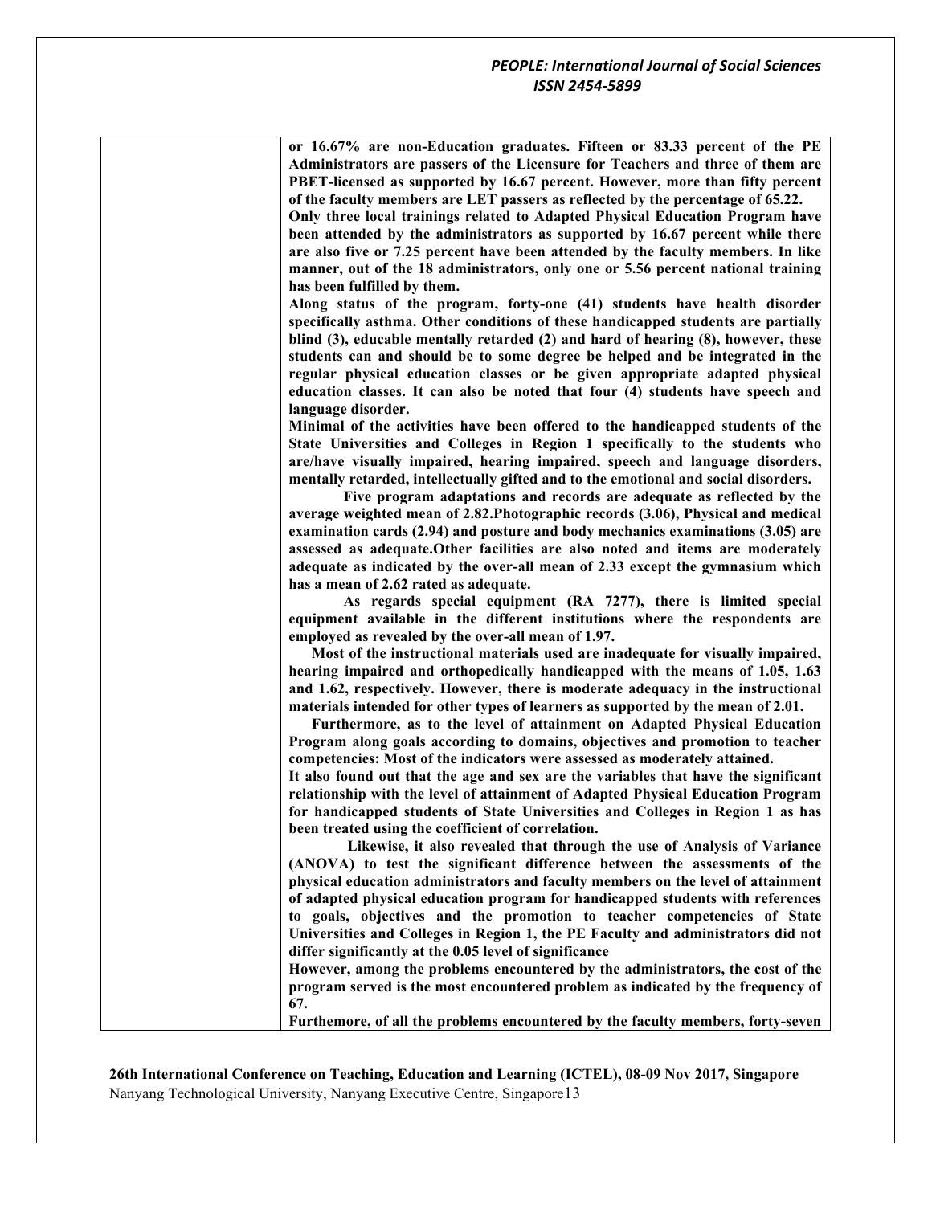**or 16.67% are non-Education graduates. Fifteen or 83.33 percent of the PE Administrators are passers of the Licensure for Teachers and three of them are PBET-licensed as supported by 16.67 percent. However, more than fifty percent of the faculty members are LET passers as reflected by the percentage of 65.22.**

**Only three local trainings related to Adapted Physical Education Program have been attended by the administrators as supported by 16.67 percent while there are also five or 7.25 percent have been attended by the faculty members. In like manner, out of the 18 administrators, only one or 5.56 percent national training has been fulfilled by them.**

**Along status of the program, forty-one (41) students have health disorder specifically asthma. Other conditions of these handicapped students are partially blind (3), educable mentally retarded (2) and hard of hearing (8), however, these students can and should be to some degree be helped and be integrated in the regular physical education classes or be given appropriate adapted physical education classes. It can also be noted that four (4) students have speech and language disorder.**

**Minimal of the activities have been offered to the handicapped students of the State Universities and Colleges in Region 1 specifically to the students who are/have visually impaired, hearing impaired, speech and language disorders, mentally retarded, intellectually gifted and to the emotional and social disorders.**

**Five program adaptations and records are adequate as reflected by the average weighted mean of 2.82.Photographic records (3.06), Physical and medical examination cards (2.94) and posture and body mechanics examinations (3.05) are assessed as adequate.Other facilities are also noted and items are moderately adequate as indicated by the over-all mean of 2.33 except the gymnasium which has a mean of 2.62 rated as adequate.**

**As regards special equipment (RA 7277), there is limited special equipment available in the different institutions where the respondents are employed as revealed by the over-all mean of 1.97.**

**Most of the instructional materials used are inadequate for visually impaired, hearing impaired and orthopedically handicapped with the means of 1.05, 1.63 and 1.62, respectively. However, there is moderate adequacy in the instructional materials intended for other types of learners as supported by the mean of 2.01.**

**Furthermore, as to the level of attainment on Adapted Physical Education Program along goals according to domains, objectives and promotion to teacher competencies: Most of the indicators were assessed as moderately attained.**

**It also found out that the age and sex are the variables that have the significant relationship with the level of attainment of Adapted Physical Education Program for handicapped students of State Universities and Colleges in Region 1 as has been treated using the coefficient of correlation.**

**Likewise, it also revealed that through the use of Analysis of Variance (ANOVA) to test the significant difference between the assessments of the physical education administrators and faculty members on the level of attainment of adapted physical education program for handicapped students with references to goals, objectives and the promotion to teacher competencies of State Universities and Colleges in Region 1, the PE Faculty and administrators did not differ significantly at the 0.05 level of significance**

**However, among the problems encountered by the administrators, the cost of the program served is the most encountered problem as indicated by the frequency of 67.**

**Furthemore, of all the problems encountered by the faculty members, forty-seven**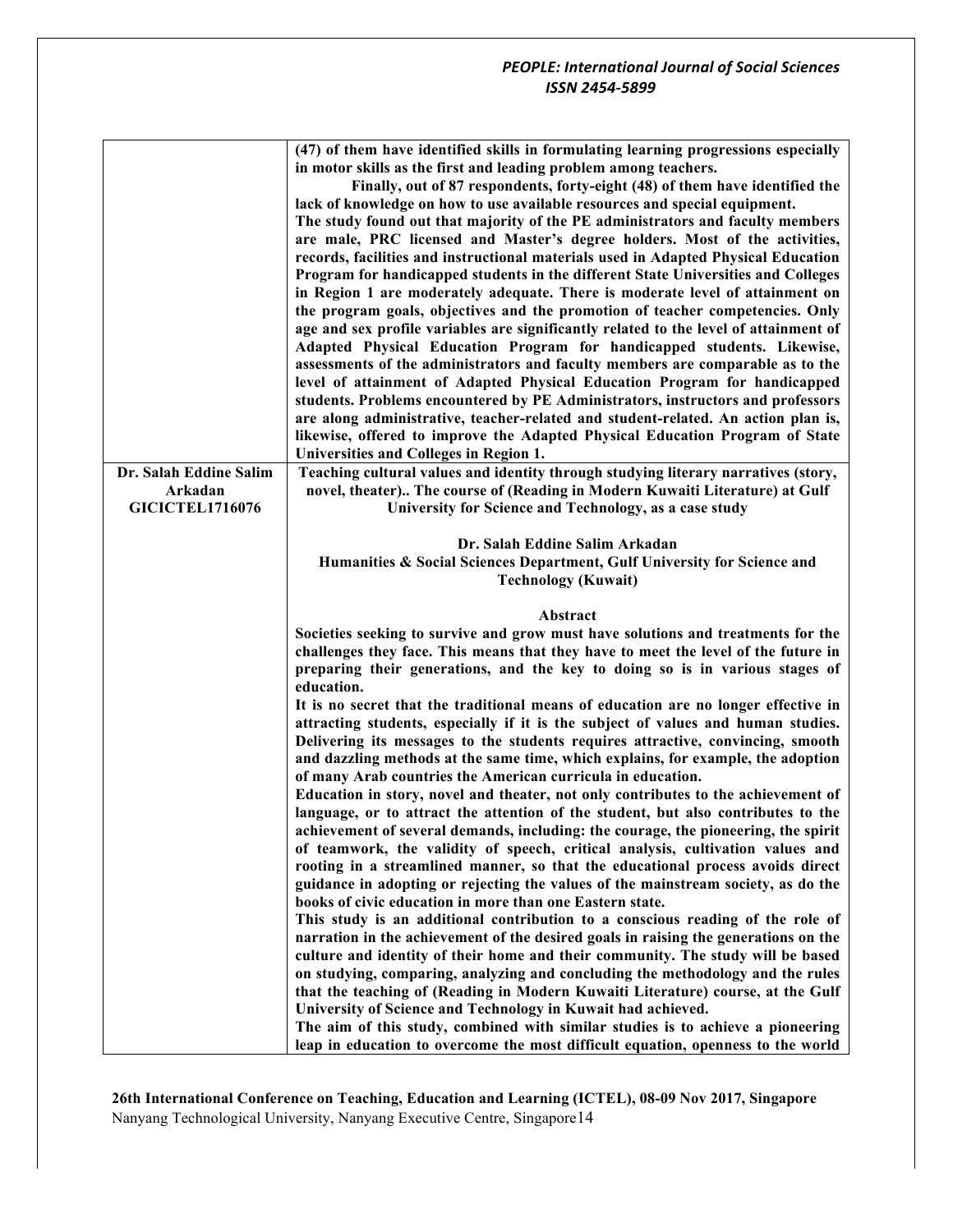| | |
|---|---|
| | **(47) of them have identified skills in formulating learning progressions especially in motor skills as the first and leading problem among teachers.**<br>**Finally, out of 87 respondents, forty-eight (48) of them have identified the lack of knowledge on how to use available resources and special equipment.**<br>**The study found out that majority of the PE administrators and faculty members are male, PRC licensed and Master's degree holders. Most of the activities, records, facilities and instructional materials used in Adapted Physical Education Program for handicapped students in the different State Universities and Colleges in Region 1 are moderately adequate. There is moderate level of attainment on the program goals, objectives and the promotion of teacher competencies. Only age and sex profile variables are significantly related to the level of attainment of Adapted Physical Education Program for handicapped students. Likewise, assessments of the administrators and faculty members are comparable as to the level of attainment of Adapted Physical Education Program for handicapped students. Problems encountered by PE Administrators, instructors and professors are along administrative, teacher-related and student-related. An action plan is, likewise, offered to improve the Adapted Physical Education Program of State Universities and Colleges in Region 1.** |
| **Dr. Salah Eddine Salim Arkadan**<br>**GICICTEL1716076** | **Teaching cultural values and identity through studying literary narratives (story, novel, theater).. The course of (Reading in Modern Kuwaiti Literature) at Gulf University for Science and Technology, as a case study**<br><br>**Dr. Salah Eddine Salim Arkadan**<br>**Humanities & Social Sciences Department, Gulf University for Science and Technology (Kuwait)**<br><br>**Abstract**<br>**Societies seeking to survive and grow must have solutions and treatments for the challenges they face. This means that they have to meet the level of the future in preparing their generations, and the key to doing so is in various stages of education.**<br>**It is no secret that the traditional means of education are no longer effective in attracting students, especially if it is the subject of values and human studies. Delivering its messages to the students requires attractive, convincing, smooth and dazzling methods at the same time, which explains, for example, the adoption of many Arab countries the American curricula in education.**<br>**Education in story, novel and theater, not only contributes to the achievement of language, or to attract the attention of the student, but also contributes to the achievement of several demands, including: the courage, the pioneering, the spirit of teamwork, the validity of speech, critical analysis, cultivation values and rooting in a streamlined manner, so that the educational process avoids direct guidance in adopting or rejecting the values of the mainstream society, as do the books of civic education in more than one Eastern state.**<br>**This study is an additional contribution to a conscious reading of the role of narration in the achievement of the desired goals in raising the generations on the culture and identity of their home and their community. The study will be based on studying, comparing, analyzing and concluding the methodology and the rules that the teaching of (Reading in Modern Kuwaiti Literature) course, at the Gulf University of Science and Technology in Kuwait had achieved.**<br>**The aim of this study, combined with similar studies is to achieve a pioneering leap in education to overcome the most difficult equation, openness to the world** |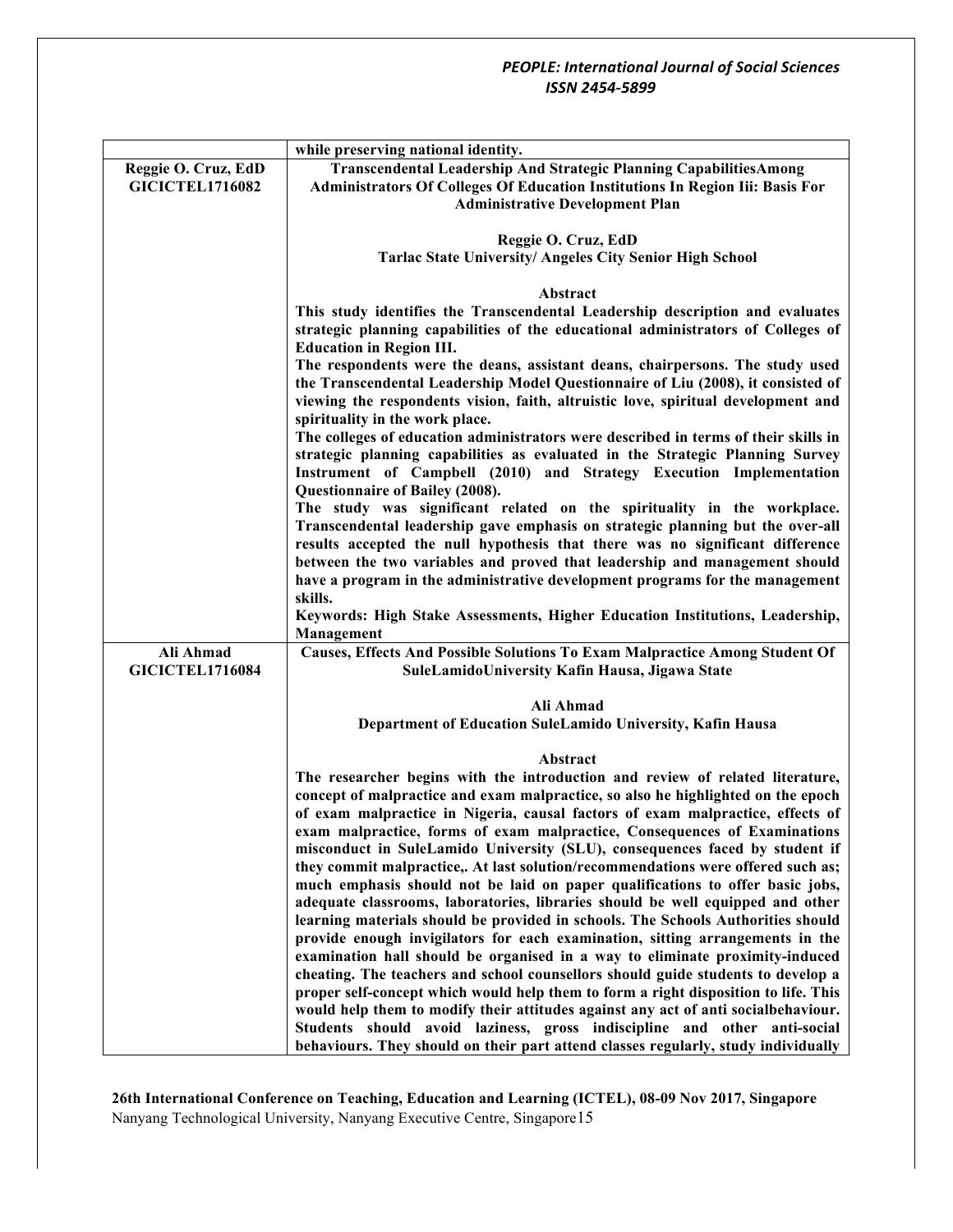| | |
|---|---|
| | **while preserving national identity.** |
| **Reggie O. Cruz, EdD GICICTEL1716082** | **Transcendental Leadership And Strategic Planning CapabilitiesAmong Administrators Of Colleges Of Education Institutions In Region Iii: Basis For Administrative Development Plan**<br><br>**Reggie O. Cruz, EdD**<br>**Tarlac State University/ Angeles City Senior High School**<br><br>**Abstract**<br>**This study identifies the Transcendental Leadership description and evaluates strategic planning capabilities of the educational administrators of Colleges of Education in Region III.**<br>**The respondents were the deans, assistant deans, chairpersons. The study used the Transcendental Leadership Model Questionnaire of Liu (2008), it consisted of viewing the respondents vision, faith, altruistic love, spiritual development and spirituality in the work place.**<br>**The colleges of education administrators were described in terms of their skills in strategic planning capabilities as evaluated in the Strategic Planning Survey Instrument of Campbell (2010) and Strategy Execution Implementation Questionnaire of Bailey (2008).**<br>**The study was significant related on the spirituality in the workplace. Transcendental leadership gave emphasis on strategic planning but the over-all results accepted the null hypothesis that there was no significant difference between the two variables and proved that leadership and management should have a program in the administrative development programs for the management skills.**<br>**Keywords: High Stake Assessments, Higher Education Institutions, Leadership, Management** |
| **Ali Ahmad GICICTEL1716084** | **Causes, Effects And Possible Solutions To Exam Malpractice Among Student Of SuleLamidoUniversity Kafin Hausa, Jigawa State**<br><br>**Ali Ahmad**<br>**Department of Education SuleLamido University, Kafin Hausa**<br><br>**Abstract**<br>**The researcher begins with the introduction and review of related literature, concept of malpractice and exam malpractice, so also he highlighted on the epoch of exam malpractice in Nigeria, causal factors of exam malpractice, effects of exam malpractice, forms of exam malpractice, Consequences of Examinations misconduct in SuleLamido University (SLU), consequences faced by student if they commit malpractice,. At last solution/recommendations were offered such as; much emphasis should not be laid on paper qualifications to offer basic jobs, adequate classrooms, laboratories, libraries should be well equipped and other learning materials should be provided in schools. The Schools Authorities should provide enough invigilators for each examination, sitting arrangements in the examination hall should be organised in a way to eliminate proximity-induced cheating. The teachers and school counsellors should guide students to develop a proper self-concept which would help them to form a right disposition to life. This would help them to modify their attitudes against any act of anti socialbehaviour. Students should avoid laziness, gross indiscipline and other anti-social behaviours. They should on their part attend classes regularly, study individually** |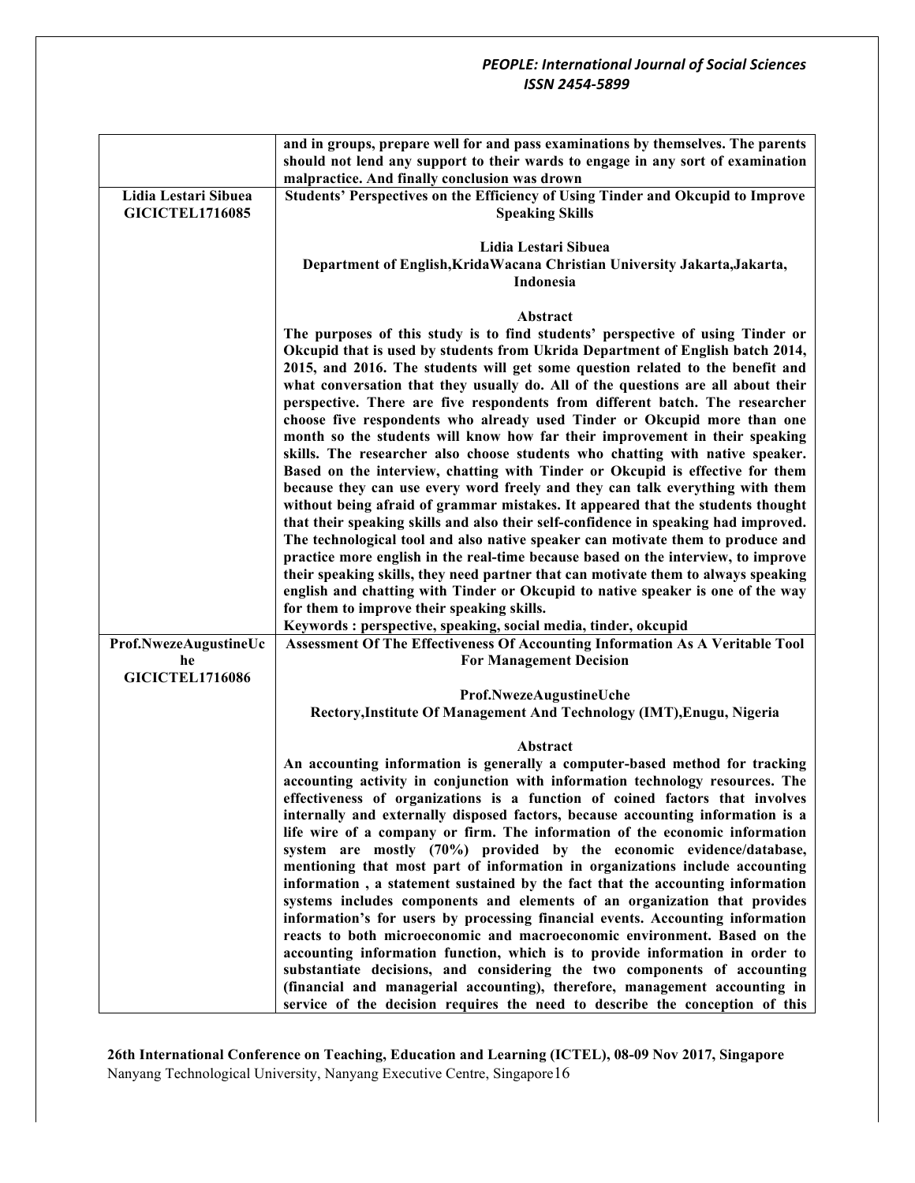| | |
|---|---|
| | **and in groups, prepare well for and pass examinations by themselves. The parents should not lend any support to their wards to engage in any sort of examination malpractice. And finally conclusion was drown** |
| **Lidia Lestari Sibuea GICICTEL1716085** | **Students' Perspectives on the Efficiency of Using Tinder and Okcupid to Improve Speaking Skills**<br><br>**Lidia Lestari Sibuea**<br>**Department of English,KridaWacana Christian University Jakarta,Jakarta, Indonesia**<br><br>**Abstract**<br>**The purposes of this study is to find students' perspective of using Tinder or Okcupid that is used by students from Ukrida Department of English batch 2014, 2015, and 2016. The students will get some question related to the benefit and what conversation that they usually do. All of the questions are all about their perspective. There are five respondents from different batch. The researcher choose five respondents who already used Tinder or Okcupid more than one month so the students will know how far their improvement in their speaking skills. The researcher also choose students who chatting with native speaker. Based on the interview, chatting with Tinder or Okcupid is effective for them because they can use every word freely and they can talk everything with them without being afraid of grammar mistakes. It appeared that the students thought that their speaking skills and also their self-confidence in speaking had improved. The technological tool and also native speaker can motivate them to produce and practice more english in the real-time because based on the interview, to improve their speaking skills, they need partner that can motivate them to always speaking english and chatting with Tinder or Okcupid to native speaker is one of the way for them to improve their speaking skills.**<br>**Keywords : perspective, speaking, social media, tinder, okcupid** |
| **Prof.NwezeAugustineUche GICICTEL1716086** | **Assessment Of The Effectiveness Of Accounting Information As A Veritable Tool For Management Decision**<br><br>**Prof.NwezeAugustineUche**<br>**Rectory,Institute Of Management And Technology (IMT),Enugu, Nigeria**<br><br>**Abstract**<br>**An accounting information is generally a computer-based method for tracking accounting activity in conjunction with information technology resources. The effectiveness of organizations is a function of coined factors that involves internally and externally disposed factors, because accounting information is a life wire of a company or firm. The information of the economic information system are mostly (70%) provided by the economic evidence/database, mentioning that most part of information in organizations include accounting information , a statement sustained by the fact that the accounting information systems includes components and elements of an organization that provides information's for users by processing financial events. Accounting information reacts to both microeconomic and macroeconomic environment. Based on the accounting information function, which is to provide information in order to substantiate decisions, and considering the two components of accounting (financial and managerial accounting), therefore, management accounting in service of the decision requires the need to describe the conception of this** |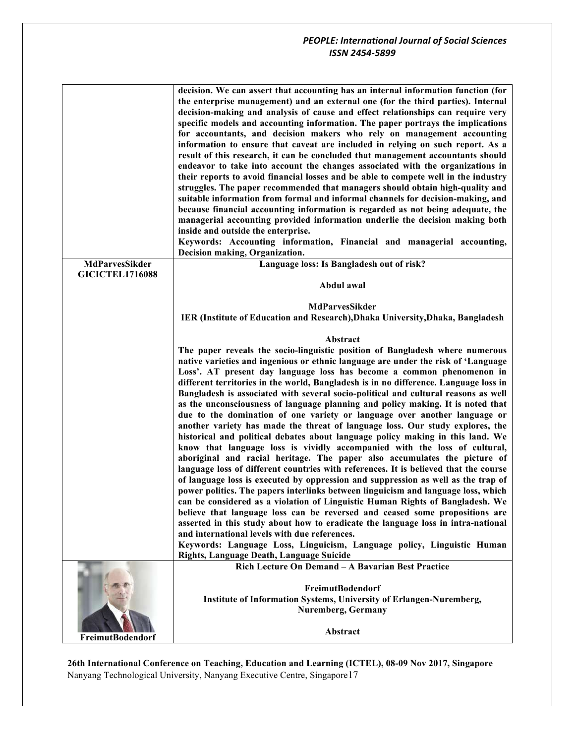**decision. We can assert that accounting has an internal information function (for the enterprise management) and an external one (for the third parties). Internal decision-making and analysis of cause and effect relationships can require very specific models and accounting information. The paper portrays the implications for accountants, and decision makers who rely on management accounting information to ensure that caveat are included in relying on such report. As a result of this research, it can be concluded that management accountants should endeavor to take into account the changes associated with the organizations in their reports to avoid financial losses and be able to compete well in the industry struggles. The paper recommended that managers should obtain high-quality and suitable information from formal and informal channels for decision-making, and because financial accounting information is regarded as not being adequate, the managerial accounting provided information underlie the decision making both inside and outside the enterprise.**

**Keywords: Accounting information, Financial and managerial accounting, Decision making, Organization.**

---

**MdParvesSikder**
**GICICTEL1716088**

**Language loss: Is Bangladesh out of risk?**

**Abdul awal**

**MdParvesSikder**
**IER (Institute of Education and Research),Dhaka University,Dhaka, Bangladesh**

**Abstract**

**The paper reveals the socio-linguistic position of Bangladesh where numerous native varieties and ingenious or ethnic language are under the risk of 'Language Loss'. AT present day language loss has become a common phenomenon in different territories in the world, Bangladesh is in no difference. Language loss in Bangladesh is associated with several socio-political and cultural reasons as well as the unconsciousness of language planning and policy making. It is noted that due to the domination of one variety or language over another language or another variety has made the threat of language loss. Our study explores, the historical and political debates about language policy making in this land. We know that language loss is vividly accompanied with the loss of cultural, aboriginal and racial heritage. The paper also accumulates the picture of language loss of different countries with references. It is believed that the course of language loss is executed by oppression and suppression as well as the trap of power politics. The papers interlinks between linguicism and language loss, which can be considered as a violation of Linguistic Human Rights of Bangladesh. We believe that language loss can be reversed and ceased some propositions are asserted in this study about how to eradicate the language loss in intra-national and international levels with due references.**

**Keywords: Language Loss, Linguicism, Language policy, Linguistic Human Rights, Language Death, Language Suicide**

---

**FreimutBodendorf**

**Rich Lecture On Demand – A Bavarian Best Practice**

**FreimutBodendorf**
**Institute of Information Systems, University of Erlangen-Nuremberg, Nuremberg, Germany**

**Abstract**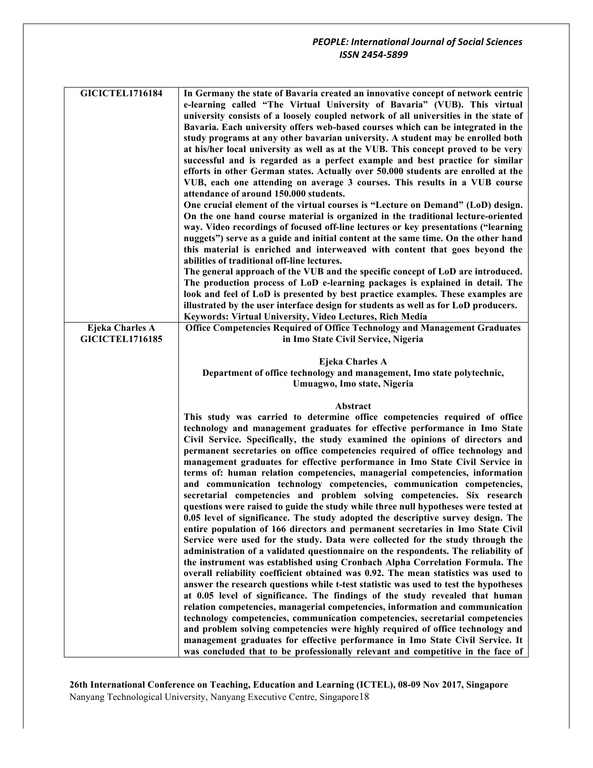| | |
|---|---|
| **GICICTEL1716184** | **In Germany the state of Bavaria created an innovative concept of network centric e-learning called "The Virtual University of Bavaria" (VUB). This virtual university consists of a loosely coupled network of all universities in the state of Bavaria. Each university offers web-based courses which can be integrated in the study programs at any other bavarian university. A student may be enrolled both at his/her local university as well as at the VUB. This concept proved to be very successful and is regarded as a perfect example and best practice for similar efforts in other German states. Actually over 50.000 students are enrolled at the VUB, each one attending on average 3 courses. This results in a VUB course attendance of around 150.000 students.**<br>**One crucial element of the virtual courses is "Lecture on Demand" (LoD) design. On the one hand course material is organized in the traditional lecture-oriented way. Video recordings of focused off-line lectures or key presentations ("learning nuggets") serve as a guide and initial content at the same time. On the other hand this material is enriched and interweaved with content that goes beyond the abilities of traditional off-line lectures.**<br>**The general approach of the VUB and the specific concept of LoD are introduced. The production process of LoD e-learning packages is explained in detail. The look and feel of LoD is presented by best practice examples. These examples are illustrated by the user interface design for students as well as for LoD producers.**<br>**Keywords: Virtual University, Video Lectures, Rich Media** |
| **Ejeka Charles A**<br>**GICICTEL1716185** | **Office Competencies Required of Office Technology and Management Graduates in Imo State Civil Service, Nigeria**<br><br>**Ejeka Charles A**<br>**Department of office technology and management, Imo state polytechnic, Umuagwo, Imo state, Nigeria**<br><br>**Abstract**<br>**This study was carried to determine office competencies required of office technology and management graduates for effective performance in Imo State Civil Service. Specifically, the study examined the opinions of directors and permanent secretaries on office competencies required of office technology and management graduates for effective performance in Imo State Civil Service in terms of: human relation competencies, managerial competencies, information and communication technology competencies, communication competencies, secretarial competencies and problem solving competencies. Six research questions were raised to guide the study while three null hypotheses were tested at 0.05 level of significance. The study adopted the descriptive survey design. The entire population of 166 directors and permanent secretaries in Imo State Civil Service were used for the study. Data were collected for the study through the administration of a validated questionnaire on the respondents. The reliability of the instrument was established using Cronbach Alpha Correlation Formula. The overall reliability coefficient obtained was 0.92. The mean statistics was used to answer the research questions while t-test statistic was used to test the hypotheses at 0.05 level of significance. The findings of the study revealed that human relation competencies, managerial competencies, information and communication technology competencies, communication competencies, secretarial competencies and problem solving competencies were highly required of office technology and management graduates for effective performance in Imo State Civil Service. It was concluded that to be professionally relevant and competitive in the face of** |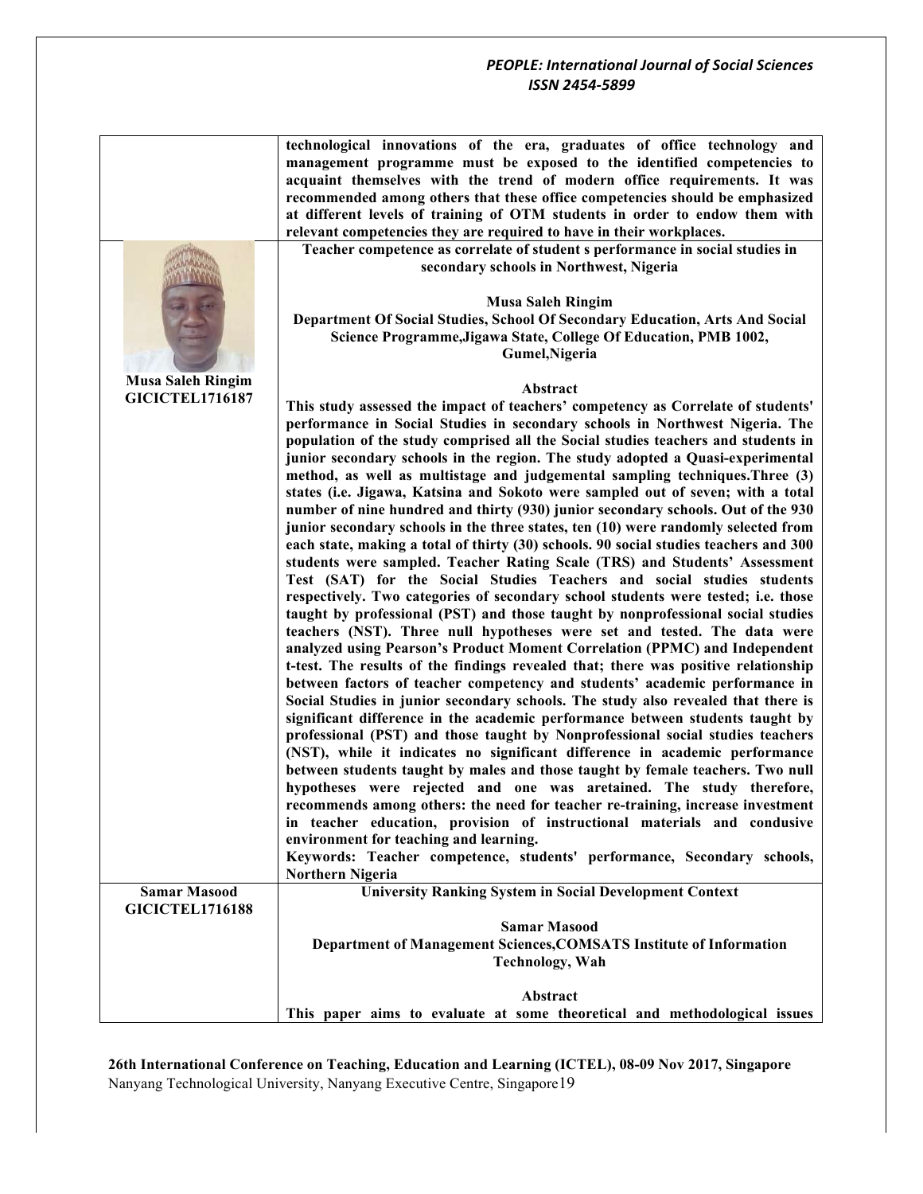**technological innovations of the era, graduates of office technology and management programme must be exposed to the identified competencies to acquaint themselves with the trend of modern office requirements. It was recommended among others that these office competencies should be emphasized at different levels of training of OTM students in order to endow them with relevant competencies they are required to have in their workplaces.**

**Musa Saleh Ringim**
**GICICTEL1716187**

**Teacher competence as correlate of student s performance in social studies in secondary schools in Northwest, Nigeria**

**Musa Saleh Ringim**
**Department Of Social Studies, School Of Secondary Education, Arts And Social Science Programme,Jigawa State, College Of Education, PMB 1002, Gumel,Nigeria**

**Abstract**

**This study assessed the impact of teachers' competency as Correlate of students' performance in Social Studies in secondary schools in Northwest Nigeria. The population of the study comprised all the Social studies teachers and students in junior secondary schools in the region. The study adopted a Quasi-experimental method, as well as multistage and judgemental sampling techniques.Three (3) states (i.e. Jigawa, Katsina and Sokoto were sampled out of seven; with a total number of nine hundred and thirty (930) junior secondary schools. Out of the 930 junior secondary schools in the three states, ten (10) were randomly selected from each state, making a total of thirty (30) schools. 90 social studies teachers and 300 students were sampled. Teacher Rating Scale (TRS) and Students' Assessment Test (SAT) for the Social Studies Teachers and social studies students respectively. Two categories of secondary school students were tested; i.e. those taught by professional (PST) and those taught by nonprofessional social studies teachers (NST). Three null hypotheses were set and tested. The data were analyzed using Pearson's Product Moment Correlation (PPMC) and Independent t-test. The results of the findings revealed that; there was positive relationship between factors of teacher competency and students' academic performance in Social Studies in junior secondary schools. The study also revealed that there is significant difference in the academic performance between students taught by professional (PST) and those taught by Nonprofessional social studies teachers (NST), while it indicates no significant difference in academic performance between students taught by males and those taught by female teachers. Two null hypotheses were rejected and one was aretained. The study therefore, recommends among others: the need for teacher re-training, increase investment in teacher education, provision of instructional materials and condusive environment for teaching and learning.**

**Keywords: Teacher competence, students' performance, Secondary schools, Northern Nigeria**

**Samar Masood**
**GICICTEL1716188**

**University Ranking System in Social Development Context**

**Samar Masood**
**Department of Management Sciences,COMSATS Institute of Information Technology, Wah**

**Abstract**

**This paper aims to evaluate at some theoretical and methodological issues**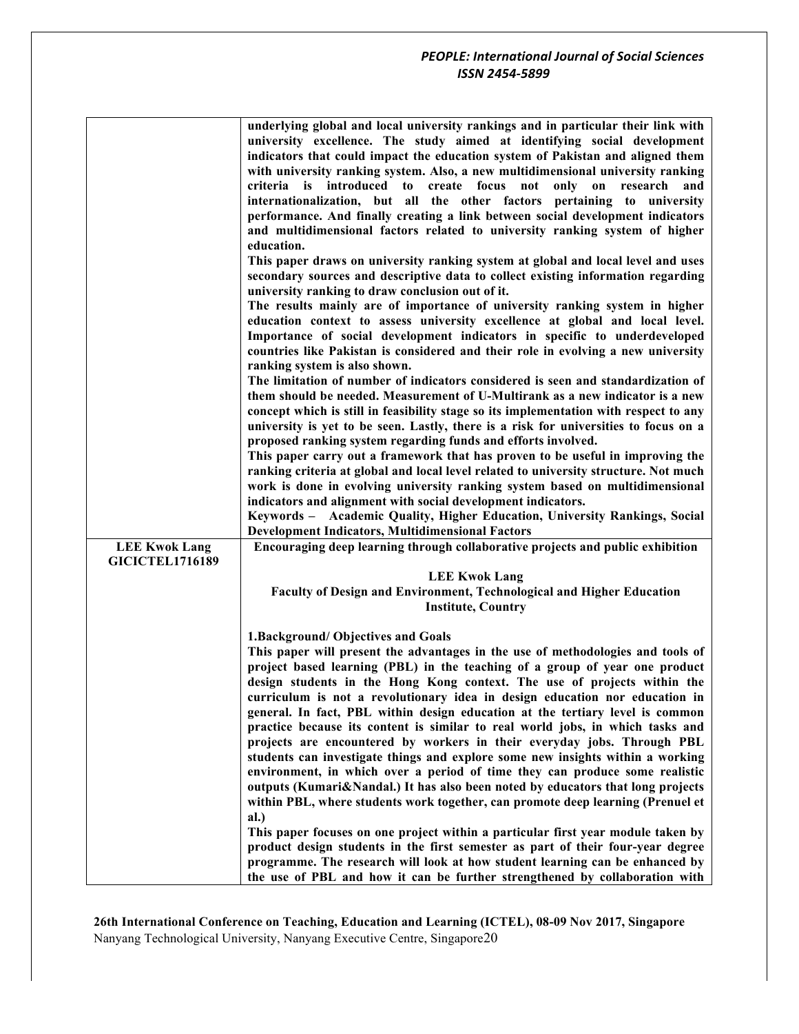| | |
|---|---|
| | **underlying global and local university rankings and in particular their link with university excellence. The study aimed at identifying social development indicators that could impact the education system of Pakistan and aligned them with university ranking system. Also, a new multidimensional university ranking criteria is introduced to create focus not only on research and internationalization, but all the other factors pertaining to university performance. And finally creating a link between social development indicators and multidimensional factors related to university ranking system of higher education.**<br>**This paper draws on university ranking system at global and local level and uses secondary sources and descriptive data to collect existing information regarding university ranking to draw conclusion out of it.**<br>**The results mainly are of importance of university ranking system in higher education context to assess university excellence at global and local level. Importance of social development indicators in specific to underdeveloped countries like Pakistan is considered and their role in evolving a new university ranking system is also shown.**<br>**The limitation of number of indicators considered is seen and standardization of them should be needed. Measurement of U-Multirank as a new indicator is a new concept which is still in feasibility stage so its implementation with respect to any university is yet to be seen. Lastly, there is a risk for universities to focus on a proposed ranking system regarding funds and efforts involved.**<br>**This paper carry out a framework that has proven to be useful in improving the ranking criteria at global and local level related to university structure. Not much work is done in evolving university ranking system based on multidimensional indicators and alignment with social development indicators.**<br>**Keywords – Academic Quality, Higher Education, University Rankings, Social Development Indicators, Multidimensional Factors** |
| **LEE Kwok Lang**<br>**GICICTEL1716189** | **Encouraging deep learning through collaborative projects and public exhibition**<br><br>**LEE Kwok Lang**<br>**Faculty of Design and Environment, Technological and Higher Education Institute, Country**<br><br>**1.Background/ Objectives and Goals**<br>**This paper will present the advantages in the use of methodologies and tools of project based learning (PBL) in the teaching of a group of year one product design students in the Hong Kong context. The use of projects within the curriculum is not a revolutionary idea in design education nor education in general. In fact, PBL within design education at the tertiary level is common practice because its content is similar to real world jobs, in which tasks and projects are encountered by workers in their everyday jobs. Through PBL students can investigate things and explore some new insights within a working environment, in which over a period of time they can produce some realistic outputs (Kumari&Nandal.) It has also been noted by educators that long projects within PBL, where students work together, can promote deep learning (Prenuel et al.)**<br>**This paper focuses on one project within a particular first year module taken by product design students in the first semester as part of their four-year degree programme. The research will look at how student learning can be enhanced by the use of PBL and how it can be further strengthened by collaboration with** |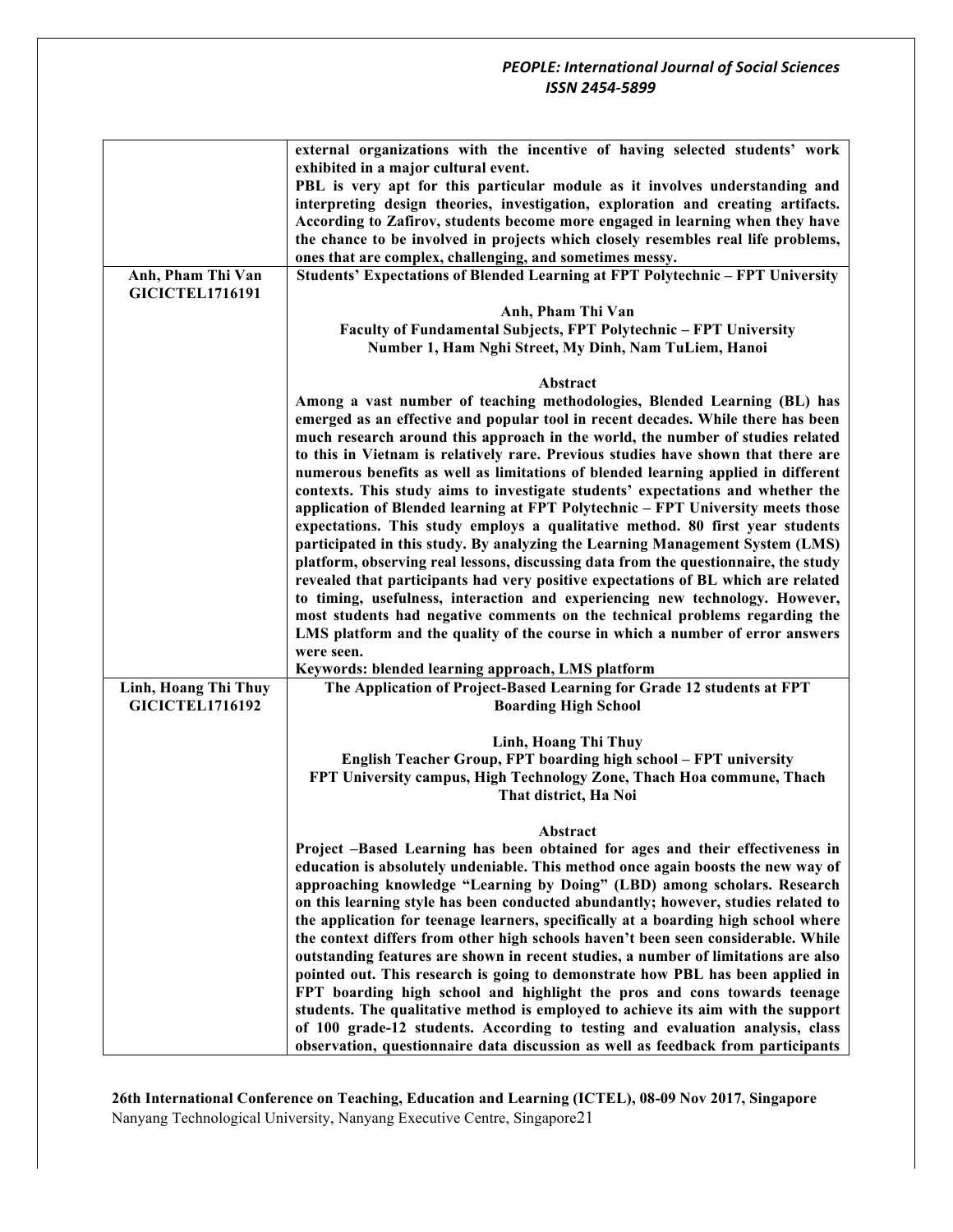| | |
|---|---|
| | **external organizations with the incentive of having selected students' work exhibited in a major cultural event.** **PBL is very apt for this particular module as it involves understanding and interpreting design theories, investigation, exploration and creating artifacts. According to Zafirov, students become more engaged in learning when they have the chance to be involved in projects which closely resembles real life problems, ones that are complex, challenging, and sometimes messy.** |
| **Anh, Pham Thi Van** **GICICTEL1716191** | **Students' Expectations of Blended Learning at FPT Polytechnic – FPT University** **Anh, Pham Thi Van** **Faculty of Fundamental Subjects, FPT Polytechnic – FPT University** **Number 1, Ham Nghi Street, My Dinh, Nam TuLiem, Hanoi** **Abstract** **Among a vast number of teaching methodologies, Blended Learning (BL) has emerged as an effective and popular tool in recent decades. While there has been much research around this approach in the world, the number of studies related to this in Vietnam is relatively rare. Previous studies have shown that there are numerous benefits as well as limitations of blended learning applied in different contexts. This study aims to investigate students' expectations and whether the application of Blended learning at FPT Polytechnic – FPT University meets those expectations. This study employs a qualitative method. 80 first year students participated in this study. By analyzing the Learning Management System (LMS) platform, observing real lessons, discussing data from the questionnaire, the study revealed that participants had very positive expectations of BL which are related to timing, usefulness, interaction and experiencing new technology. However, most students had negative comments on the technical problems regarding the LMS platform and the quality of the course in which a number of error answers were seen.** **Keywords: blended learning approach, LMS platform** |
| **Linh, Hoang Thi Thuy** **GICICTEL1716192** | **The Application of Project-Based Learning for Grade 12 students at FPT Boarding High School** **Linh, Hoang Thi Thuy** **English Teacher Group, FPT boarding high school – FPT university** **FPT University campus, High Technology Zone, Thach Hoa commune, Thach That district, Ha Noi** **Abstract** **Project –Based Learning has been obtained for ages and their effectiveness in education is absolutely undeniable. This method once again boosts the new way of approaching knowledge "Learning by Doing" (LBD) among scholars. Research on this learning style has been conducted abundantly; however, studies related to the application for teenage learners, specifically at a boarding high school where the context differs from other high schools haven't been seen considerable. While outstanding features are shown in recent studies, a number of limitations are also pointed out. This research is going to demonstrate how PBL has been applied in FPT boarding high school and highlight the pros and cons towards teenage students. The qualitative method is employed to achieve its aim with the support of 100 grade-12 students. According to testing and evaluation analysis, class observation, questionnaire data discussion as well as feedback from participants** |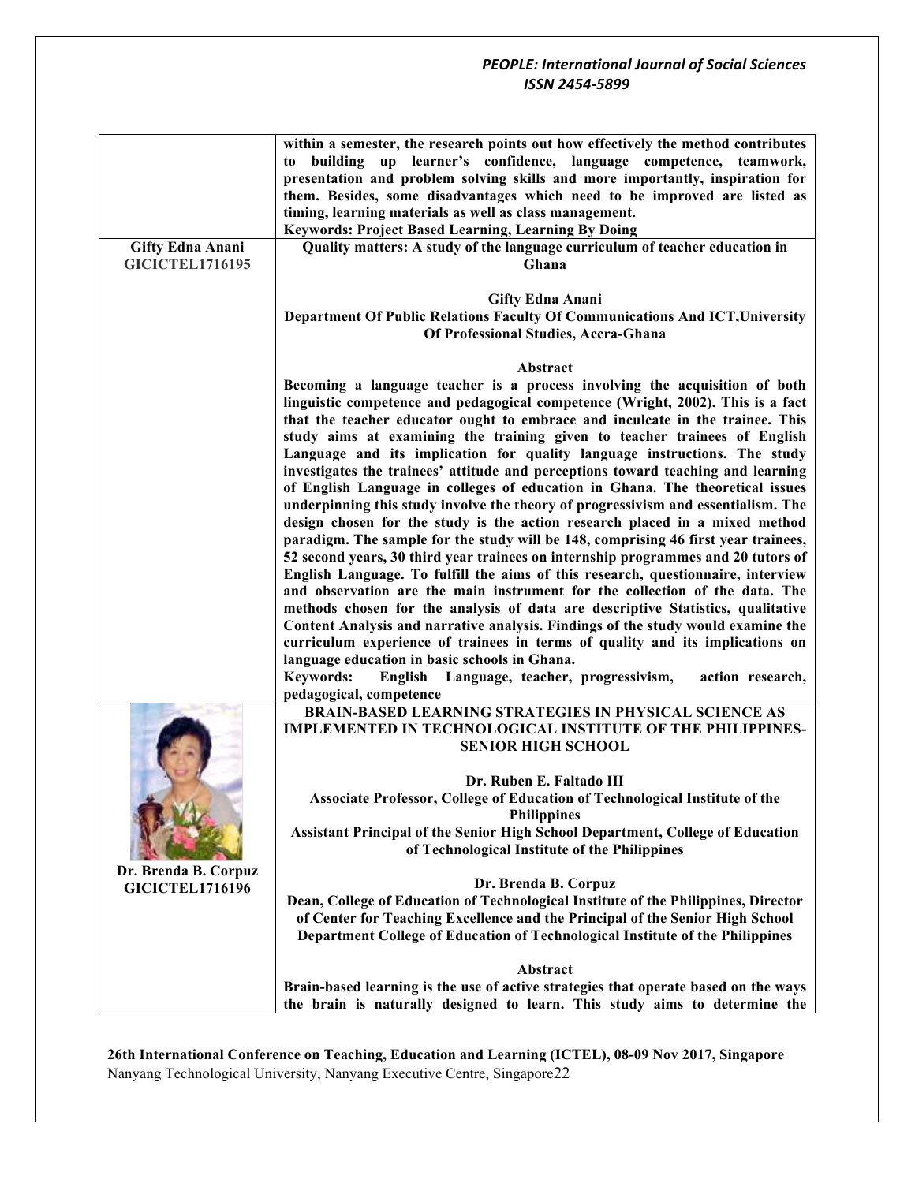| | |
|---|---|
| | **within a semester, the research points out how effectively the method contributes to building up learner's confidence, language competence, teamwork, presentation and problem solving skills and more importantly, inspiration for them. Besides, some disadvantages which need to be improved are listed as timing, learning materials as well as class management.**<br>**Keywords: Project Based Learning, Learning By Doing** |
| **Gifty Edna Anani**<br>**GICICTEL1716195** | **Quality matters: A study of the language curriculum of teacher education in Ghana**<br><br>**Gifty Edna Anani**<br>**Department Of Public Relations Faculty Of Communications And ICT,University Of Professional Studies, Accra-Ghana**<br><br>**Abstract**<br>**Becoming a language teacher is a process involving the acquisition of both linguistic competence and pedagogical competence (Wright, 2002). This is a fact that the teacher educator ought to embrace and inculcate in the trainee. This study aims at examining the training given to teacher trainees of English Language and its implication for quality language instructions. The study investigates the trainees' attitude and perceptions toward teaching and learning of English Language in colleges of education in Ghana. The theoretical issues underpinning this study involve the theory of progressivism and essentialism. The design chosen for the study is the action research placed in a mixed method paradigm. The sample for the study will be 148, comprising 46 first year trainees, 52 second years, 30 third year trainees on internship programmes and 20 tutors of English Language. To fulfill the aims of this research, questionnaire, interview and observation are the main instrument for the collection of the data. The methods chosen for the analysis of data are descriptive Statistics, qualitative Content Analysis and narrative analysis. Findings of the study would examine the curriculum experience of trainees in terms of quality and its implications on language education in basic schools in Ghana.**<br>**Keywords: English Language, teacher, progressivism, action research, pedagogical, competence** |
| **Dr. Brenda B. Corpuz**<br>**GICICTEL1716196** | **BRAIN-BASED LEARNING STRATEGIES IN PHYSICAL SCIENCE AS IMPLEMENTED IN TECHNOLOGICAL INSTITUTE OF THE PHILIPPINES-SENIOR HIGH SCHOOL**<br><br>**Dr. Ruben E. Faltado III**<br>**Associate Professor, College of Education of Technological Institute of the Philippines**<br>**Assistant Principal of the Senior High School Department, College of Education of Technological Institute of the Philippines**<br><br>**Dr. Brenda B. Corpuz**<br>**Dean, College of Education of Technological Institute of the Philippines, Director of Center for Teaching Excellence and the Principal of the Senior High School Department College of Education of Technological Institute of the Philippines**<br><br>**Abstract**<br>**Brain-based learning is the use of active strategies that operate based on the ways the brain is naturally designed to learn. This study aims to determine the** |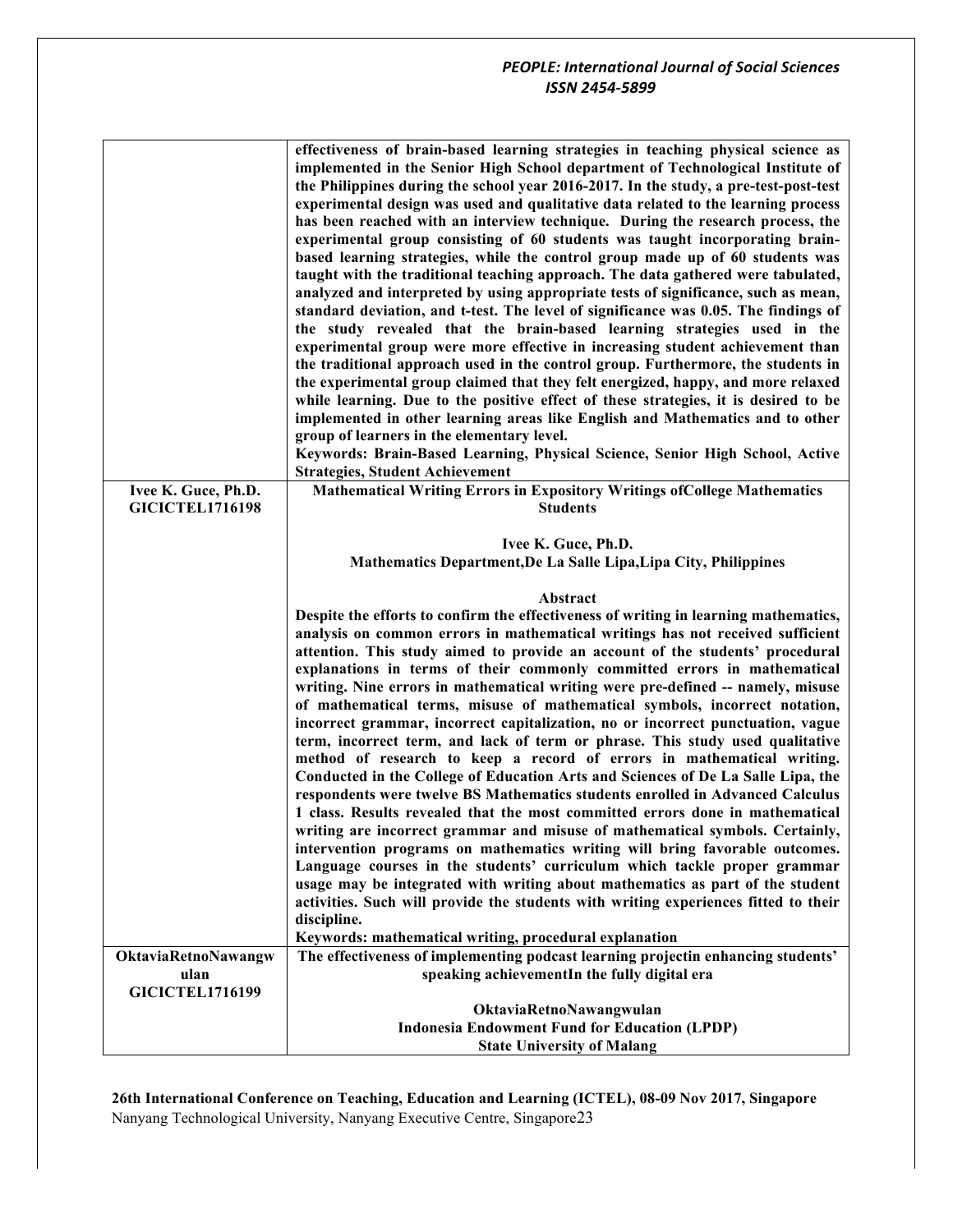| | |
|---|---|
| | **effectiveness of brain-based learning strategies in teaching physical science as implemented in the Senior High School department of Technological Institute of the Philippines during the school year 2016-2017. In the study, a pre-test-post-test experimental design was used and qualitative data related to the learning process has been reached with an interview technique. During the research process, the experimental group consisting of 60 students was taught incorporating brain-based learning strategies, while the control group made up of 60 students was taught with the traditional teaching approach. The data gathered were tabulated, analyzed and interpreted by using appropriate tests of significance, such as mean, standard deviation, and t-test. The level of significance was 0.05. The findings of the study revealed that the brain-based learning strategies used in the experimental group were more effective in increasing student achievement than the traditional approach used in the control group. Furthermore, the students in the experimental group claimed that they felt energized, happy, and more relaxed while learning. Due to the positive effect of these strategies, it is desired to be implemented in other learning areas like English and Mathematics and to other group of learners in the elementary level.**<br>**Keywords: Brain-Based Learning, Physical Science, Senior High School, Active Strategies, Student Achievement** |
| **Ivee K. Guce, Ph.D.**<br>**GICICTEL1716198** | **Mathematical Writing Errors in Expository Writings ofCollege Mathematics Students**<br><br>**Ivee K. Guce, Ph.D.**<br>**Mathematics Department,De La Salle Lipa,Lipa City, Philippines**<br><br>**Abstract**<br>**Despite the efforts to confirm the effectiveness of writing in learning mathematics, analysis on common errors in mathematical writings has not received sufficient attention. This study aimed to provide an account of the students' procedural explanations in terms of their commonly committed errors in mathematical writing. Nine errors in mathematical writing were pre-defined -- namely, misuse of mathematical terms, misuse of mathematical symbols, incorrect notation, incorrect grammar, incorrect capitalization, no or incorrect punctuation, vague term, incorrect term, and lack of term or phrase. This study used qualitative method of research to keep a record of errors in mathematical writing. Conducted in the College of Education Arts and Sciences of De La Salle Lipa, the respondents were twelve BS Mathematics students enrolled in Advanced Calculus 1 class. Results revealed that the most committed errors done in mathematical writing are incorrect grammar and misuse of mathematical symbols. Certainly, intervention programs on mathematics writing will bring favorable outcomes. Language courses in the students' curriculum which tackle proper grammar usage may be integrated with writing about mathematics as part of the student activities. Such will provide the students with writing experiences fitted to their discipline.**<br>**Keywords: mathematical writing, procedural explanation** |
| **OktaviaRetnoNawangwulan**<br>**GICICTEL1716199** | **The effectiveness of implementing podcast learning projectin enhancing students' speaking achievementIn the fully digital era**<br><br>**OktaviaRetnoNawangwulan**<br>**Indonesia Endowment Fund for Education (LPDP)**<br>**State University of Malang** |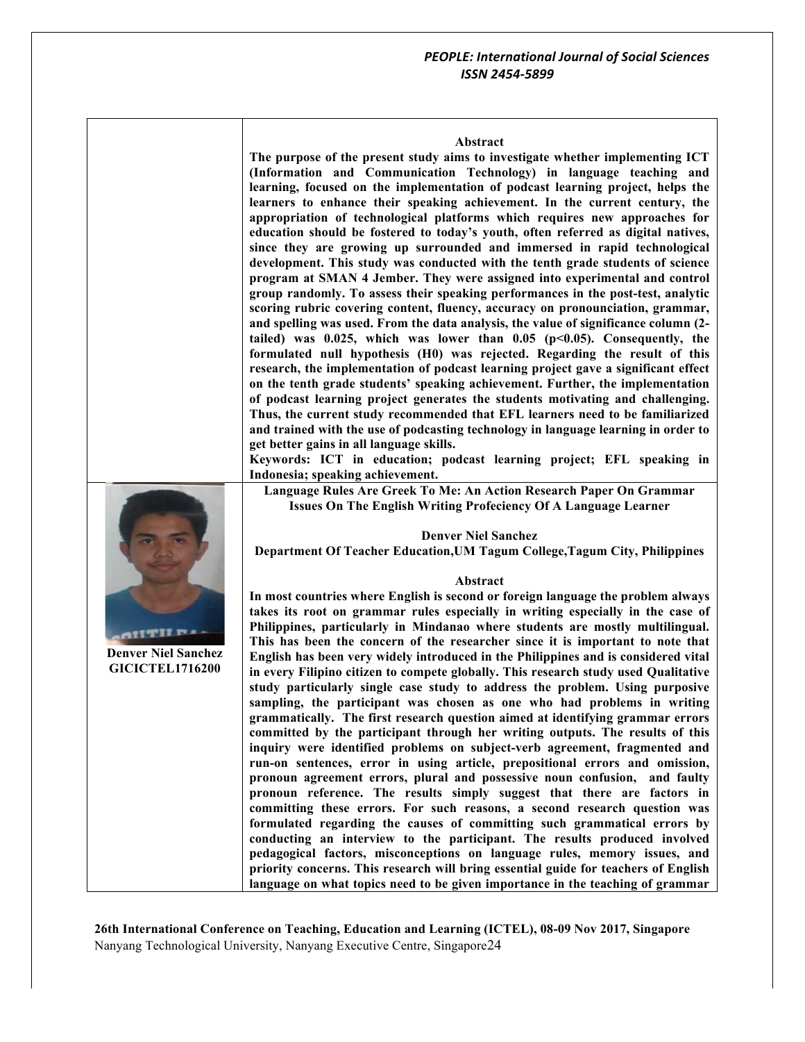**Abstract**

**The purpose of the present study aims to investigate whether implementing ICT (Information and Communication Technology) in language teaching and learning, focused on the implementation of podcast learning project, helps the learners to enhance their speaking achievement. In the current century, the appropriation of technological platforms which requires new approaches for education should be fostered to today's youth, often referred as digital natives, since they are growing up surrounded and immersed in rapid technological development. This study was conducted with the tenth grade students of science program at SMAN 4 Jember. They were assigned into experimental and control group randomly. To assess their speaking performances in the post-test, analytic scoring rubric covering content, fluency, accuracy on pronounciation, grammar, and spelling was used. From the data analysis, the value of significance column (2-tailed) was 0.025, which was lower than 0.05 ($p<0.05$). Consequently, the formulated null hypothesis (H0) was rejected. Regarding the result of this research, the implementation of podcast learning project gave a significant effect on the tenth grade students' speaking achievement. Further, the implementation of podcast learning project generates the students motivating and challenging. Thus, the current study recommended that EFL learners need to be familiarized and trained with the use of podcasting technology in language learning in order to get better gains in all language skills.**

**Keywords: ICT in education; podcast learning project; EFL speaking in Indonesia; speaking achievement.**

**Language Rules Are Greek To Me: An Action Research Paper On Grammar Issues On The English Writing Profeciency Of A Language Learner**

**Denver Niel Sanchez**

**Department Of Teacher Education,UM Tagum College,Tagum City, Philippines**

**Denver Niel Sanchez**
**GICICTEL1716200**

**Abstract**

**In most countries where English is second or foreign language the problem always takes its root on grammar rules especially in writing especially in the case of Philippines, particularly in Mindanao where students are mostly multilingual. This has been the concern of the researcher since it is important to note that English has been very widely introduced in the Philippines and is considered vital in every Filipino citizen to compete globally. This research study used Qualitative study particularly single case study to address the problem. Using purposive sampling, the participant was chosen as one who had problems in writing grammatically. The first research question aimed at identifying grammar errors committed by the participant through her writing outputs. The results of this inquiry were identified problems on subject-verb agreement, fragmented and run-on sentences, error in using article, prepositional errors and omission, pronoun agreement errors, plural and possessive noun confusion, and faulty pronoun reference. The results simply suggest that there are factors in committing these errors. For such reasons, a second research question was formulated regarding the causes of committing such grammatical errors by conducting an interview to the participant. The results produced involved pedagogical factors, misconceptions on language rules, memory issues, and priority concerns. This research will bring essential guide for teachers of English language on what topics need to be given importance in the teaching of grammar**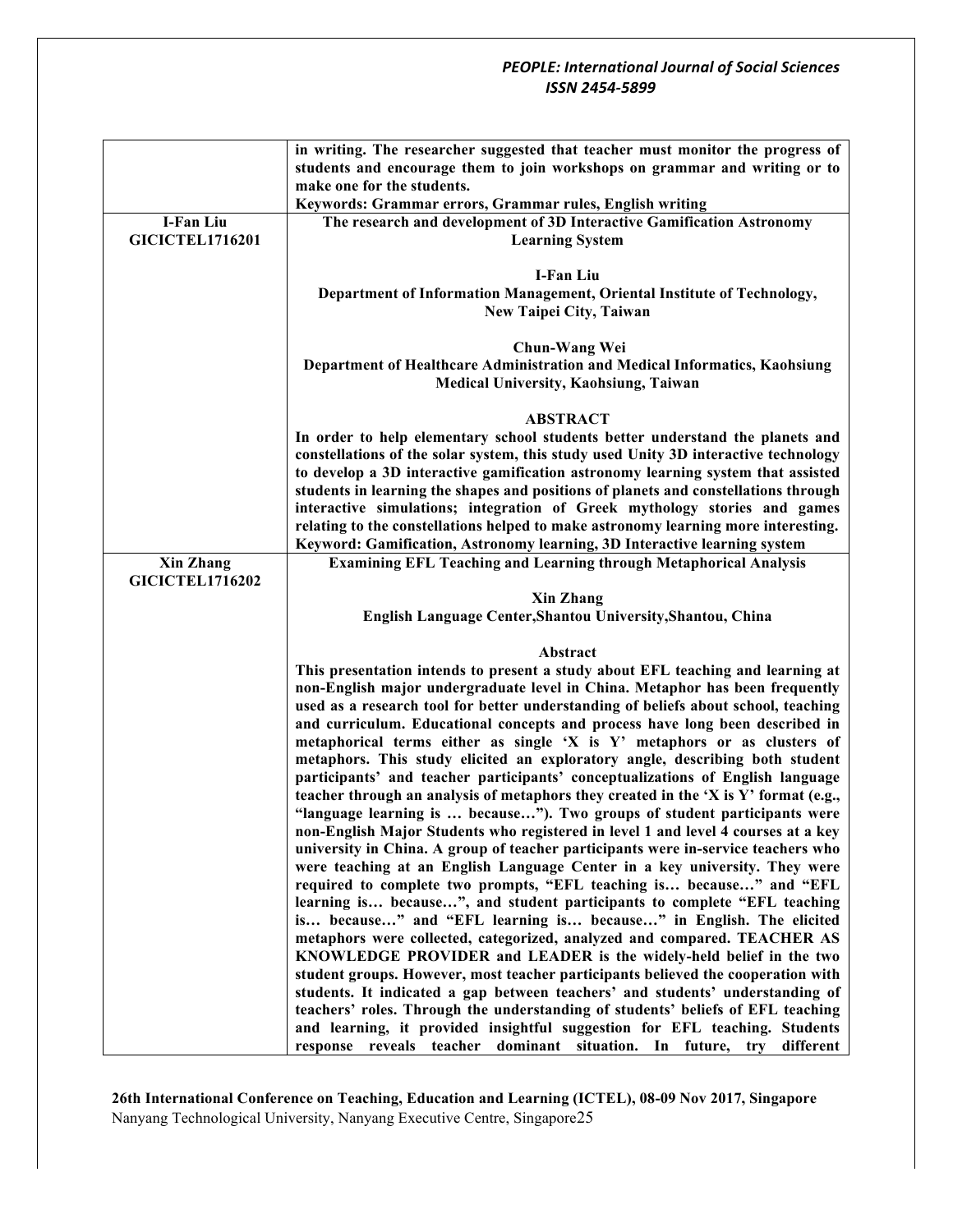| | |
|---|---|
| | in writing. The researcher suggested that teacher must monitor the progress of students and encourage them to join workshops on grammar and writing or to make one for the students.<br>Keywords: Grammar errors, Grammar rules, English writing |
| I-Fan Liu<br>GICICTEL1716201 | The research and development of 3D Interactive Gamification Astronomy Learning System<br><br>I-Fan Liu<br>Department of Information Management, Oriental Institute of Technology, New Taipei City, Taiwan<br><br>Chun-Wang Wei<br>Department of Healthcare Administration and Medical Informatics, Kaohsiung Medical University, Kaohsiung, Taiwan<br><br>ABSTRACT<br>In order to help elementary school students better understand the planets and constellations of the solar system, this study used Unity 3D interactive technology to develop a 3D interactive gamification astronomy learning system that assisted students in learning the shapes and positions of planets and constellations through interactive simulations; integration of Greek mythology stories and games relating to the constellations helped to make astronomy learning more interesting.<br>Keyword: Gamification, Astronomy learning, 3D Interactive learning system |
| Xin Zhang<br>GICICTEL1716202 | Examining EFL Teaching and Learning through Metaphorical Analysis<br><br>Xin Zhang<br>English Language Center,Shantou University,Shantou, China<br><br>Abstract<br>This presentation intends to present a study about EFL teaching and learning at non-English major undergraduate level in China. Metaphor has been frequently used as a research tool for better understanding of beliefs about school, teaching and curriculum. Educational concepts and process have long been described in metaphorical terms either as single 'X is Y' metaphors or as clusters of metaphors. This study elicited an exploratory angle, describing both student participants' and teacher participants' conceptualizations of English language teacher through an analysis of metaphors they created in the 'X is Y' format (e.g., "language learning is … because…"). Two groups of student participants were non-English Major Students who registered in level 1 and level 4 courses at a key university in China. A group of teacher participants were in-service teachers who were teaching at an English Language Center in a key university. They were required to complete two prompts, "EFL teaching is… because…" and "EFL learning is… because…", and student participants to complete "EFL teaching is… because…" and "EFL learning is… because…" in English. The elicited metaphors were collected, categorized, analyzed and compared. TEACHER AS KNOWLEDGE PROVIDER and LEADER is the widely-held belief in the two student groups. However, most teacher participants believed the cooperation with students. It indicated a gap between teachers' and students' understanding of teachers' roles. Through the understanding of students' beliefs of EFL teaching and learning, it provided insightful suggestion for EFL teaching. Students response reveals teacher dominant situation. In future, try different |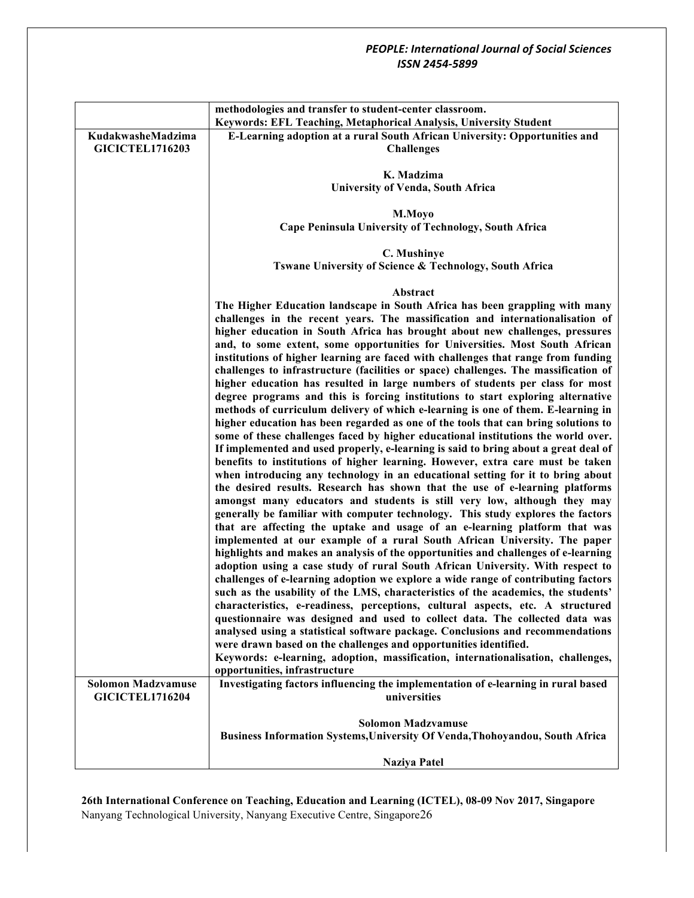| | |
|---|---|
| | **methodologies and transfer to student-center classroom.**<br>**Keywords: EFL Teaching, Metaphorical Analysis, University Student** |
| **KudakwasheMadzima**<br>**GICICTEL1716203** | **E-Learning adoption at a rural South African University: Opportunities and Challenges**<br><br>**K. Madzima**<br>**University of Venda, South Africa**<br><br>**M.Moyo**<br>**Cape Peninsula University of Technology, South Africa**<br><br>**C. Mushinye**<br>**Tswane University of Science & Technology, South Africa**<br><br>**Abstract**<br>**The Higher Education landscape in South Africa has been grappling with many challenges in the recent years. The massification and internationalisation of higher education in South Africa has brought about new challenges, pressures and, to some extent, some opportunities for Universities. Most South African institutions of higher learning are faced with challenges that range from funding challenges to infrastructure (facilities or space) challenges. The massification of higher education has resulted in large numbers of students per class for most degree programs and this is forcing institutions to start exploring alternative methods of curriculum delivery of which e-learning is one of them. E-learning in higher education has been regarded as one of the tools that can bring solutions to some of these challenges faced by higher educational institutions the world over. If implemented and used properly, e-learning is said to bring about a great deal of benefits to institutions of higher learning. However, extra care must be taken when introducing any technology in an educational setting for it to bring about the desired results. Research has shown that the use of e-learning platforms amongst many educators and students is still very low, although they may generally be familiar with computer technology. This study explores the factors that are affecting the uptake and usage of an e-learning platform that was implemented at our example of a rural South African University. The paper highlights and makes an analysis of the opportunities and challenges of e-learning adoption using a case study of rural South African University. With respect to challenges of e-learning adoption we explore a wide range of contributing factors such as the usability of the LMS, characteristics of the academics, the students' characteristics, e-readiness, perceptions, cultural aspects, etc. A structured questionnaire was designed and used to collect data. The collected data was analysed using a statistical software package. Conclusions and recommendations were drawn based on the challenges and opportunities identified.**<br>**Keywords: e-learning, adoption, massification, internationalisation, challenges, opportunities, infrastructure** |
| **Solomon Madzvamuse**<br>**GICICTEL1716204** | **Investigating factors influencing the implementation of e-learning in rural based universities**<br><br>**Solomon Madzvamuse**<br>**Business Information Systems,University Of Venda,Thohoyandou, South Africa**<br><br>**Naziya Patel** |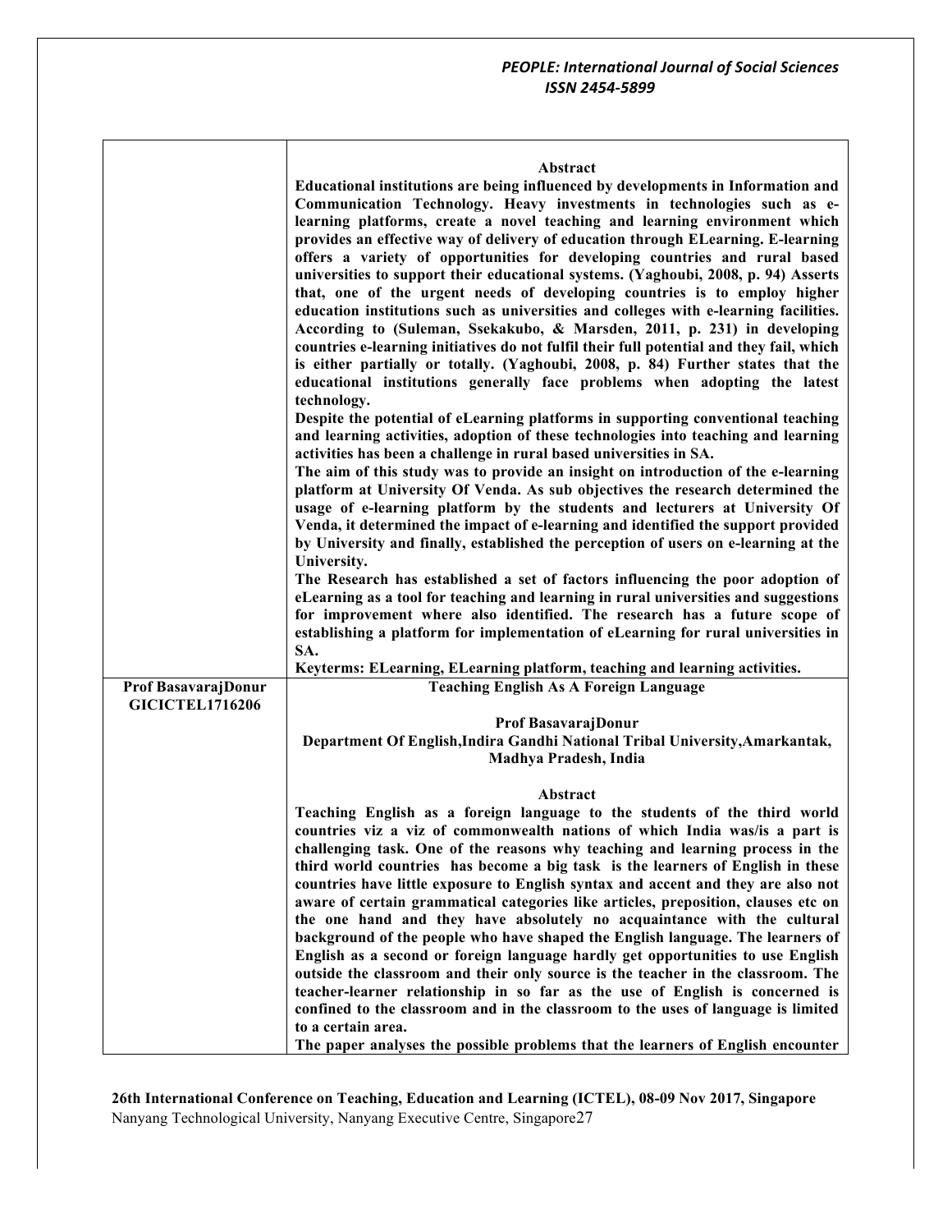**Abstract**

**Educational institutions are being influenced by developments in Information and Communication Technology. Heavy investments in technologies such as e-learning platforms, create a novel teaching and learning environment which provides an effective way of delivery of education through ELearning. E-learning offers a variety of opportunities for developing countries and rural based universities to support their educational systems. (Yaghoubi, 2008, p. 94) Asserts that, one of the urgent needs of developing countries is to employ higher education institutions such as universities and colleges with e-learning facilities. According to (Suleman, Ssekakubo, & Marsden, 2011, p. 231) in developing countries e-learning initiatives do not fulfil their full potential and they fail, which is either partially or totally. (Yaghoubi, 2008, p. 84) Further states that the educational institutions generally face problems when adopting the latest technology.**

**Despite the potential of eLearning platforms in supporting conventional teaching and learning activities, adoption of these technologies into teaching and learning activities has been a challenge in rural based universities in SA.**

**The aim of this study was to provide an insight on introduction of the e-learning platform at University Of Venda. As sub objectives the research determined the usage of e-learning platform by the students and lecturers at University Of Venda, it determined the impact of e-learning and identified the support provided by University and finally, established the perception of users on e-learning at the University.**

**The Research has established a set of factors influencing the poor adoption of eLearning as a tool for teaching and learning in rural universities and suggestions for improvement where also identified. The research has a future scope of establishing a platform for implementation of eLearning for rural universities in SA.**

**Keyterms: ELearning, ELearning platform, teaching and learning activities.**

---

**Prof BasavarajDonur**
**GICICTEL1716206**

**Teaching English As A Foreign Language**

**Prof BasavarajDonur**
**Department Of English,Indira Gandhi National Tribal University,Amarkantak, Madhya Pradesh, India**

**Abstract**

**Teaching English as a foreign language to the students of the third world countries viz a viz of commonwealth nations of which India was/is a part is challenging task. One of the reasons why teaching and learning process in the third world countries has become a big task is the learners of English in these countries have little exposure to English syntax and accent and they are also not aware of certain grammatical categories like articles, preposition, clauses etc on the one hand and they have absolutely no acquaintance with the cultural background of the people who have shaped the English language. The learners of English as a second or foreign language hardly get opportunities to use English outside the classroom and their only source is the teacher in the classroom. The teacher-learner relationship in so far as the use of English is concerned is confined to the classroom and in the classroom to the uses of language is limited to a certain area.**

**The paper analyses the possible problems that the learners of English encounter**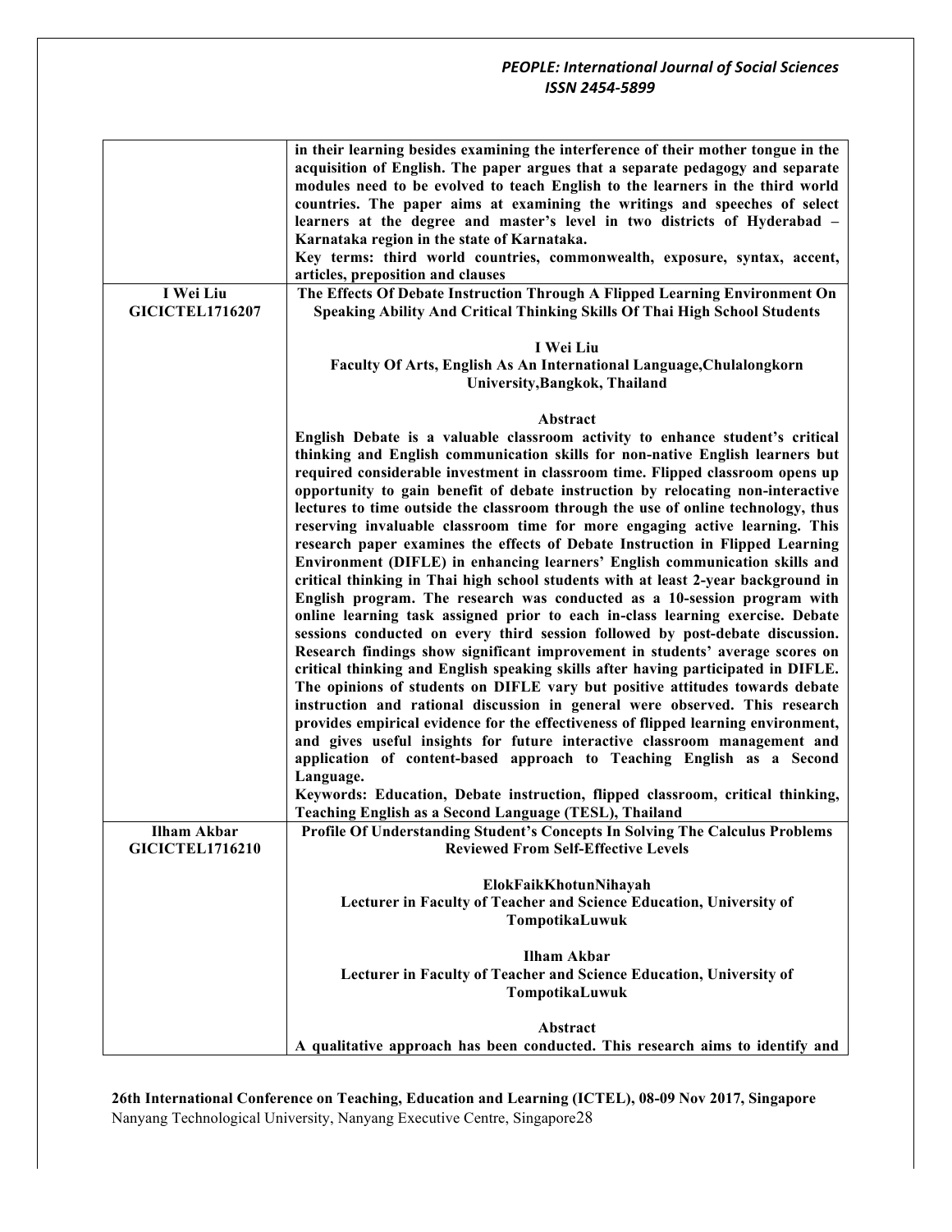| | |
|---|---|
| | **in their learning besides examining the interference of their mother tongue in the acquisition of English. The paper argues that a separate pedagogy and separate modules need to be evolved to teach English to the learners in the third world countries. The paper aims at examining the writings and speeches of select learners at the degree and master's level in two districts of Hyderabad – Karnataka region in the state of Karnataka.**<br>**Key terms: third world countries, commonwealth, exposure, syntax, accent, articles, preposition and clauses** |
| **I Wei Liu**<br>**GICICTEL1716207** | **The Effects Of Debate Instruction Through A Flipped Learning Environment On Speaking Ability And Critical Thinking Skills Of Thai High School Students**<br><br>**I Wei Liu**<br>**Faculty Of Arts, English As An International Language,Chulalongkorn University,Bangkok, Thailand**<br><br>**Abstract**<br>**English Debate is a valuable classroom activity to enhance student's critical thinking and English communication skills for non-native English learners but required considerable investment in classroom time. Flipped classroom opens up opportunity to gain benefit of debate instruction by relocating non-interactive lectures to time outside the classroom through the use of online technology, thus reserving invaluable classroom time for more engaging active learning. This research paper examines the effects of Debate Instruction in Flipped Learning Environment (DIFLE) in enhancing learners' English communication skills and critical thinking in Thai high school students with at least 2-year background in English program. The research was conducted as a 10-session program with online learning task assigned prior to each in-class learning exercise. Debate sessions conducted on every third session followed by post-debate discussion. Research findings show significant improvement in students' average scores on critical thinking and English speaking skills after having participated in DIFLE. The opinions of students on DIFLE vary but positive attitudes towards debate instruction and rational discussion in general were observed. This research provides empirical evidence for the effectiveness of flipped learning environment, and gives useful insights for future interactive classroom management and application of content-based approach to Teaching English as a Second Language.**<br>**Keywords: Education, Debate instruction, flipped classroom, critical thinking, Teaching English as a Second Language (TESL), Thailand** |
| **Ilham Akbar**<br>**GICICTEL1716210** | **Profile Of Understanding Student's Concepts In Solving The Calculus Problems Reviewed From Self-Effective Levels**<br><br>**ElokFaikKhotunNihayah**<br>**Lecturer in Faculty of Teacher and Science Education, University of TompotikaLuwuk**<br><br>**Ilham Akbar**<br>**Lecturer in Faculty of Teacher and Science Education, University of TompotikaLuwuk**<br><br>**Abstract**<br>**A qualitative approach has been conducted. This research aims to identify and** |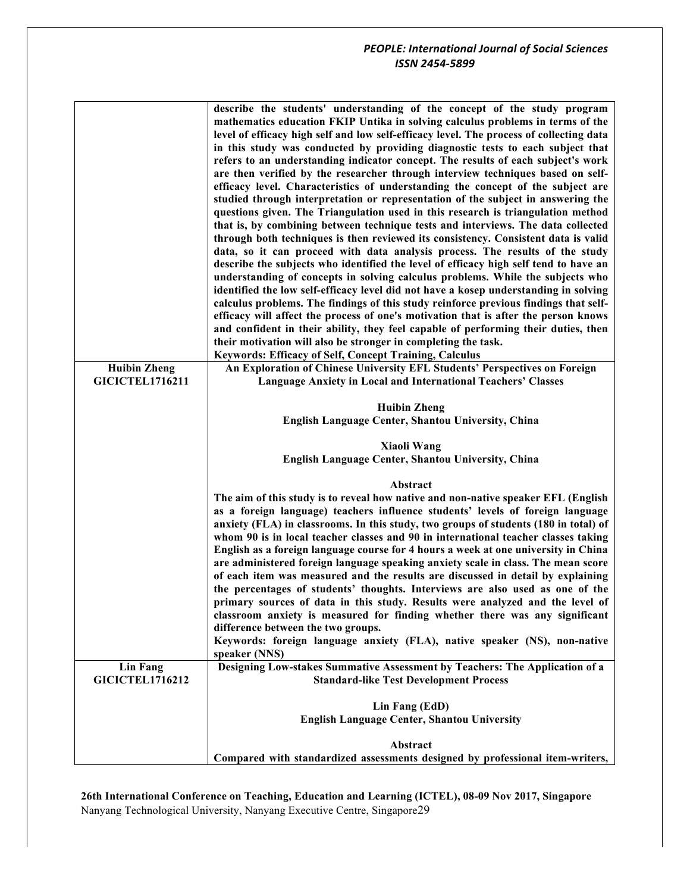| | |
|---|---|
| | **describe the students' understanding of the concept of the study program mathematics education FKIP Untika in solving calculus problems in terms of the level of efficacy high self and low self-efficacy level. The process of collecting data in this study was conducted by providing diagnostic tests to each subject that refers to an understanding indicator concept. The results of each subject's work are then verified by the researcher through interview techniques based on self-efficacy level. Characteristics of understanding the concept of the subject are studied through interpretation or representation of the subject in answering the questions given. The Triangulation used in this research is triangulation method that is, by combining between technique tests and interviews. The data collected through both techniques is then reviewed its consistency. Consistent data is valid data, so it can proceed with data analysis process. The results of the study describe the subjects who identified the level of efficacy high self tend to have an understanding of concepts in solving calculus problems. While the subjects who identified the low self-efficacy level did not have a kosep understanding in solving calculus problems. The findings of this study reinforce previous findings that self-efficacy will affect the process of one's motivation that is after the person knows and confident in their ability, they feel capable of performing their duties, then their motivation will also be stronger in completing the task.**<br>**Keywords: Efficacy of Self, Concept Training, Calculus** |
| **Huibin Zheng**<br>**GICICTEL1716211** | **An Exploration of Chinese University EFL Students' Perspectives on Foreign Language Anxiety in Local and International Teachers' Classes**<br><br>**Huibin Zheng**<br>**English Language Center, Shantou University, China**<br><br>**Xiaoli Wang**<br>**English Language Center, Shantou University, China**<br><br>**Abstract**<br>**The aim of this study is to reveal how native and non-native speaker EFL (English as a foreign language) teachers influence students' levels of foreign language anxiety (FLA) in classrooms. In this study, two groups of students (180 in total) of whom 90 is in local teacher classes and 90 in international teacher classes taking English as a foreign language course for 4 hours a week at one university in China are administered foreign language speaking anxiety scale in class. The mean score of each item was measured and the results are discussed in detail by explaining the percentages of students' thoughts. Interviews are also used as one of the primary sources of data in this study. Results were analyzed and the level of classroom anxiety is measured for finding whether there was any significant difference between the two groups.**<br>**Keywords: foreign language anxiety (FLA), native speaker (NS), non-native speaker (NNS)** |
| **Lin Fang**<br>**GICICTEL1716212** | **Designing Low-stakes Summative Assessment by Teachers: The Application of a Standard-like Test Development Process**<br><br>**Lin Fang (EdD)**<br>**English Language Center, Shantou University**<br><br>**Abstract**<br>**Compared with standardized assessments designed by professional item-writers,** |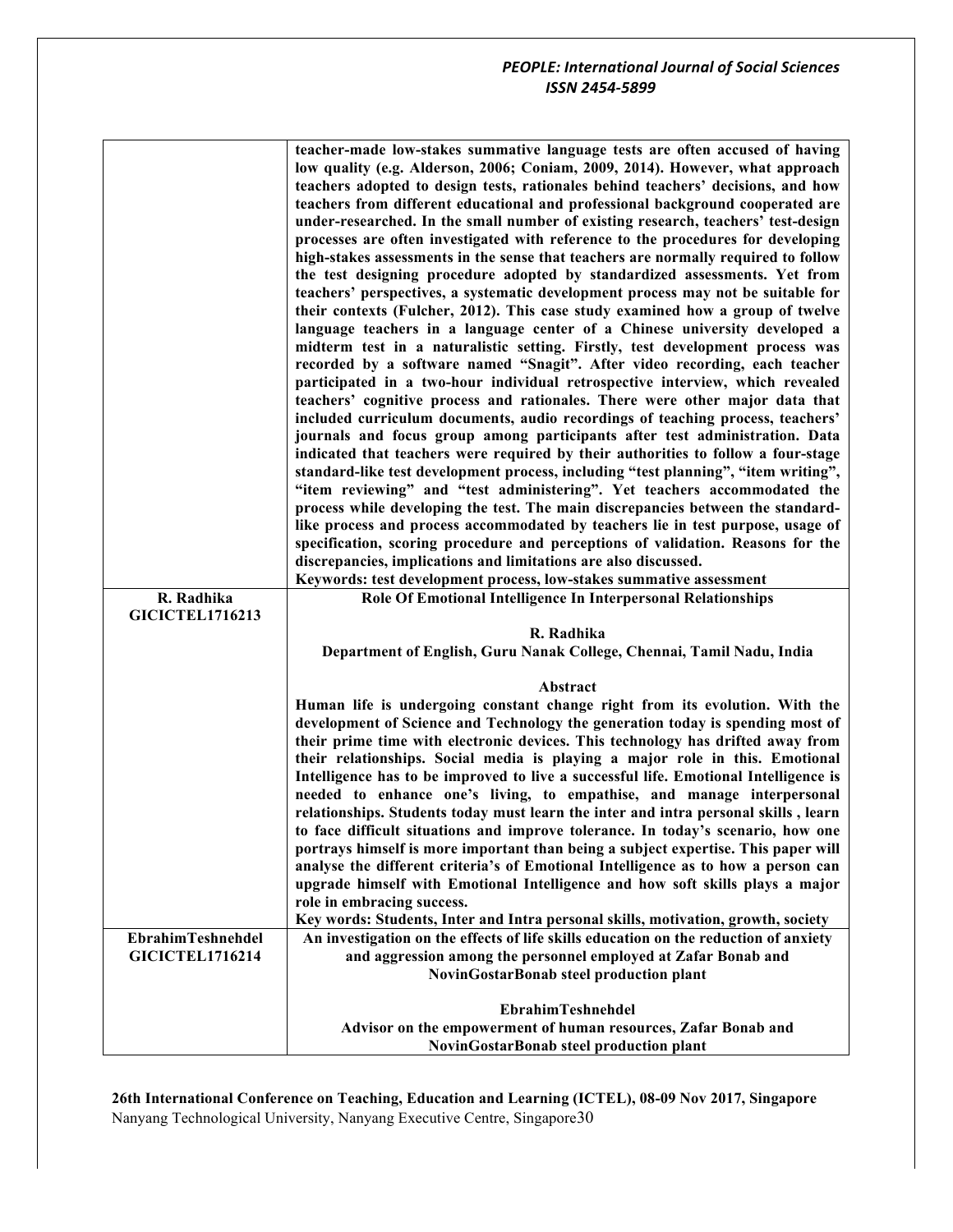| | |
|---|---|
| | **teacher-made low-stakes summative language tests are often accused of having low quality (e.g. Alderson, 2006; Coniam, 2009, 2014). However, what approach teachers adopted to design tests, rationales behind teachers' decisions, and how teachers from different educational and professional background cooperated are under-researched. In the small number of existing research, teachers' test-design processes are often investigated with reference to the procedures for developing high-stakes assessments in the sense that teachers are normally required to follow the test designing procedure adopted by standardized assessments. Yet from teachers' perspectives, a systematic development process may not be suitable for their contexts (Fulcher, 2012). This case study examined how a group of twelve language teachers in a language center of a Chinese university developed a midterm test in a naturalistic setting. Firstly, test development process was recorded by a software named "Snagit". After video recording, each teacher participated in a two-hour individual retrospective interview, which revealed teachers' cognitive process and rationales. There were other major data that included curriculum documents, audio recordings of teaching process, teachers' journals and focus group among participants after test administration. Data indicated that teachers were required by their authorities to follow a four-stage standard-like test development process, including "test planning", "item writing", "item reviewing" and "test administering". Yet teachers accommodated the process while developing the test. The main discrepancies between the standard-like process and process accommodated by teachers lie in test purpose, usage of specification, scoring procedure and perceptions of validation. Reasons for the discrepancies, implications and limitations are also discussed.**<br>**Keywords: test development process, low-stakes summative assessment** |
| **R. Radhika**<br>**GICICTEL1716213** | **Role Of Emotional Intelligence In Interpersonal Relationships**<br><br>**R. Radhika**<br>**Department of English, Guru Nanak College, Chennai, Tamil Nadu, India**<br><br>**Abstract**<br>**Human life is undergoing constant change right from its evolution. With the development of Science and Technology the generation today is spending most of their prime time with electronic devices. This technology has drifted away from their relationships. Social media is playing a major role in this. Emotional Intelligence has to be improved to live a successful life. Emotional Intelligence is needed to enhance one's living, to empathise, and manage interpersonal relationships. Students today must learn the inter and intra personal skills , learn to face difficult situations and improve tolerance. In today's scenario, how one portrays himself is more important than being a subject expertise. This paper will analyse the different criteria's of Emotional Intelligence as to how a person can upgrade himself with Emotional Intelligence and how soft skills plays a major role in embracing success.**<br>**Key words: Students, Inter and Intra personal skills, motivation, growth, society** |
| **EbrahimTeshnehdel**<br>**GICICTEL1716214** | **An investigation on the effects of life skills education on the reduction of anxiety and aggression among the personnel employed at Zafar Bonab and NovinGostarBonab steel production plant**<br><br>**EbrahimTeshnehdel**<br>**Advisor on the empowerment of human resources, Zafar Bonab and NovinGostarBonab steel production plant** |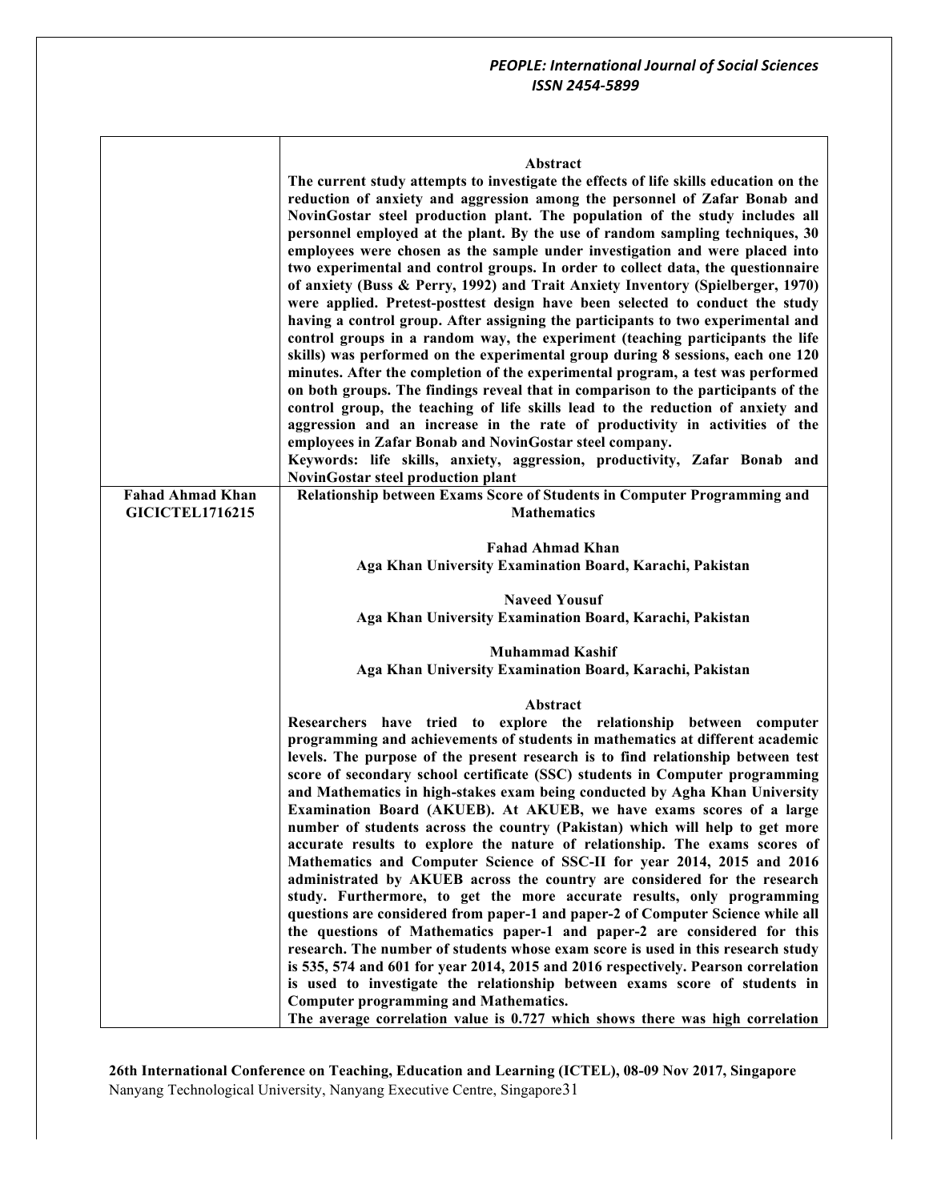**Abstract**

**The current study attempts to investigate the effects of life skills education on the reduction of anxiety and aggression among the personnel of Zafar Bonab and NovinGostar steel production plant. The population of the study includes all personnel employed at the plant. By the use of random sampling techniques, 30 employees were chosen as the sample under investigation and were placed into two experimental and control groups. In order to collect data, the questionnaire of anxiety (Buss & Perry, 1992) and Trait Anxiety Inventory (Spielberger, 1970) were applied. Pretest-posttest design have been selected to conduct the study having a control group. After assigning the participants to two experimental and control groups in a random way, the experiment (teaching participants the life skills) was performed on the experimental group during 8 sessions, each one 120 minutes. After the completion of the experimental program, a test was performed on both groups. The findings reveal that in comparison to the participants of the control group, the teaching of life skills lead to the reduction of anxiety and aggression and an increase in the rate of productivity in activities of the employees in Zafar Bonab and NovinGostar steel company.**

**Keywords: life skills, anxiety, aggression, productivity, Zafar Bonab and NovinGostar steel production plant**

---

**Fahad Ahmad Khan**
**GICICTEL1716215**

## Relationship between Exams Score of Students in Computer Programming and Mathematics

**Fahad Ahmad Khan**
**Aga Khan University Examination Board, Karachi, Pakistan**

**Naveed Yousuf**
**Aga Khan University Examination Board, Karachi, Pakistan**

**Muhammad Kashif**
**Aga Khan University Examination Board, Karachi, Pakistan**

**Abstract**

**Researchers have tried to explore the relationship between computer programming and achievements of students in mathematics at different academic levels. The purpose of the present research is to find relationship between test score of secondary school certificate (SSC) students in Computer programming and Mathematics in high-stakes exam being conducted by Agha Khan University Examination Board (AKUEB). At AKUEB, we have exams scores of a large number of students across the country (Pakistan) which will help to get more accurate results to explore the nature of relationship. The exams scores of Mathematics and Computer Science of SSC-II for year 2014, 2015 and 2016 administrated by AKUEB across the country are considered for the research study. Furthermore, to get the more accurate results, only programming questions are considered from paper-1 and paper-2 of Computer Science while all the questions of Mathematics paper-1 and paper-2 are considered for this research. The number of students whose exam score is used in this research study is 535, 574 and 601 for year 2014, 2015 and 2016 respectively. Pearson correlation is used to investigate the relationship between exams score of students in Computer programming and Mathematics.**

**The average correlation value is 0.727 which shows there was high correlation**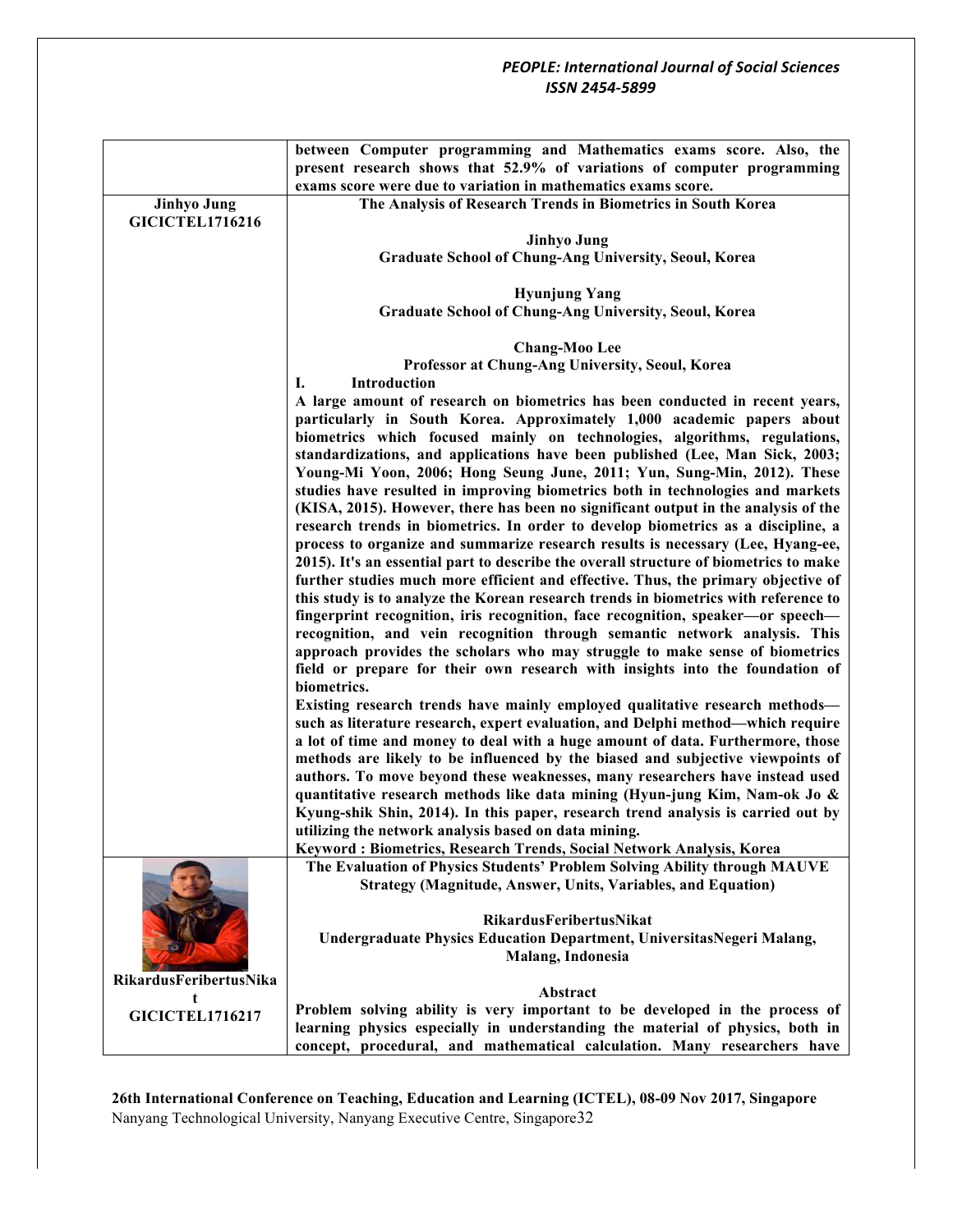| | |
|---|---|
| | **between Computer programming and Mathematics exams score. Also, the present research shows that 52.9% of variations of computer programming exams score were due to variation in mathematics exams score.** |
| **Jinhyo Jung GICICTEL1716216** | **The Analysis of Research Trends in Biometrics in South Korea**<br><br>**Jinhyo Jung**<br>**Graduate School of Chung-Ang University, Seoul, Korea**<br><br>**Hyunjung Yang**<br>**Graduate School of Chung-Ang University, Seoul, Korea**<br><br>**Chang-Moo Lee**<br>**Professor at Chung-Ang University, Seoul, Korea**<br>**I. Introduction**<br>**A large amount of research on biometrics has been conducted in recent years, particularly in South Korea. Approximately 1,000 academic papers about biometrics which focused mainly on technologies, algorithms, regulations, standardizations, and applications have been published (Lee, Man Sick, 2003; Young-Mi Yoon, 2006; Hong Seung June, 2011; Yun, Sung-Min, 2012). These studies have resulted in improving biometrics both in technologies and markets (KISA, 2015). However, there has been no significant output in the analysis of the research trends in biometrics. In order to develop biometrics as a discipline, a process to organize and summarize research results is necessary (Lee, Hyang-ee, 2015). It's an essential part to describe the overall structure of biometrics to make further studies much more efficient and effective. Thus, the primary objective of this study is to analyze the Korean research trends in biometrics with reference to fingerprint recognition, iris recognition, face recognition, speaker—or speech—recognition, and vein recognition through semantic network analysis. This approach provides the scholars who may struggle to make sense of biometrics field or prepare for their own research with insights into the foundation of biometrics.**<br>**Existing research trends have mainly employed qualitative research methods—such as literature research, expert evaluation, and Delphi method—which require a lot of time and money to deal with a huge amount of data. Furthermore, those methods are likely to be influenced by the biased and subjective viewpoints of authors. To move beyond these weaknesses, many researchers have instead used quantitative research methods like data mining (Hyun-jung Kim, Nam-ok Jo & Kyung-shik Shin, 2014). In this paper, research trend analysis is carried out by utilizing the network analysis based on data mining.**<br>**Keyword : Biometrics, Research Trends, Social Network Analysis, Korea** |
| **RikardusFeribertusNikat GICICTEL1716217** | **The Evaluation of Physics Students' Problem Solving Ability through MAUVE Strategy (Magnitude, Answer, Units, Variables, and Equation)**<br><br>**RikardusFeribertusNikat**<br>**Undergraduate Physics Education Department, UniversitasNegeri Malang, Malang, Indonesia**<br><br>**Abstract**<br>**Problem solving ability is very important to be developed in the process of learning physics especially in understanding the material of physics, both in concept, procedural, and mathematical calculation. Many researchers have** |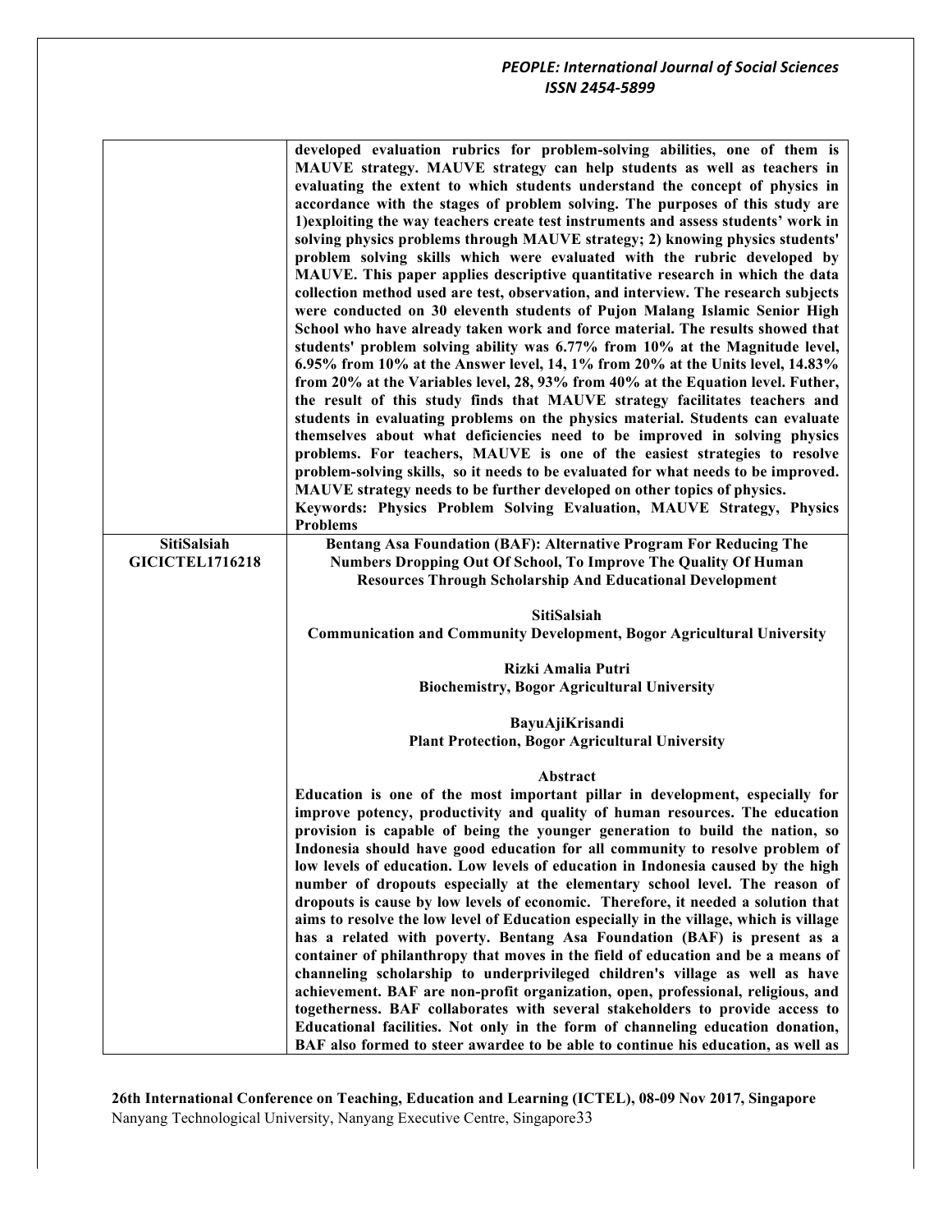| | |
|---|---|
| | **developed evaluation rubrics for problem-solving abilities, one of them is MAUVE strategy. MAUVE strategy can help students as well as teachers in evaluating the extent to which students understand the concept of physics in accordance with the stages of problem solving. The purposes of this study are 1)exploiting the way teachers create test instruments and assess students' work in solving physics problems through MAUVE strategy; 2) knowing physics students' problem solving skills which were evaluated with the rubric developed by MAUVE. This paper applies descriptive quantitative research in which the data collection method used are test, observation, and interview. The research subjects were conducted on 30 eleventh students of Pujon Malang Islamic Senior High School who have already taken work and force material. The results showed that students' problem solving ability was 6.77% from 10% at the Magnitude level, 6.95% from 10% at the Answer level, 14, 1% from 20% at the Units level, 14.83% from 20% at the Variables level, 28, 93% from 40% at the Equation level. Futher, the result of this study finds that MAUVE strategy facilitates teachers and students in evaluating problems on the physics material. Students can evaluate themselves about what deficiencies need to be improved in solving physics problems. For teachers, MAUVE is one of the easiest strategies to resolve problem-solving skills, so it needs to be evaluated for what needs to be improved. MAUVE strategy needs to be further developed on other topics of physics.**<br>**Keywords: Physics Problem Solving Evaluation, MAUVE Strategy, Physics Problems** |
| **SitiSalsiah**<br>**GICICTEL1716218** | **Bentang Asa Foundation (BAF): Alternative Program For Reducing The Numbers Dropping Out Of School, To Improve The Quality Of Human Resources Through Scholarship And Educational Development**<br><br>**SitiSalsiah**<br>**Communication and Community Development, Bogor Agricultural University**<br><br>**Rizki Amalia Putri**<br>**Biochemistry, Bogor Agricultural University**<br><br>**BayuAjiKrisandi**<br>**Plant Protection, Bogor Agricultural University**<br><br>**Abstract**<br>**Education is one of the most important pillar in development, especially for improve potency, productivity and quality of human resources. The education provision is capable of being the younger generation to build the nation, so Indonesia should have good education for all community to resolve problem of low levels of education. Low levels of education in Indonesia caused by the high number of dropouts especially at the elementary school level. The reason of dropouts is cause by low levels of economic. Therefore, it needed a solution that aims to resolve the low level of Education especially in the village, which is village has a related with poverty. Bentang Asa Foundation (BAF) is present as a container of philanthropy that moves in the field of education and be a means of channeling scholarship to underprivileged children's village as well as have achievement. BAF are non-profit organization, open, professional, religious, and togetherness. BAF collaborates with several stakeholders to provide access to Educational facilities. Not only in the form of channeling education donation, BAF also formed to steer awardee to be able to continue his education, as well as** |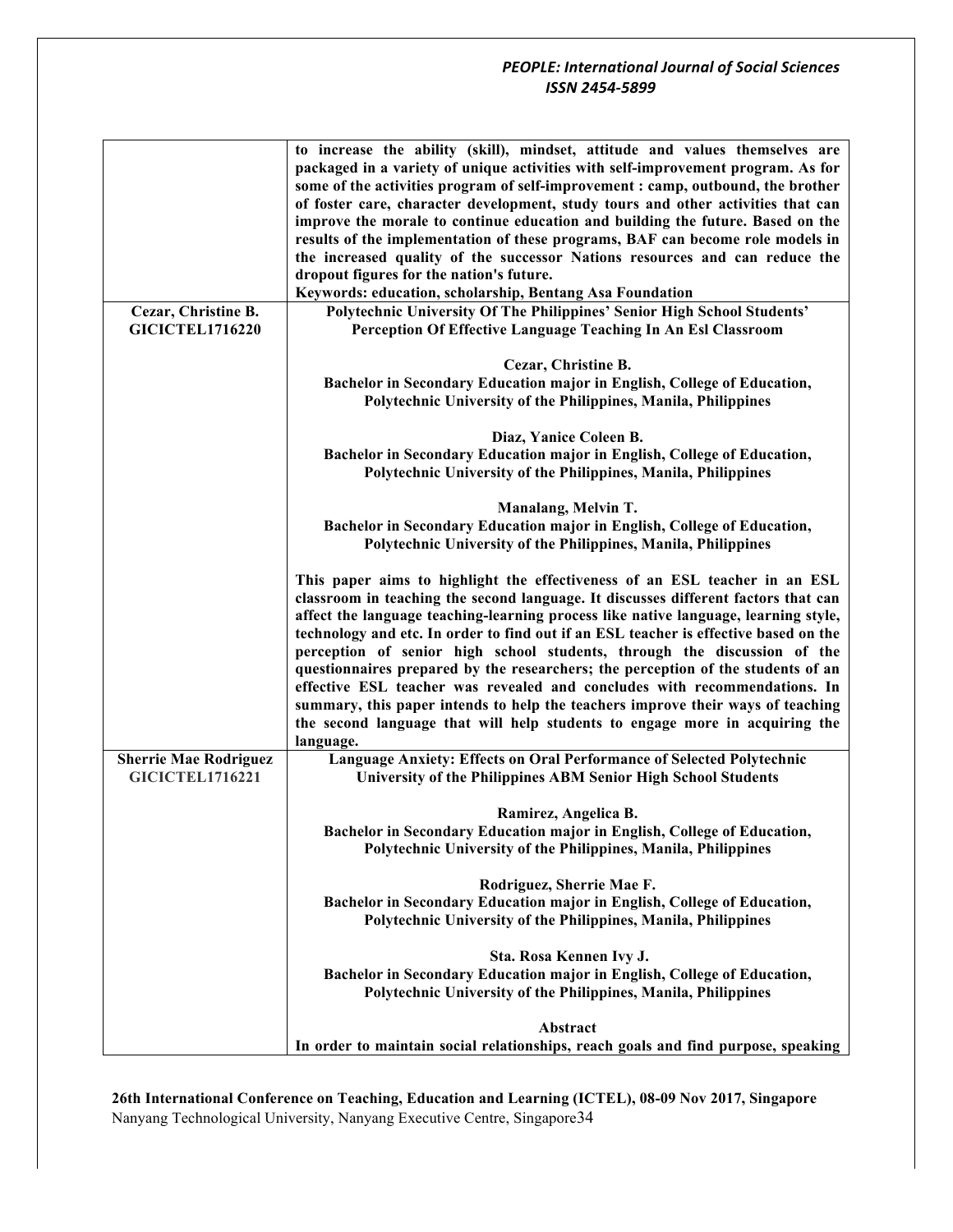| | |
|---|---|
| | **to increase the ability (skill), mindset, attitude and values themselves are packaged in a variety of unique activities with self-improvement program. As for some of the activities program of self-improvement : camp, outbound, the brother of foster care, character development, study tours and other activities that can improve the morale to continue education and building the future. Based on the results of the implementation of these programs, BAF can become role models in the increased quality of the successor Nations resources and can reduce the dropout figures for the nation's future.**<br>**Keywords: education, scholarship, Bentang Asa Foundation** |
| **Cezar, Christine B.**<br>**GICICTEL1716220** | **Polytechnic University Of The Philippines' Senior High School Students' Perception Of Effective Language Teaching In An Esl Classroom**<br><br>**Cezar, Christine B.**<br>**Bachelor in Secondary Education major in English, College of Education, Polytechnic University of the Philippines, Manila, Philippines**<br><br>**Diaz, Yanice Coleen B.**<br>**Bachelor in Secondary Education major in English, College of Education, Polytechnic University of the Philippines, Manila, Philippines**<br><br>**Manalang, Melvin T.**<br>**Bachelor in Secondary Education major in English, College of Education, Polytechnic University of the Philippines, Manila, Philippines**<br><br>**This paper aims to highlight the effectiveness of an ESL teacher in an ESL classroom in teaching the second language. It discusses different factors that can affect the language teaching-learning process like native language, learning style, technology and etc. In order to find out if an ESL teacher is effective based on the perception of senior high school students, through the discussion of the questionnaires prepared by the researchers; the perception of the students of an effective ESL teacher was revealed and concludes with recommendations. In summary, this paper intends to help the teachers improve their ways of teaching the second language that will help students to engage more in acquiring the language.** |
| **Sherrie Mae Rodriguez**<br>**GICICTEL1716221** | **Language Anxiety: Effects on Oral Performance of Selected Polytechnic University of the Philippines ABM Senior High School Students**<br><br>**Ramirez, Angelica B.**<br>**Bachelor in Secondary Education major in English, College of Education, Polytechnic University of the Philippines, Manila, Philippines**<br><br>**Rodriguez, Sherrie Mae F.**<br>**Bachelor in Secondary Education major in English, College of Education, Polytechnic University of the Philippines, Manila, Philippines**<br><br>**Sta. Rosa Kennen Ivy J.**<br>**Bachelor in Secondary Education major in English, College of Education, Polytechnic University of the Philippines, Manila, Philippines**<br><br>**Abstract**<br>**In order to maintain social relationships, reach goals and find purpose, speaking** |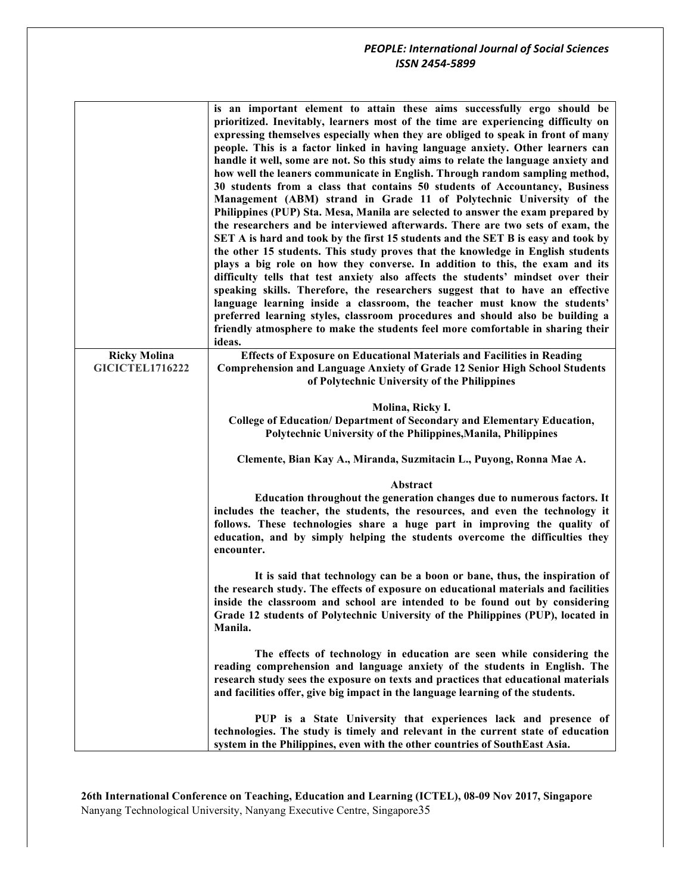| | |
|---|---|
| | **is an important element to attain these aims successfully ergo should be prioritized. Inevitably, learners most of the time are experiencing difficulty on expressing themselves especially when they are obliged to speak in front of many people. This is a factor linked in having language anxiety. Other learners can handle it well, some are not. So this study aims to relate the language anxiety and how well the leaners communicate in English. Through random sampling method, 30 students from a class that contains 50 students of Accountancy, Business Management (ABM) strand in Grade 11 of Polytechnic University of the Philippines (PUP) Sta. Mesa, Manila are selected to answer the exam prepared by the researchers and be interviewed afterwards. There are two sets of exam, the SET A is hard and took by the first 15 students and the SET B is easy and took by the other 15 students. This study proves that the knowledge in English students plays a big role on how they converse. In addition to this, the exam and its difficulty tells that test anxiety also affects the students' mindset over their speaking skills. Therefore, the researchers suggest that to have an effective language learning inside a classroom, the teacher must know the students' preferred learning styles, classroom procedures and should also be building a friendly atmosphere to make the students feel more comfortable in sharing their ideas.** |
| **Ricky Molina GICICTEL1716222** | **Effects of Exposure on Educational Materials and Facilities in Reading Comprehension and Language Anxiety of Grade 12 Senior High School Students of Polytechnic University of the Philippines**<br><br>**Molina, Ricky I.**<br>**College of Education/ Department of Secondary and Elementary Education, Polytechnic University of the Philippines,Manila, Philippines**<br><br>**Clemente, Bian Kay A., Miranda, Suzmitacin L., Puyong, Ronna Mae A.**<br><br>**Abstract**<br>**Education throughout the generation changes due to numerous factors. It includes the teacher, the students, the resources, and even the technology it follows. These technologies share a huge part in improving the quality of education, and by simply helping the students overcome the difficulties they encounter.**<br><br>**It is said that technology can be a boon or bane, thus, the inspiration of the research study. The effects of exposure on educational materials and facilities inside the classroom and school are intended to be found out by considering Grade 12 students of Polytechnic University of the Philippines (PUP), located in Manila.**<br><br>**The effects of technology in education are seen while considering the reading comprehension and language anxiety of the students in English. The research study sees the exposure on texts and practices that educational materials and facilities offer, give big impact in the language learning of the students.**<br><br>**PUP is a State University that experiences lack and presence of technologies. The study is timely and relevant in the current state of education system in the Philippines, even with the other countries of SouthEast Asia.** |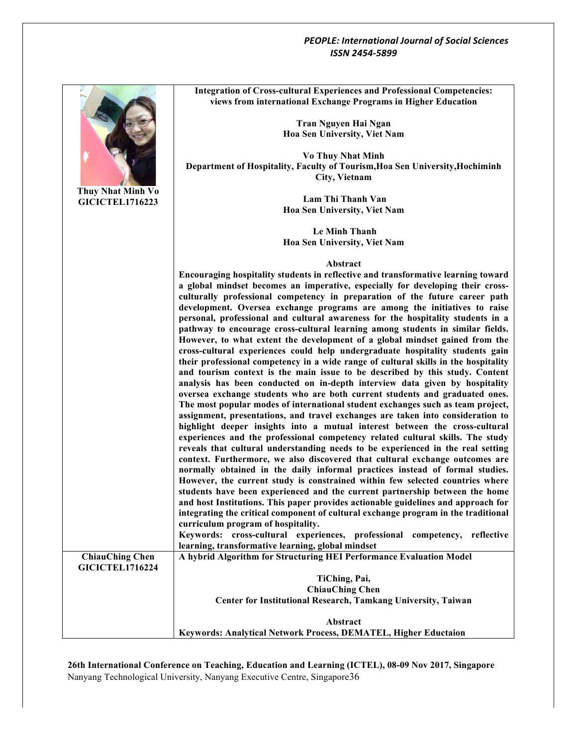**Thuy Nhat Minh Vo**
**GICICTEL1716223**

**Integration of Cross-cultural Experiences and Professional Competencies: views from international Exchange Programs in Higher Education**

**Tran Nguyen Hai Ngan**
**Hoa Sen University, Viet Nam**

**Vo Thuy Nhat Minh**
**Department of Hospitality, Faculty of Tourism,Hoa Sen University,Hochiminh City, Vietnam**

**Lam Thi Thanh Van**
**Hoa Sen University, Viet Nam**

**Le Minh Thanh**
**Hoa Sen University, Viet Nam**

**Abstract**

**Encouraging hospitality students in reflective and transformative learning toward a global mindset becomes an imperative, especially for developing their cross-culturally professional competency in preparation of the future career path development. Oversea exchange programs are among the initiatives to raise personal, professional and cultural awareness for the hospitality students in a pathway to encourage cross-cultural learning among students in similar fields. However, to what extent the development of a global mindset gained from the cross-cultural experiences could help undergraduate hospitality students gain their professional competency in a wide range of cultural skills in the hospitality and tourism context is the main issue to be described by this study. Content analysis has been conducted on in-depth interview data given by hospitality oversea exchange students who are both current students and graduated ones. The most popular modes of international student exchanges such as team project, assignment, presentations, and travel exchanges are taken into consideration to highlight deeper insights into a mutual interest between the cross-cultural experiences and the professional competency related cultural skills. The study reveals that cultural understanding needs to be experienced in the real setting context. Furthermore, we also discovered that cultural exchange outcomes are normally obtained in the daily informal practices instead of formal studies. However, the current study is constrained within few selected countries where students have been experienced and the current partnership between the home and host Institutions. This paper provides actionable guidelines and approach for integrating the critical component of cultural exchange program in the traditional curriculum program of hospitality.**

**Keywords: cross-cultural experiences, professional competency, reflective learning, transformative learning, global mindset**

---

**ChiauChing Chen**
**GICICTEL1716224**

**A hybrid Algorithm for Structuring HEI Performance Evaluation Model**

**TiChing, Pai,**
**ChiauChing Chen**
**Center for Institutional Research, Tamkang University, Taiwan**

**Abstract**

**Keywords: Analytical Network Process, DEMATEL, Higher Eductaion**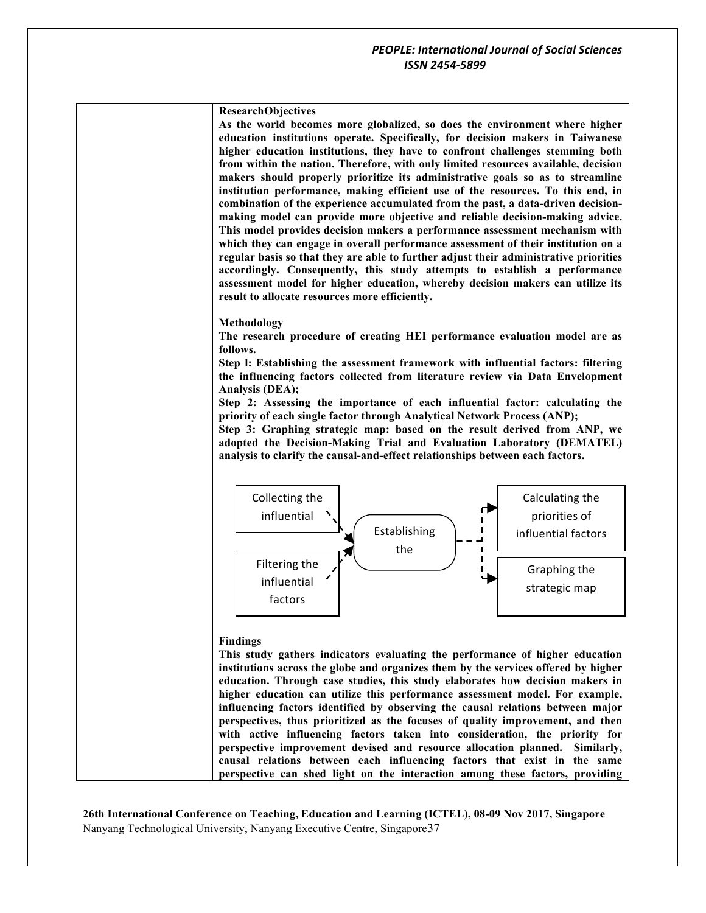**ResearchObjectives**

**As the world becomes more globalized, so does the environment where higher education institutions operate. Specifically, for decision makers in Taiwanese higher education institutions, they have to confront challenges stemming both from within the nation. Therefore, with only limited resources available, decision makers should properly prioritize its administrative goals so as to streamline institution performance, making efficient use of the resources. To this end, in combination of the experience accumulated from the past, a data-driven decision-making model can provide more objective and reliable decision-making advice. This model provides decision makers a performance assessment mechanism with which they can engage in overall performance assessment of their institution on a regular basis so that they are able to further adjust their administrative priorities accordingly. Consequently, this study attempts to establish a performance assessment model for higher education, whereby decision makers can utilize its result to allocate resources more efficiently.**

**Methodology**

**The research procedure of creating HEI performance evaluation model are as follows.**

**Step l: Establishing the assessment framework with influential factors: filtering the influencing factors collected from literature review via Data Envelopment Analysis (DEA);**

**Step 2: Assessing the importance of each influential factor: calculating the priority of each single factor through Analytical Network Process (ANP);**

**Step 3: Graphing strategic map: based on the result derived from ANP, we adopted the Decision-Making Trial and Evaluation Laboratory (DEMATEL) analysis to clarify the causal-and-effect relationships between each factors.**

Collecting the influential

Filtering the influential factors

Establishing the

Calculating the priorities of influential factors

Graphing the strategic map

**Findings**

**This study gathers indicators evaluating the performance of higher education institutions across the globe and organizes them by the services offered by higher education. Through case studies, this study elaborates how decision makers in higher education can utilize this performance assessment model. For example, influencing factors identified by observing the causal relations between major perspectives, thus prioritized as the focuses of quality improvement, and then with active influencing factors taken into consideration, the priority for perspective improvement devised and resource allocation planned. Similarly, causal relations between each influencing factors that exist in the same perspective can shed light on the interaction among these factors, providing**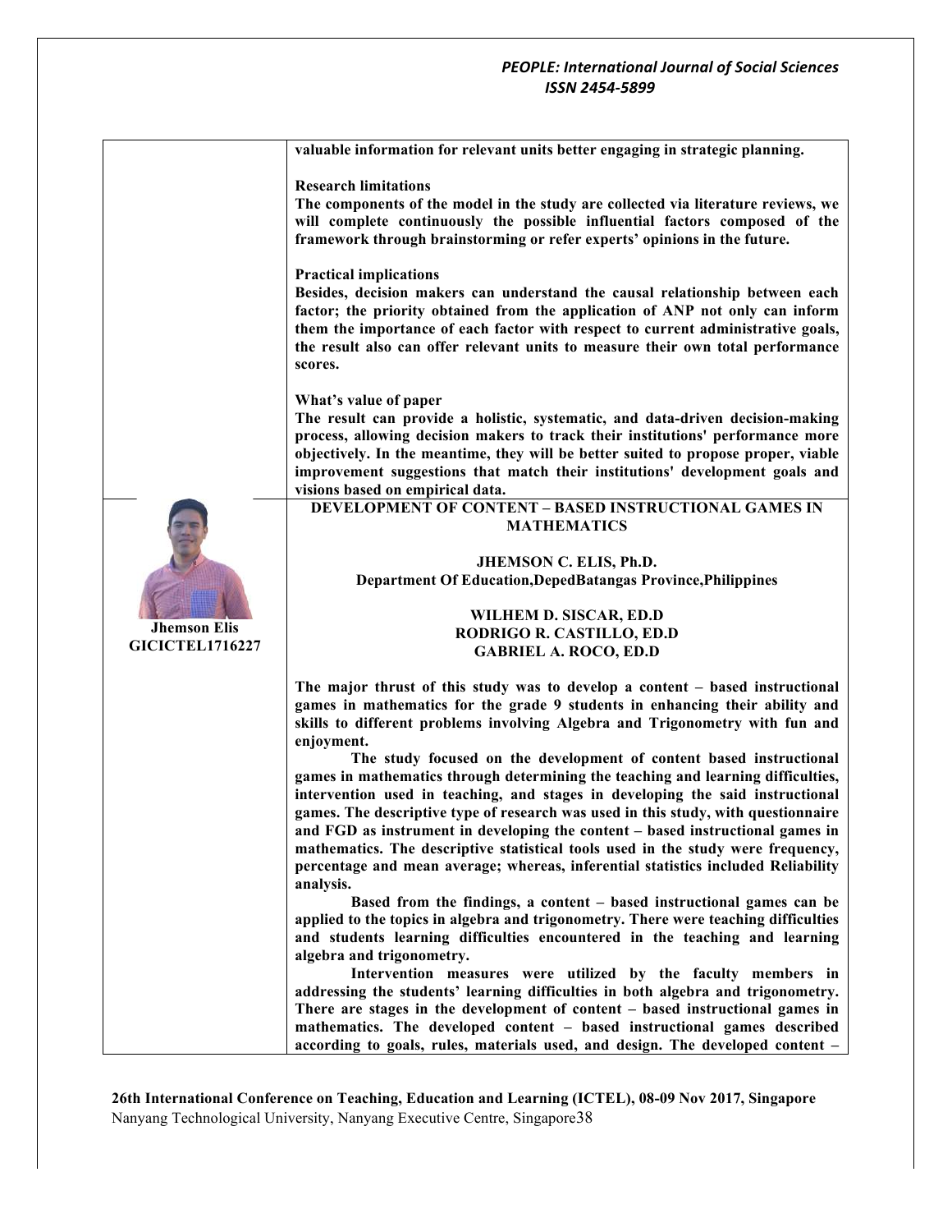**valuable information for relevant units better engaging in strategic planning.**

**Research limitations**

**The components of the model in the study are collected via literature reviews, we will complete continuously the possible influential factors composed of the framework through brainstorming or refer experts' opinions in the future.**

**Practical implications**

**Besides, decision makers can understand the causal relationship between each factor; the priority obtained from the application of ANP not only can inform them the importance of each factor with respect to current administrative goals, the result also can offer relevant units to measure their own total performance scores.**

**What's value of paper**

**The result can provide a holistic, systematic, and data-driven decision-making process, allowing decision makers to track their institutions' performance more objectively. In the meantime, they will be better suited to propose proper, viable improvement suggestions that match their institutions' development goals and visions based on empirical data.**

**Jhemson Elis**
**GICICTEL1716227**

## DEVELOPMENT OF CONTENT – BASED INSTRUCTIONAL GAMES IN MATHEMATICS

**JHEMSON C. ELIS, Ph.D.**
**Department Of Education,DepedBatangas Province,Philippines**

**WILHEM D. SISCAR, ED.D**
**RODRIGO R. CASTILLO, ED.D**
**GABRIEL A. ROCO, ED.D**

**The major thrust of this study was to develop a content – based instructional games in mathematics for the grade 9 students in enhancing their ability and skills to different problems involving Algebra and Trigonometry with fun and enjoyment.**

**The study focused on the development of content based instructional games in mathematics through determining the teaching and learning difficulties, intervention used in teaching, and stages in developing the said instructional games. The descriptive type of research was used in this study, with questionnaire and FGD as instrument in developing the content – based instructional games in mathematics. The descriptive statistical tools used in the study were frequency, percentage and mean average; whereas, inferential statistics included Reliability analysis.**

**Based from the findings, a content – based instructional games can be applied to the topics in algebra and trigonometry. There were teaching difficulties and students learning difficulties encountered in the teaching and learning algebra and trigonometry.**

**Intervention measures were utilized by the faculty members in addressing the students' learning difficulties in both algebra and trigonometry. There are stages in the development of content – based instructional games in mathematics. The developed content – based instructional games described according to goals, rules, materials used, and design. The developed content –**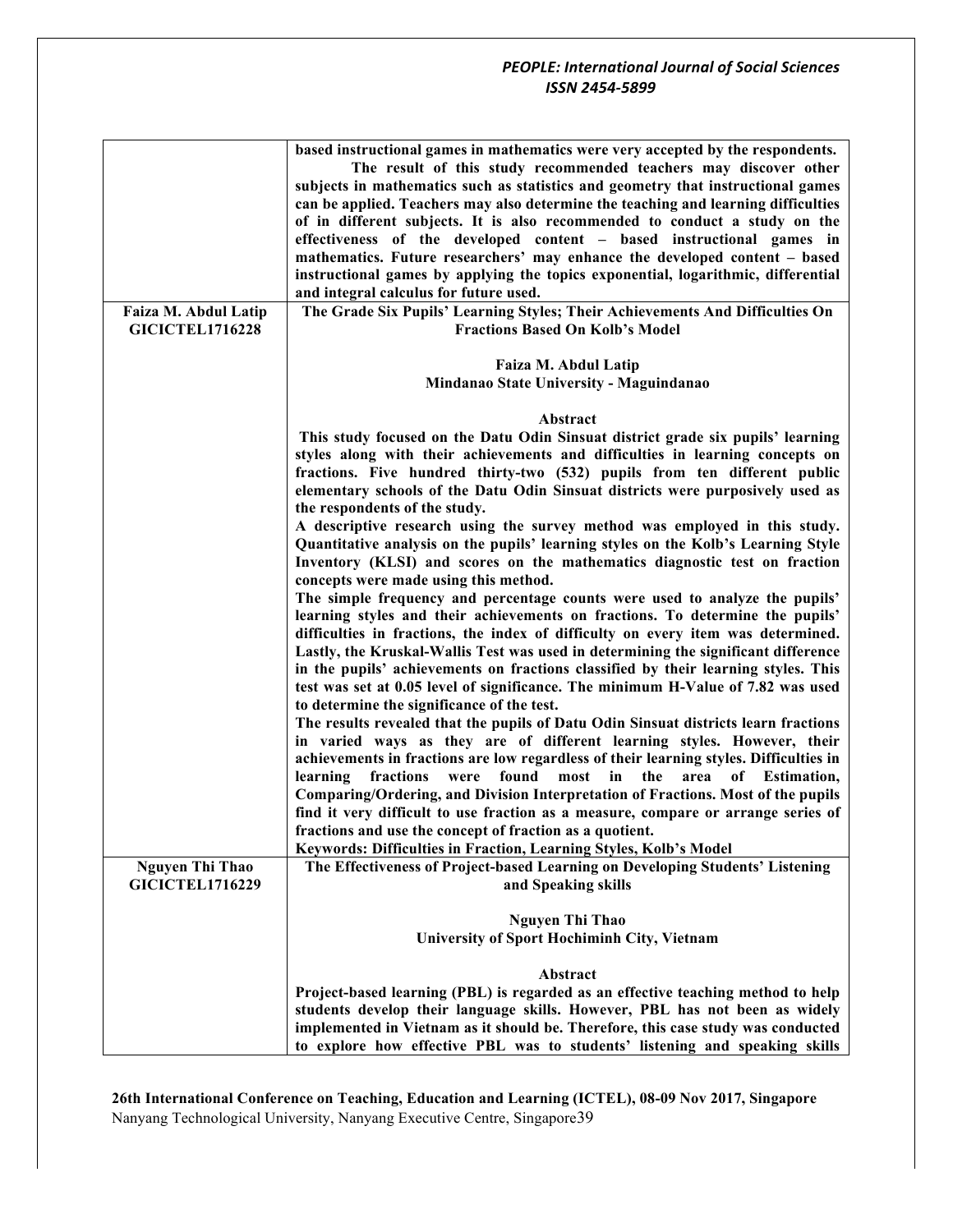| | |
|---|---|
| | **based instructional games in mathematics were very accepted by the respondents.** <br> **The result of this study recommended teachers may discover other subjects in mathematics such as statistics and geometry that instructional games can be applied. Teachers may also determine the teaching and learning difficulties of in different subjects. It is also recommended to conduct a study on the effectiveness of the developed content – based instructional games in mathematics. Future researchers' may enhance the developed content – based instructional games by applying the topics exponential, logarithmic, differential and integral calculus for future used.** |
| **Faiza M. Abdul Latip** <br> **GICICTEL1716228** | **The Grade Six Pupils' Learning Styles; Their Achievements And Difficulties On Fractions Based On Kolb's Model** <br><br> **Faiza M. Abdul Latip** <br> **Mindanao State University - Maguindanao** <br><br> **Abstract** <br> **This study focused on the Datu Odin Sinsuat district grade six pupils' learning styles along with their achievements and difficulties in learning concepts on fractions. Five hundred thirty-two (532) pupils from ten different public elementary schools of the Datu Odin Sinsuat districts were purposively used as the respondents of the study.** <br> **A descriptive research using the survey method was employed in this study. Quantitative analysis on the pupils' learning styles on the Kolb's Learning Style Inventory (KLSI) and scores on the mathematics diagnostic test on fraction concepts were made using this method.** <br> **The simple frequency and percentage counts were used to analyze the pupils' learning styles and their achievements on fractions. To determine the pupils' difficulties in fractions, the index of difficulty on every item was determined. Lastly, the Kruskal-Wallis Test was used in determining the significant difference in the pupils' achievements on fractions classified by their learning styles. This test was set at 0.05 level of significance. The minimum H-Value of 7.82 was used to determine the significance of the test.** <br> **The results revealed that the pupils of Datu Odin Sinsuat districts learn fractions in varied ways as they are of different learning styles. However, their achievements in fractions are low regardless of their learning styles. Difficulties in learning fractions were found most in the area of Estimation, Comparing/Ordering, and Division Interpretation of Fractions. Most of the pupils find it very difficult to use fraction as a measure, compare or arrange series of fractions and use the concept of fraction as a quotient.** <br> **Keywords: Difficulties in Fraction, Learning Styles, Kolb's Model** |
| **Nguyen Thi Thao** <br> **GICICTEL1716229** | **The Effectiveness of Project-based Learning on Developing Students' Listening and Speaking skills** <br><br> **Nguyen Thi Thao** <br> **University of Sport Hochiminh City, Vietnam** <br><br> **Abstract** <br> **Project-based learning (PBL) is regarded as an effective teaching method to help students develop their language skills. However, PBL has not been as widely implemented in Vietnam as it should be. Therefore, this case study was conducted to explore how effective PBL was to students' listening and speaking skills** |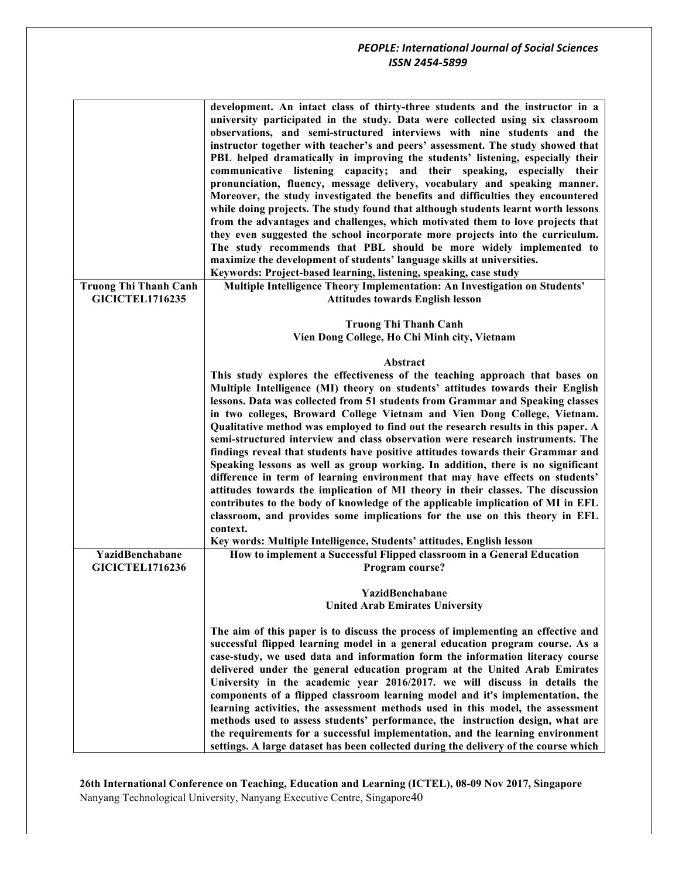| | |
|---|---|
| | **development. An intact class of thirty-three students and the instructor in a university participated in the study. Data were collected using six classroom observations, and semi-structured interviews with nine students and the instructor together with teacher's and peers' assessment. The study showed that PBL helped dramatically in improving the students' listening, especially their communicative listening capacity; and their speaking, especially their pronunciation, fluency, message delivery, vocabulary and speaking manner. Moreover, the study investigated the benefits and difficulties they encountered while doing projects. The study found that although students learnt worth lessons from the advantages and challenges, which motivated them to love projects that they even suggested the school incorporate more projects into the curriculum. The study recommends that PBL should be more widely implemented to maximize the development of students' language skills at universities.**<br>**Keywords: Project-based learning, listening, speaking, case study** |
| **Truong Thi Thanh Canh**<br>**GICICTEL1716235** | **Multiple Intelligence Theory Implementation: An Investigation on Students' Attitudes towards English lesson**<br><br>**Truong Thi Thanh Canh**<br>**Vien Dong College, Ho Chi Minh city, Vietnam**<br><br>**Abstract**<br>**This study explores the effectiveness of the teaching approach that bases on Multiple Intelligence (MI) theory on students' attitudes towards their English lessons. Data was collected from 51 students from Grammar and Speaking classes in two colleges, Broward College Vietnam and Vien Dong College, Vietnam. Qualitative method was employed to find out the research results in this paper. A semi-structured interview and class observation were research instruments. The findings reveal that students have positive attitudes towards their Grammar and Speaking lessons as well as group working. In addition, there is no significant difference in term of learning environment that may have effects on students' attitudes towards the implication of MI theory in their classes. The discussion contributes to the body of knowledge of the applicable implication of MI in EFL classroom, and provides some implications for the use on this theory in EFL context.**<br>**Key words: Multiple Intelligence, Students' attitudes, English lesson** |
| **YazidBenchabane**<br>**GICICTEL1716236** | **How to implement a Successful Flipped classroom in a General Education Program course?**<br><br>**YazidBenchabane**<br>**United Arab Emirates University**<br><br>**The aim of this paper is to discuss the process of implementing an effective and successful flipped learning model in a general education program course. As a case-study, we used data and information form the information literacy course delivered under the general education program at the United Arab Emirates University in the academic year 2016/2017. we will discuss in details the components of a flipped classroom learning model and it's implementation, the learning activities, the assessment methods used in this model, the assessment methods used to assess students' performance, the instruction design, what are the requirements for a successful implementation, and the learning environment settings. A large dataset has been collected during the delivery of the course which** |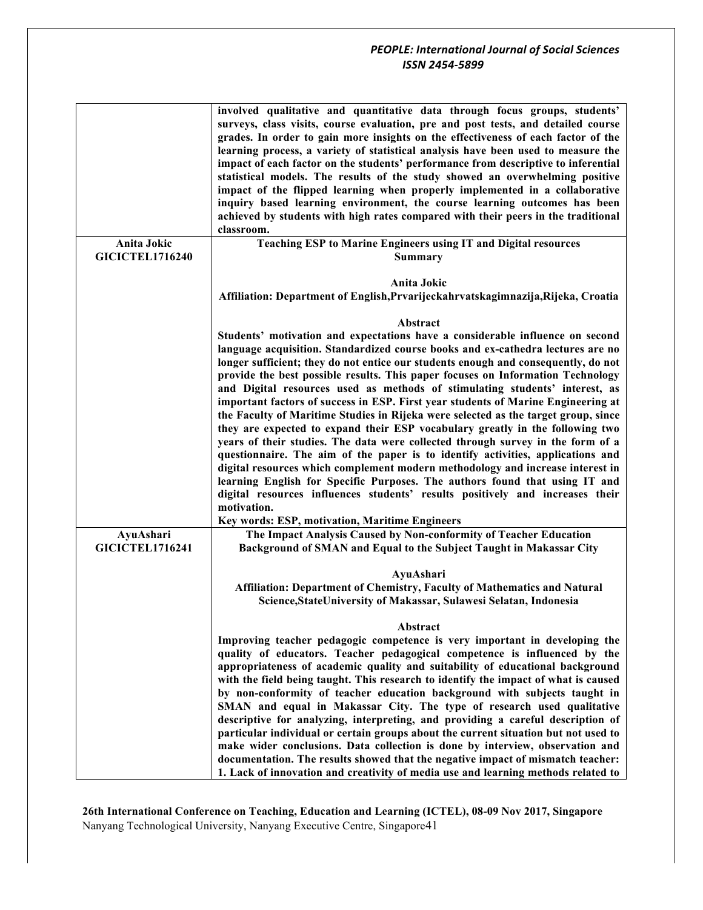| | |
|---|---|
| | **involved qualitative and quantitative data through focus groups, students' surveys, class visits, course evaluation, pre and post tests, and detailed course grades. In order to gain more insights on the effectiveness of each factor of the learning process, a variety of statistical analysis have been used to measure the impact of each factor on the students' performance from descriptive to inferential statistical models. The results of the study showed an overwhelming positive impact of the flipped learning when properly implemented in a collaborative inquiry based learning environment, the course learning outcomes has been achieved by students with high rates compared with their peers in the traditional classroom.** |
| **Anita Jokic GICICTEL1716240** | **Teaching ESP to Marine Engineers using IT and Digital resources**<br>**Summary**<br><br>**Anita Jokic**<br>**Affiliation: Department of English,Prvarijeckahrvatskagimnazija,Rijeka, Croatia**<br><br>**Abstract**<br>**Students' motivation and expectations have a considerable influence on second language acquisition. Standardized course books and ex-cathedra lectures are no longer sufficient; they do not entice our students enough and consequently, do not provide the best possible results. This paper focuses on Information Technology and Digital resources used as methods of stimulating students' interest, as important factors of success in ESP. First year students of Marine Engineering at the Faculty of Maritime Studies in Rijeka were selected as the target group, since they are expected to expand their ESP vocabulary greatly in the following two years of their studies. The data were collected through survey in the form of a questionnaire. The aim of the paper is to identify activities, applications and digital resources which complement modern methodology and increase interest in learning English for Specific Purposes. The authors found that using IT and digital resources influences students' results positively and increases their motivation.**<br>**Key words: ESP, motivation, Maritime Engineers** |
| **AyuAshari GICICTEL1716241** | **The Impact Analysis Caused by Non-conformity of Teacher Education Background of SMAN and Equal to the Subject Taught in Makassar City**<br><br>**AyuAshari**<br>**Affiliation: Department of Chemistry, Faculty of Mathematics and Natural Science,StateUniversity of Makassar, Sulawesi Selatan, Indonesia**<br><br>**Abstract**<br>**Improving teacher pedagogic competence is very important in developing the quality of educators. Teacher pedagogical competence is influenced by the appropriateness of academic quality and suitability of educational background with the field being taught. This research to identify the impact of what is caused by non-conformity of teacher education background with subjects taught in SMAN and equal in Makassar City. The type of research used qualitative descriptive for analyzing, interpreting, and providing a careful description of particular individual or certain groups about the current situation but not used to make wider conclusions. Data collection is done by interview, observation and documentation. The results showed that the negative impact of mismatch teacher: 1. Lack of innovation and creativity of media use and learning methods related to** |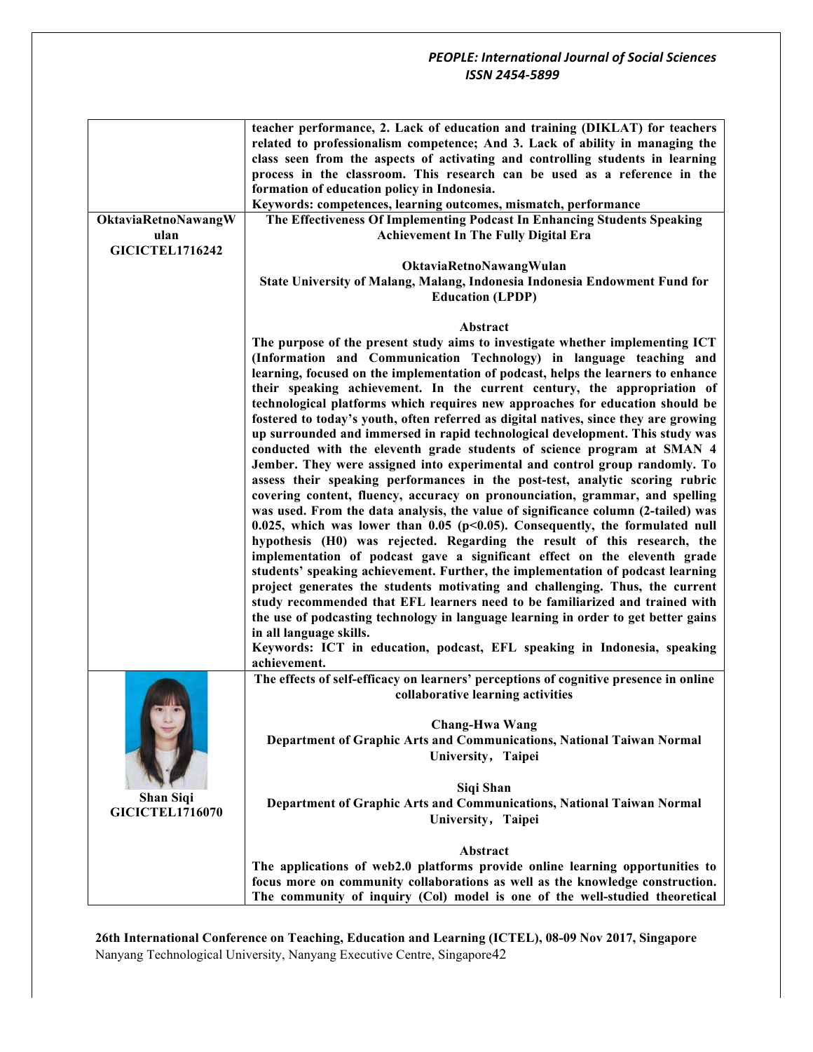**teacher performance, 2. Lack of education and training (DIKLAT) for teachers related to professionalism competence; And 3. Lack of ability in managing the class seen from the aspects of activating and controlling students in learning process in the classroom. This research can be used as a reference in the formation of education policy in Indonesia.**

**Keywords: competences, learning outcomes, mismatch, performance**

---

**OktaviaRetnoNawangWulan**
**GICICTEL1716242**

**The Effectiveness Of Implementing Podcast In Enhancing Students Speaking Achievement In The Fully Digital Era**

**OktaviaRetnoNawangWulan**
**State University of Malang, Malang, Indonesia Indonesia Endowment Fund for Education (LPDP)**

**Abstract**

**The purpose of the present study aims to investigate whether implementing ICT (Information and Communication Technology) in language teaching and learning, focused on the implementation of podcast, helps the learners to enhance their speaking achievement. In the current century, the appropriation of technological platforms which requires new approaches for education should be fostered to today's youth, often referred as digital natives, since they are growing up surrounded and immersed in rapid technological development. This study was conducted with the eleventh grade students of science program at SMAN 4 Jember. They were assigned into experimental and control group randomly. To assess their speaking performances in the post-test, analytic scoring rubric covering content, fluency, accuracy on pronounciation, grammar, and spelling was used. From the data analysis, the value of significance column (2-tailed) was 0.025, which was lower than 0.05 ($p<0.05$). Consequently, the formulated null hypothesis (H0) was rejected. Regarding the result of this research, the implementation of podcast gave a significant effect on the eleventh grade students' speaking achievement. Further, the implementation of podcast learning project generates the students motivating and challenging. Thus, the current study recommended that EFL learners need to be familiarized and trained with the use of podcasting technology in language learning in order to get better gains in all language skills.**

**Keywords: ICT in education, podcast, EFL speaking in Indonesia, speaking achievement.**

---

**Shan Siqi**
**GICICTEL1716070**

**The effects of self-efficacy on learners' perceptions of cognitive presence in online collaborative learning activities**

**Chang-Hwa Wang**
**Department of Graphic Arts and Communications, National Taiwan Normal University，Taipei**

**Siqi Shan**
**Department of Graphic Arts and Communications, National Taiwan Normal University，Taipei**

**Abstract**

**The applications of web2.0 platforms provide online learning opportunities to focus more on community collaborations as well as the knowledge construction. The community of inquiry (CoI) model is one of the well-studied theoretical**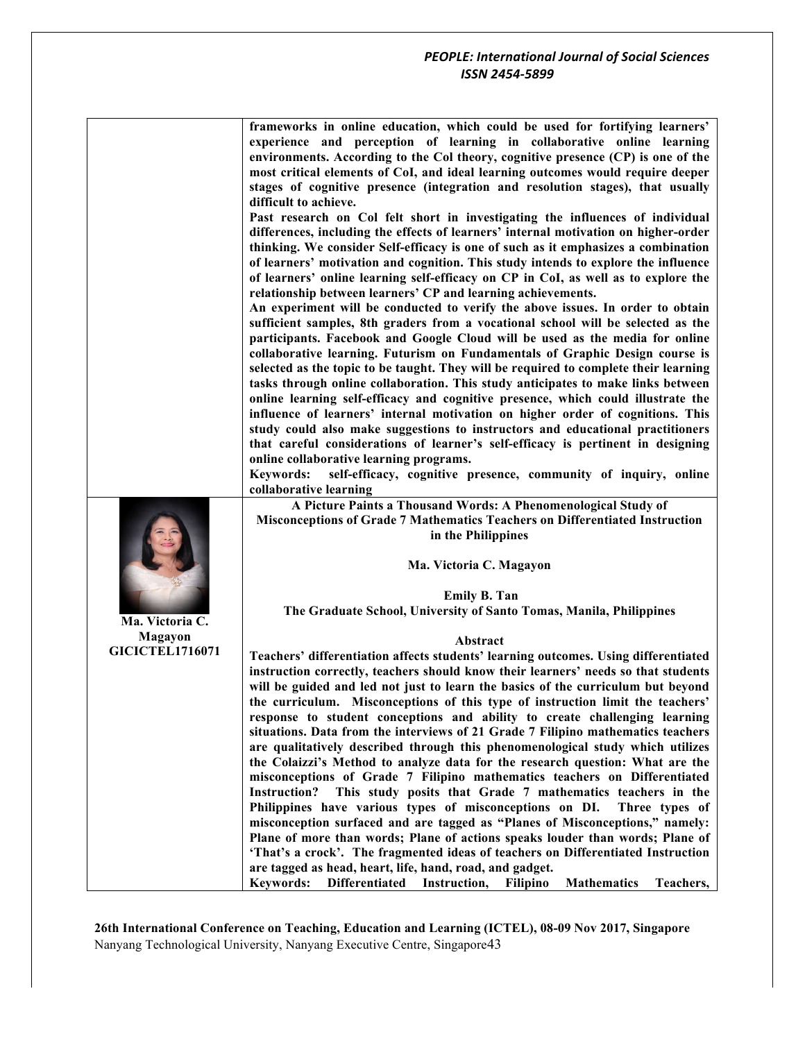**frameworks in online education, which could be used for fortifying learners' experience and perception of learning in collaborative online learning environments. According to the CoI theory, cognitive presence (CP) is one of the most critical elements of CoI, and ideal learning outcomes would require deeper stages of cognitive presence (integration and resolution stages), that usually difficult to achieve.**

**Past research on CoI felt short in investigating the influences of individual differences, including the effects of learners' internal motivation on higher-order thinking. We consider Self-efficacy is one of such as it emphasizes a combination of learners' motivation and cognition. This study intends to explore the influence of learners' online learning self-efficacy on CP in CoI, as well as to explore the relationship between learners' CP and learning achievements.**

**An experiment will be conducted to verify the above issues. In order to obtain sufficient samples, 8th graders from a vocational school will be selected as the participants. Facebook and Google Cloud will be used as the media for online collaborative learning. Futurism on Fundamentals of Graphic Design course is selected as the topic to be taught. They will be required to complete their learning tasks through online collaboration. This study anticipates to make links between online learning self-efficacy and cognitive presence, which could illustrate the influence of learners' internal motivation on higher order of cognitions. This study could also make suggestions to instructors and educational practitioners that careful considerations of learner's self-efficacy is pertinent in designing online collaborative learning programs.**

**Keywords: self-efficacy, cognitive presence, community of inquiry, online collaborative learning**

---

**Ma. Victoria C. Magayon**
**GICICTEL1716071**

## A Picture Paints a Thousand Words: A Phenomenological Study of Misconceptions of Grade 7 Mathematics Teachers on Differentiated Instruction in the Philippines

**Ma. Victoria C. Magayon**

**Emily B. Tan**
**The Graduate School, University of Santo Tomas, Manila, Philippines**

### Abstract

**Teachers' differentiation affects students' learning outcomes. Using differentiated instruction correctly, teachers should know their learners' needs so that students will be guided and led not just to learn the basics of the curriculum but beyond the curriculum. Misconceptions of this type of instruction limit the teachers' response to student conceptions and ability to create challenging learning situations. Data from the interviews of 21 Grade 7 Filipino mathematics teachers are qualitatively described through this phenomenological study which utilizes the Colaizzi's Method to analyze data for the research question: What are the misconceptions of Grade 7 Filipino mathematics teachers on Differentiated Instruction? This study posits that Grade 7 mathematics teachers in the Philippines have various types of misconceptions on DI. Three types of misconception surfaced and are tagged as "Planes of Misconceptions," namely: Plane of more than words; Plane of actions speaks louder than words; Plane of 'That's a crock'. The fragmented ideas of teachers on Differentiated Instruction are tagged as head, heart, life, hand, road, and gadget.**

**Keywords: Differentiated Instruction, Filipino Mathematics Teachers,**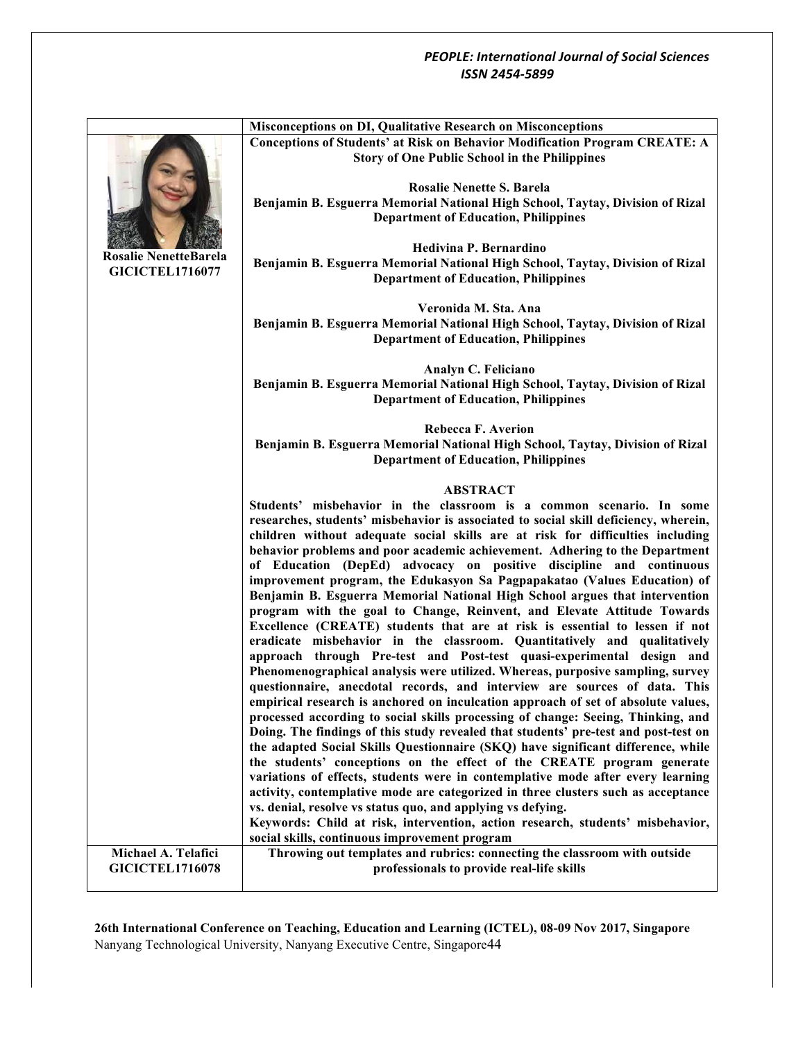**Misconceptions on DI, Qualitative Research on Misconceptions**

**Rosalie NenetteBarela**
**GICICTEL1716077**

## Conceptions of Students' at Risk on Behavior Modification Program CREATE: A Story of One Public School in the Philippines

**Rosalie Nenette S. Barela**
**Benjamin B. Esguerra Memorial National High School, Taytay, Division of Rizal**
**Department of Education, Philippines**

**Hedivina P. Bernardino**
**Benjamin B. Esguerra Memorial National High School, Taytay, Division of Rizal**
**Department of Education, Philippines**

**Veronida M. Sta. Ana**
**Benjamin B. Esguerra Memorial National High School, Taytay, Division of Rizal**
**Department of Education, Philippines**

**Analyn C. Feliciano**
**Benjamin B. Esguerra Memorial National High School, Taytay, Division of Rizal**
**Department of Education, Philippines**

**Rebecca F. Averion**
**Benjamin B. Esguerra Memorial National High School, Taytay, Division of Rizal**
**Department of Education, Philippines**

### ABSTRACT

**Students' misbehavior in the classroom is a common scenario. In some researches, students' misbehavior is associated to social skill deficiency, wherein, children without adequate social skills are at risk for difficulties including behavior problems and poor academic achievement. Adhering to the Department of Education (DepEd) advocacy on positive discipline and continuous improvement program, the Edukasyon Sa Pagpapakatao (Values Education) of Benjamin B. Esguerra Memorial National High School argues that intervention program with the goal to Change, Reinvent, and Elevate Attitude Towards Excellence (CREATE) students that are at risk is essential to lessen if not eradicate misbehavior in the classroom. Quantitatively and qualitatively approach through Pre-test and Post-test quasi-experimental design and Phenomenographical analysis were utilized. Whereas, purposive sampling, survey questionnaire, anecdotal records, and interview are sources of data. This empirical research is anchored on inculcation approach of set of absolute values, processed according to social skills processing of change: Seeing, Thinking, and Doing. The findings of this study revealed that students' pre-test and post-test on the adapted Social Skills Questionnaire (SKQ) have significant difference, while the students' conceptions on the effect of the CREATE program generate variations of effects, students were in contemplative mode after every learning activity, contemplative mode are categorized in three clusters such as acceptance vs. denial, resolve vs status quo, and applying vs defying.**

**Keywords: Child at risk, intervention, action research, students' misbehavior, social skills, continuous improvement program**

**Michael A. Telafici**
**GICICTEL1716078**

## Throwing out templates and rubrics: connecting the classroom with outside professionals to provide real-life skills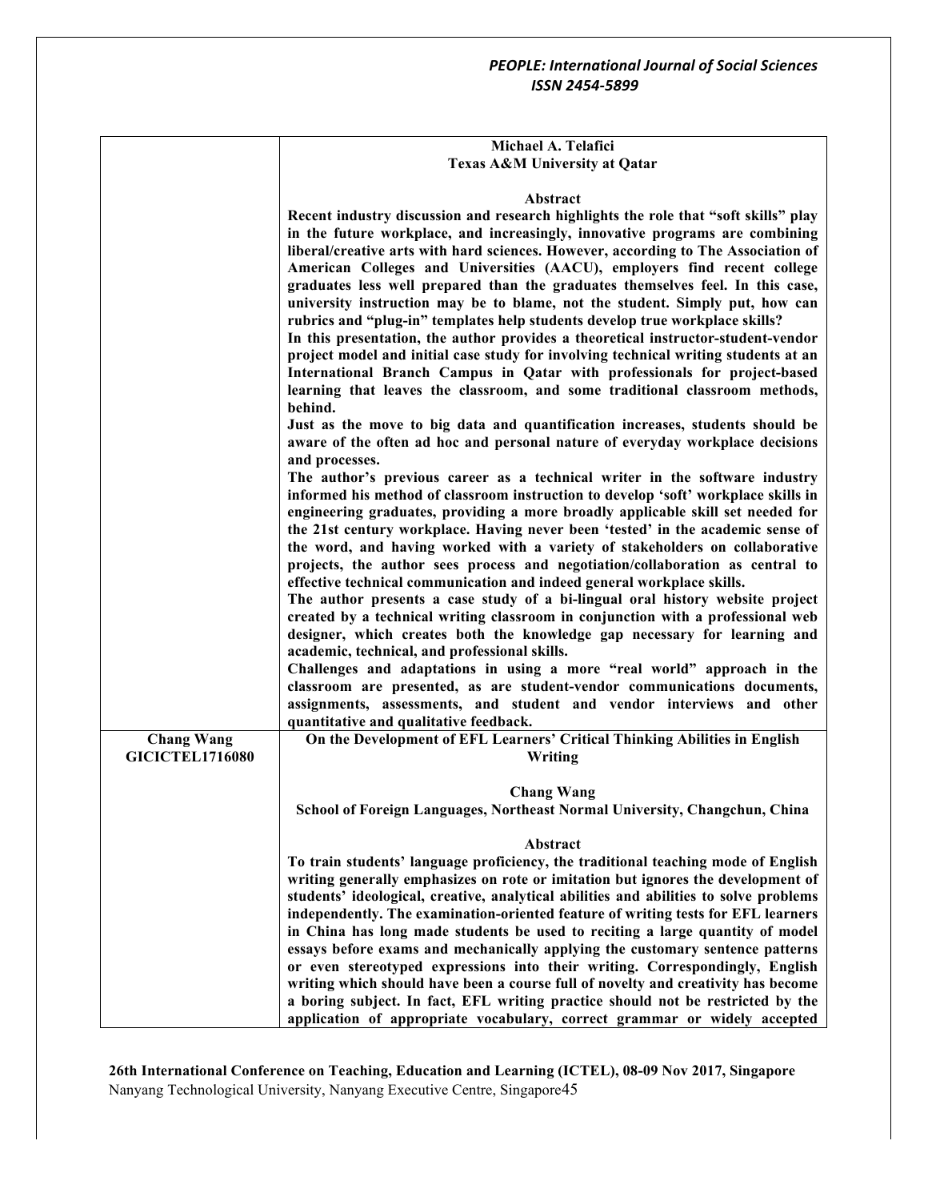| | |
|---|---|
| | **Michael A. Telafici**<br>**Texas A&M University at Qatar**<br><br>**Abstract**<br>**Recent industry discussion and research highlights the role that "soft skills" play in the future workplace, and increasingly, innovative programs are combining liberal/creative arts with hard sciences. However, according to The Association of American Colleges and Universities (AACU), employers find recent college graduates less well prepared than the graduates themselves feel. In this case, university instruction may be to blame, not the student. Simply put, how can rubrics and "plug-in" templates help students develop true workplace skills?**<br>**In this presentation, the author provides a theoretical instructor-student-vendor project model and initial case study for involving technical writing students at an International Branch Campus in Qatar with professionals for project-based learning that leaves the classroom, and some traditional classroom methods, behind.**<br>**Just as the move to big data and quantification increases, students should be aware of the often ad hoc and personal nature of everyday workplace decisions and processes.**<br>**The author's previous career as a technical writer in the software industry informed his method of classroom instruction to develop 'soft' workplace skills in engineering graduates, providing a more broadly applicable skill set needed for the 21st century workplace. Having never been 'tested' in the academic sense of the word, and having worked with a variety of stakeholders on collaborative projects, the author sees process and negotiation/collaboration as central to effective technical communication and indeed general workplace skills.**<br>**The author presents a case study of a bi-lingual oral history website project created by a technical writing classroom in conjunction with a professional web designer, which creates both the knowledge gap necessary for learning and academic, technical, and professional skills.**<br>**Challenges and adaptations in using a more "real world" approach in the classroom are presented, as are student-vendor communications documents, assignments, assessments, and student and vendor interviews and other quantitative and qualitative feedback.** |
| **Chang Wang**<br>**GICICTEL1716080** | **On the Development of EFL Learners' Critical Thinking Abilities in English Writing**<br><br>**Chang Wang**<br>**School of Foreign Languages, Northeast Normal University, Changchun, China**<br><br>**Abstract**<br>**To train students' language proficiency, the traditional teaching mode of English writing generally emphasizes on rote or imitation but ignores the development of students' ideological, creative, analytical abilities and abilities to solve problems independently. The examination-oriented feature of writing tests for EFL learners in China has long made students be used to reciting a large quantity of model essays before exams and mechanically applying the customary sentence patterns or even stereotyped expressions into their writing. Correspondingly, English writing which should have been a course full of novelty and creativity has become a boring subject. In fact, EFL writing practice should not be restricted by the application of appropriate vocabulary, correct grammar or widely accepted** |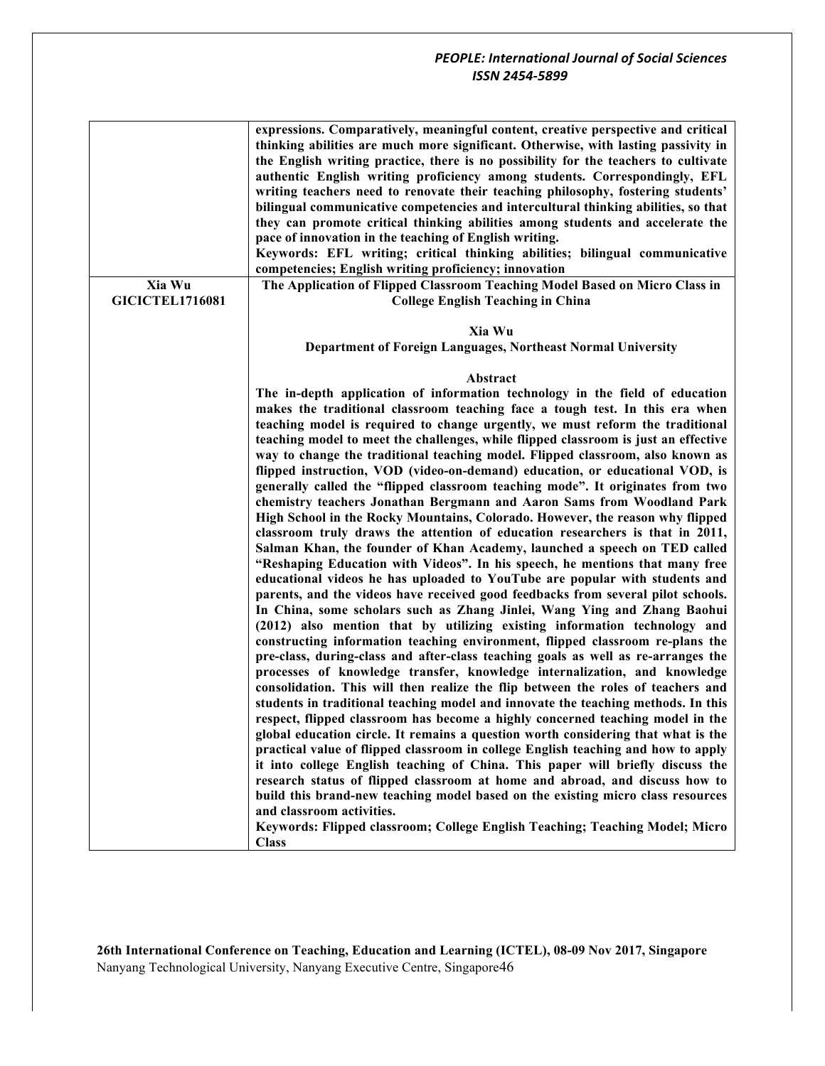| | |
|---|---|
| | **expressions. Comparatively, meaningful content, creative perspective and critical thinking abilities are much more significant. Otherwise, with lasting passivity in the English writing practice, there is no possibility for the teachers to cultivate authentic English writing proficiency among students. Correspondingly, EFL writing teachers need to renovate their teaching philosophy, fostering students' bilingual communicative competencies and intercultural thinking abilities, so that they can promote critical thinking abilities among students and accelerate the pace of innovation in the teaching of English writing.** <br> **Keywords: EFL writing; critical thinking abilities; bilingual communicative competencies; English writing proficiency; innovation** |
| **Xia Wu** <br> **GICICTEL1716081** | **The Application of Flipped Classroom Teaching Model Based on Micro Class in College English Teaching in China** <br><br> **Xia Wu** <br> **Department of Foreign Languages, Northeast Normal University** <br><br> **Abstract** <br> **The in-depth application of information technology in the field of education makes the traditional classroom teaching face a tough test. In this era when teaching model is required to change urgently, we must reform the traditional teaching model to meet the challenges, while flipped classroom is just an effective way to change the traditional teaching model. Flipped classroom, also known as flipped instruction, VOD (video-on-demand) education, or educational VOD, is generally called the "flipped classroom teaching mode". It originates from two chemistry teachers Jonathan Bergmann and Aaron Sams from Woodland Park High School in the Rocky Mountains, Colorado. However, the reason why flipped classroom truly draws the attention of education researchers is that in 2011, Salman Khan, the founder of Khan Academy, launched a speech on TED called "Reshaping Education with Videos". In his speech, he mentions that many free educational videos he has uploaded to YouTube are popular with students and parents, and the videos have received good feedbacks from several pilot schools. In China, some scholars such as Zhang Jinlei, Wang Ying and Zhang Baohui (2012) also mention that by utilizing existing information technology and constructing information teaching environment, flipped classroom re-plans the pre-class, during-class and after-class teaching goals as well as re-arranges the processes of knowledge transfer, knowledge internalization, and knowledge consolidation. This will then realize the flip between the roles of teachers and students in traditional teaching model and innovate the teaching methods. In this respect, flipped classroom has become a highly concerned teaching model in the global education circle. It remains a question worth considering that what is the practical value of flipped classroom in college English teaching and how to apply it into college English teaching of China. This paper will briefly discuss the research status of flipped classroom at home and abroad, and discuss how to build this brand-new teaching model based on the existing micro class resources and classroom activities.** <br> **Keywords: Flipped classroom; College English Teaching; Teaching Model; Micro Class** |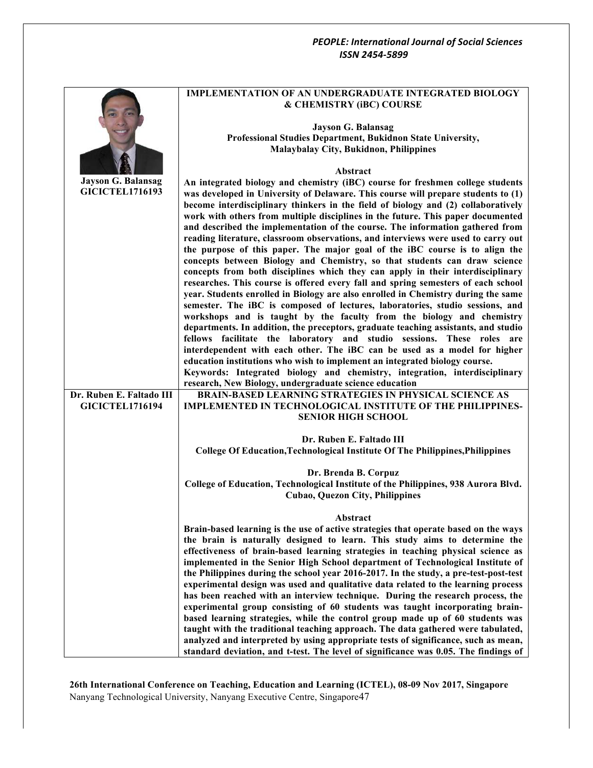**Jayson G. Balansag**
**GICICTEL1716193**

## IMPLEMENTATION OF AN UNDERGRADUATE INTEGRATED BIOLOGY & CHEMISTRY (iBC) COURSE

**Jayson G. Balansag**
**Professional Studies Department, Bukidnon State University, Malaybalay City, Bukidnon, Philippines**

### Abstract

**An integrated biology and chemistry (iBC) course for freshmen college students was developed in University of Delaware. This course will prepare students to (1) become interdisciplinary thinkers in the field of biology and (2) collaboratively work with others from multiple disciplines in the future. This paper documented and described the implementation of the course. The information gathered from reading literature, classroom observations, and interviews were used to carry out the purpose of this paper. The major goal of the iBC course is to align the concepts between Biology and Chemistry, so that students can draw science concepts from both disciplines which they can apply in their interdisciplinary researches. This course is offered every fall and spring semesters of each school year. Students enrolled in Biology are also enrolled in Chemistry during the same semester. The iBC is composed of lectures, laboratories, studio sessions, and workshops and is taught by the faculty from the biology and chemistry departments. In addition, the preceptors, graduate teaching assistants, and studio fellows facilitate the laboratory and studio sessions. These roles are interdependent with each other. The iBC can be used as a model for higher education institutions who wish to implement an integrated biology course.**

**Keywords: Integrated biology and chemistry, integration, interdisciplinary research, New Biology, undergraduate science education**

**Dr. Ruben E. Faltado III**
**GICICTEL1716194**

## BRAIN-BASED LEARNING STRATEGIES IN PHYSICAL SCIENCE AS IMPLEMENTED IN TECHNOLOGICAL INSTITUTE OF THE PHILIPPINES-SENIOR HIGH SCHOOL

**Dr. Ruben E. Faltado III**
**College Of Education,Technological Institute Of The Philippines,Philippines**

**Dr. Brenda B. Corpuz**
**College of Education, Technological Institute of the Philippines, 938 Aurora Blvd. Cubao, Quezon City, Philippines**

### Abstract

**Brain-based learning is the use of active strategies that operate based on the ways the brain is naturally designed to learn. This study aims to determine the effectiveness of brain-based learning strategies in teaching physical science as implemented in the Senior High School department of Technological Institute of the Philippines during the school year 2016-2017. In the study, a pre-test-post-test experimental design was used and qualitative data related to the learning process has been reached with an interview technique. During the research process, the experimental group consisting of 60 students was taught incorporating brain-based learning strategies, while the control group made up of 60 students was taught with the traditional teaching approach. The data gathered were tabulated, analyzed and interpreted by using appropriate tests of significance, such as mean, standard deviation, and t-test. The level of significance was 0.05. The findings of**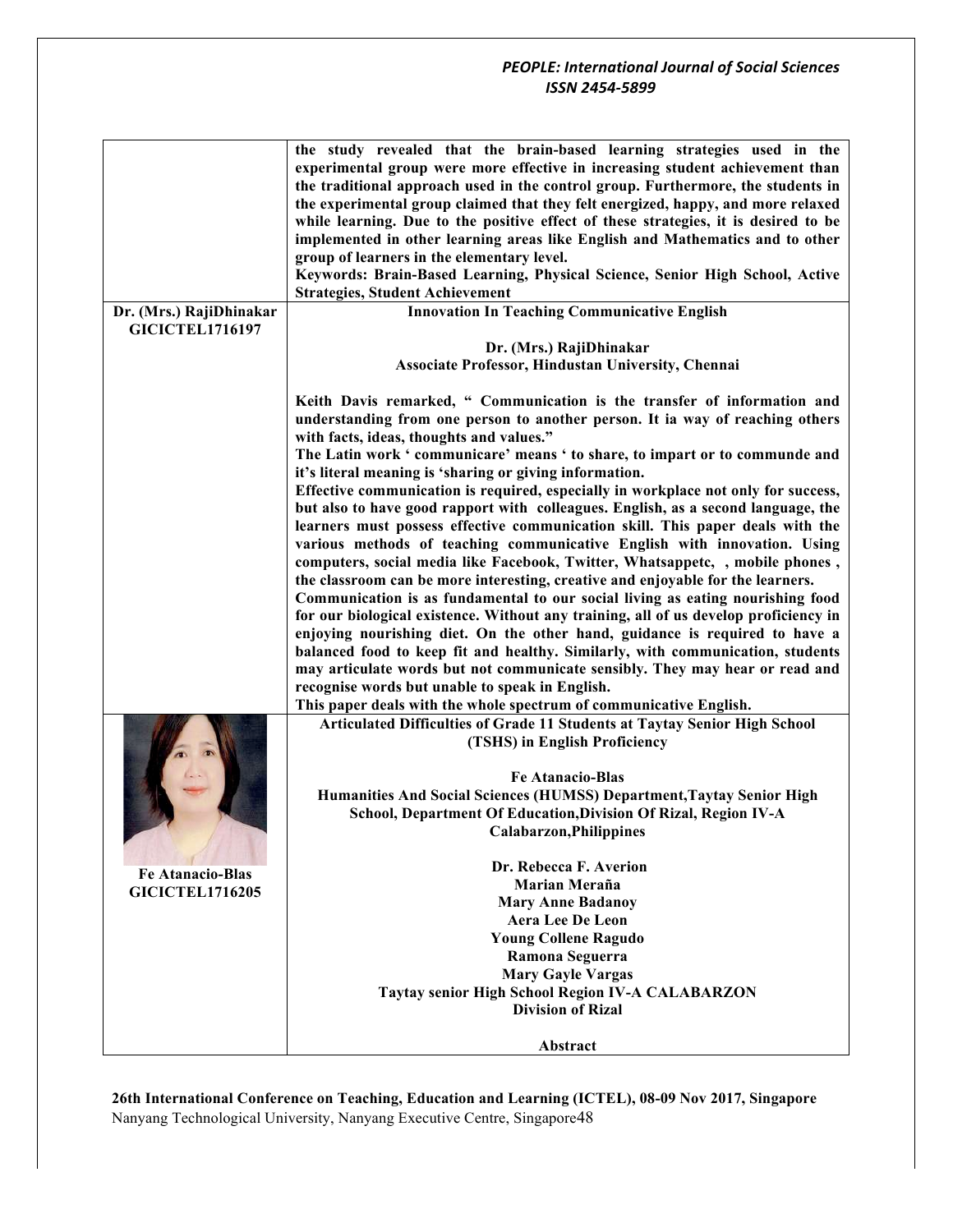| | |
|---|---|
| | **the study revealed that the brain-based learning strategies used in the experimental group were more effective in increasing student achievement than the traditional approach used in the control group. Furthermore, the students in the experimental group claimed that they felt energized, happy, and more relaxed while learning. Due to the positive effect of these strategies, it is desired to be implemented in other learning areas like English and Mathematics and to other group of learners in the elementary level.**<br>**Keywords: Brain-Based Learning, Physical Science, Senior High School, Active Strategies, Student Achievement** |
| **Dr. (Mrs.) RajiDhinakar**<br>**GICICTEL1716197** | **Innovation In Teaching Communicative English**<br><br>**Dr. (Mrs.) RajiDhinakar**<br>**Associate Professor, Hindustan University, Chennai**<br><br>**Keith Davis remarked, " Communication is the transfer of information and understanding from one person to another person. It ia way of reaching others with facts, ideas, thoughts and values."**<br>**The Latin work ' communicare' means ' to share, to impart or to communde and it's literal meaning is 'sharing or giving information.**<br>**Effective communication is required, especially in workplace not only for success, but also to have good rapport with colleagues. English, as a second language, the learners must possess effective communication skill. This paper deals with the various methods of teaching communicative English with innovation. Using computers, social media like Facebook, Twitter, Whatsappetc, , mobile phones , the classroom can be more interesting, creative and enjoyable for the learners.**<br>**Communication is as fundamental to our social living as eating nourishing food for our biological existence. Without any training, all of us develop proficiency in enjoying nourishing diet. On the other hand, guidance is required to have a balanced food to keep fit and healthy. Similarly, with communication, students may articulate words but not communicate sensibly. They may hear or read and recognise words but unable to speak in English.**<br>**This paper deals with the whole spectrum of communicative English.** |
| **Fe Atanacio-Blas**<br>**GICICTEL1716205** | **Articulated Difficulties of Grade 11 Students at Taytay Senior High School (TSHS) in English Proficiency**<br><br>**Fe Atanacio-Blas**<br>**Humanities And Social Sciences (HUMSS) Department,Taytay Senior High School, Department Of Education,Division Of Rizal, Region IV-A Calabarzon,Philippines**<br><br>**Dr. Rebecca F. Averion**<br>**Marian Meraña**<br>**Mary Anne Badanoy**<br>**Aera Lee De Leon**<br>**Young Collene Ragudo**<br>**Ramona Seguerra**<br>**Mary Gayle Vargas**<br>**Taytay senior High School Region IV-A CALABARZON**<br>**Division of Rizal**<br><br>**Abstract** |

**26th International Conference on Teaching, Education and Learning (ICTEL), 08-09 Nov 2017, Singapore**
Nanyang Technological University, Nanyang Executive Centre, Singapore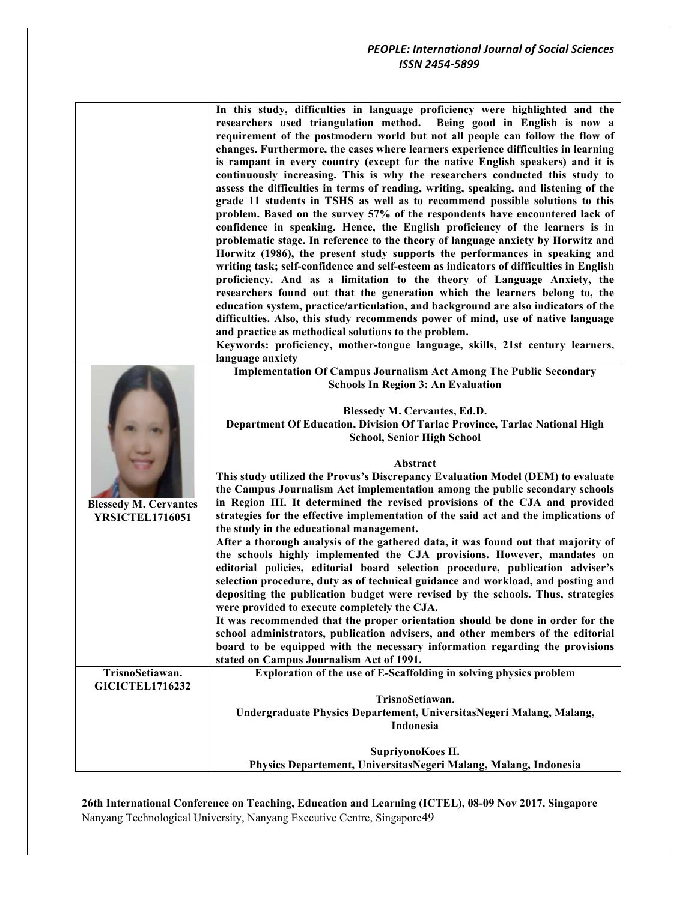In this study, difficulties in language proficiency were highlighted and the researchers used triangulation method. Being good in English is now a requirement of the postmodern world but not all people can follow the flow of changes. Furthermore, the cases where learners experience difficulties in learning is rampant in every country (except for the native English speakers) and it is continuously increasing. This is why the researchers conducted this study to assess the difficulties in terms of reading, writing, speaking, and listening of the grade 11 students in TSHS as well as to recommend possible solutions to this problem. Based on the survey 57% of the respondents have encountered lack of confidence in speaking. Hence, the English proficiency of the learners is in problematic stage. In reference to the theory of language anxiety by Horwitz and Horwitz (1986), the present study supports the performances in speaking and writing task; self-confidence and self-esteem as indicators of difficulties in English proficiency. And as a limitation to the theory of Language Anxiety, the researchers found out that the generation which the learners belong to, the education system, practice/articulation, and background are also indicators of the difficulties. Also, this study recommends power of mind, use of native language and practice as methodical solutions to the problem.

**Keywords: proficiency, mother-tongue language, skills, 21st century learners, language anxiety**

---

**Blessedy M. Cervantes**
**YRSICTEL1716051**

### Implementation Of Campus Journalism Act Among The Public Secondary Schools In Region 3: An Evaluation

**Blessedy M. Cervantes, Ed.D.**
**Department Of Education, Division Of Tarlac Province, Tarlac National High School, Senior High School**

**Abstract**

This study utilized the Provus's Discrepancy Evaluation Model (DEM) to evaluate the Campus Journalism Act implementation among the public secondary schools in Region III. It determined the revised provisions of the CJA and provided strategies for the effective implementation of the said act and the implications of the study in the educational management.

After a thorough analysis of the gathered data, it was found out that majority of the schools highly implemented the CJA provisions. However, mandates on editorial policies, editorial board selection procedure, publication adviser's selection procedure, duty as of technical guidance and workload, and posting and depositing the publication budget were revised by the schools. Thus, strategies were provided to execute completely the CJA.

It was recommended that the proper orientation should be done in order for the school administrators, publication advisers, and other members of the editorial board to be equipped with the necessary information regarding the provisions stated on Campus Journalism Act of 1991.

---

**TrisnoSetiawan.**
**GICICTEL1716232**

### Exploration of the use of E-Scaffolding in solving physics problem

**TrisnoSetiawan.**
**Undergraduate Physics Departement, UniversitasNegeri Malang, Malang, Indonesia**

**SupriyonoKoes H.**
**Physics Departement, UniversitasNegeri Malang, Malang, Indonesia**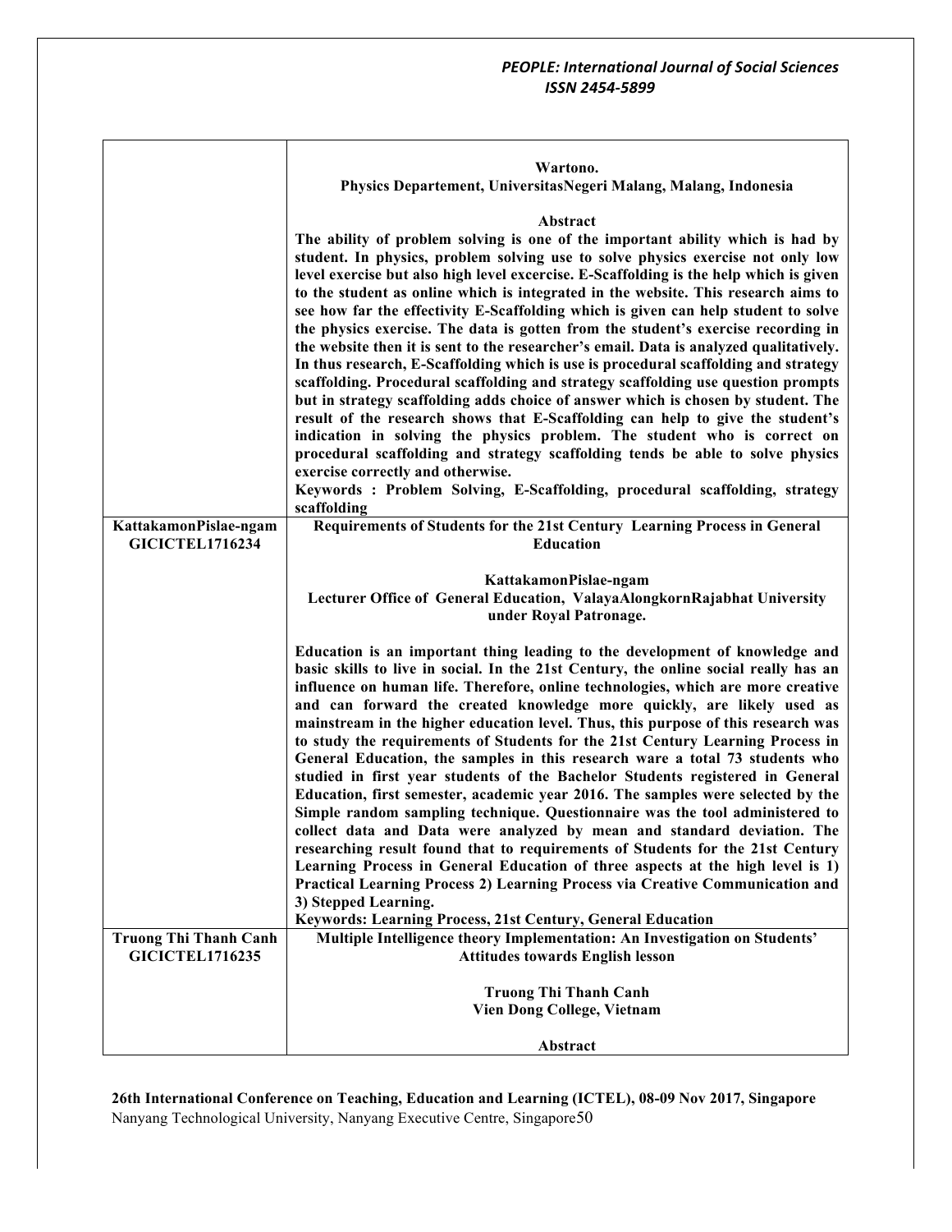| | |
|---|---|
| | **Wartono.**<br>**Physics Departement, UniversitasNegeri Malang, Malang, Indonesia**<br><br>**Abstract**<br>**The ability of problem solving is one of the important ability which is had by student. In physics, problem solving use to solve physics exercise not only low level exercise but also high level excercise. E-Scaffolding is the help which is given to the student as online which is integrated in the website. This research aims to see how far the effectivity E-Scaffolding which is given can help student to solve the physics exercise. The data is gotten from the student's exercise recording in the website then it is sent to the researcher's email. Data is analyzed qualitatively. In thus research, E-Scaffolding which is use is procedural scaffolding and strategy scaffolding. Procedural scaffolding and strategy scaffolding use question prompts but in strategy scaffolding adds choice of answer which is chosen by student. The result of the research shows that E-Scaffolding can help to give the student's indication in solving the physics problem. The student who is correct on procedural scaffolding and strategy scaffolding tends be able to solve physics exercise correctly and otherwise.**<br>**Keywords : Problem Solving, E-Scaffolding, procedural scaffolding, strategy scaffolding** |
| **KattakamonPislae-ngam**<br>**GICICTEL1716234** | **Requirements of Students for the 21st Century Learning Process in General Education**<br><br>**KattakamonPislae-ngam**<br>**Lecturer Office of General Education, ValayaAlongkornRajabhat University under Royal Patronage.**<br><br>**Education is an important thing leading to the development of knowledge and basic skills to live in social. In the 21st Century, the online social really has an influence on human life. Therefore, online technologies, which are more creative and can forward the created knowledge more quickly, are likely used as mainstream in the higher education level. Thus, this purpose of this research was to study the requirements of Students for the 21st Century Learning Process in General Education, the samples in this research ware a total 73 students who studied in first year students of the Bachelor Students registered in General Education, first semester, academic year 2016. The samples were selected by the Simple random sampling technique. Questionnaire was the tool administered to collect data and Data were analyzed by mean and standard deviation. The researching result found that to requirements of Students for the 21st Century Learning Process in General Education of three aspects at the high level is 1) Practical Learning Process 2) Learning Process via Creative Communication and 3) Stepped Learning.**<br>**Keywords: Learning Process, 21st Century, General Education** |
| **Truong Thi Thanh Canh**<br>**GICICTEL1716235** | **Multiple Intelligence theory Implementation: An Investigation on Students' Attitudes towards English lesson**<br><br>**Truong Thi Thanh Canh**<br>**Vien Dong College, Vietnam**<br><br>**Abstract** |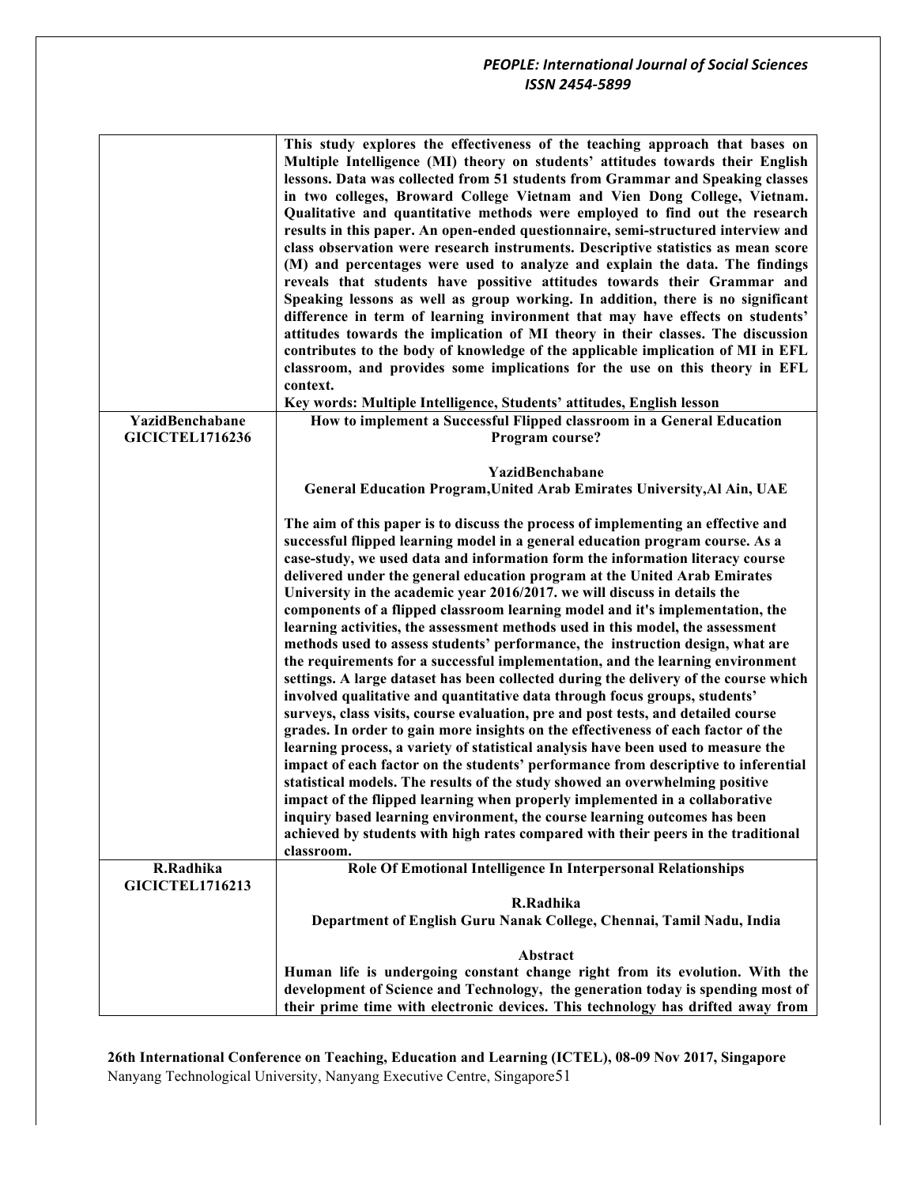| | |
|---|---|
| | **This study explores the effectiveness of the teaching approach that bases on Multiple Intelligence (MI) theory on students' attitudes towards their English lessons. Data was collected from 51 students from Grammar and Speaking classes in two colleges, Broward College Vietnam and Vien Dong College, Vietnam. Qualitative and quantitative methods were employed to find out the research results in this paper. An open-ended questionnaire, semi-structured interview and class observation were research instruments. Descriptive statistics as mean score (M) and percentages were used to analyze and explain the data. The findings reveals that students have possitive attitudes towards their Grammar and Speaking lessons as well as group working. In addition, there is no significant difference in term of learning environment that may have effects on students' attitudes towards the implication of MI theory in their classes. The discussion contributes to the body of knowledge of the applicable implication of MI in EFL classroom, and provides some implications for the use on this theory in EFL context.** <br> **Key words: Multiple Intelligence, Students' attitudes, English lesson** |
| **YazidBenchabane** <br> **GICICTEL1716236** | **How to implement a Successful Flipped classroom in a General Education Program course?** <br><br> **YazidBenchabane** <br> **General Education Program,United Arab Emirates University,Al Ain, UAE** <br><br> **The aim of this paper is to discuss the process of implementing an effective and successful flipped learning model in a general education program course. As a case-study, we used data and information form the information literacy course delivered under the general education program at the United Arab Emirates University in the academic year 2016/2017. we will discuss in details the components of a flipped classroom learning model and it's implementation, the learning activities, the assessment methods used in this model, the assessment methods used to assess students' performance, the instruction design, what are the requirements for a successful implementation, and the learning environment settings. A large dataset has been collected during the delivery of the course which involved qualitative and quantitative data through focus groups, students' surveys, class visits, course evaluation, pre and post tests, and detailed course grades. In order to gain more insights on the effectiveness of each factor of the learning process, a variety of statistical analysis have been used to measure the impact of each factor on the students' performance from descriptive to inferential statistical models. The results of the study showed an overwhelming positive impact of the flipped learning when properly implemented in a collaborative inquiry based learning environment, the course learning outcomes has been achieved by students with high rates compared with their peers in the traditional classroom.** |
| **R.Radhika** <br> **GICICTEL1716213** | **Role Of Emotional Intelligence In Interpersonal Relationships** <br><br> **R.Radhika** <br> **Department of English Guru Nanak College, Chennai, Tamil Nadu, India** <br><br> **Abstract** <br> **Human life is undergoing constant change right from its evolution. With the development of Science and Technology, the generation today is spending most of their prime time with electronic devices. This technology has drifted away from** |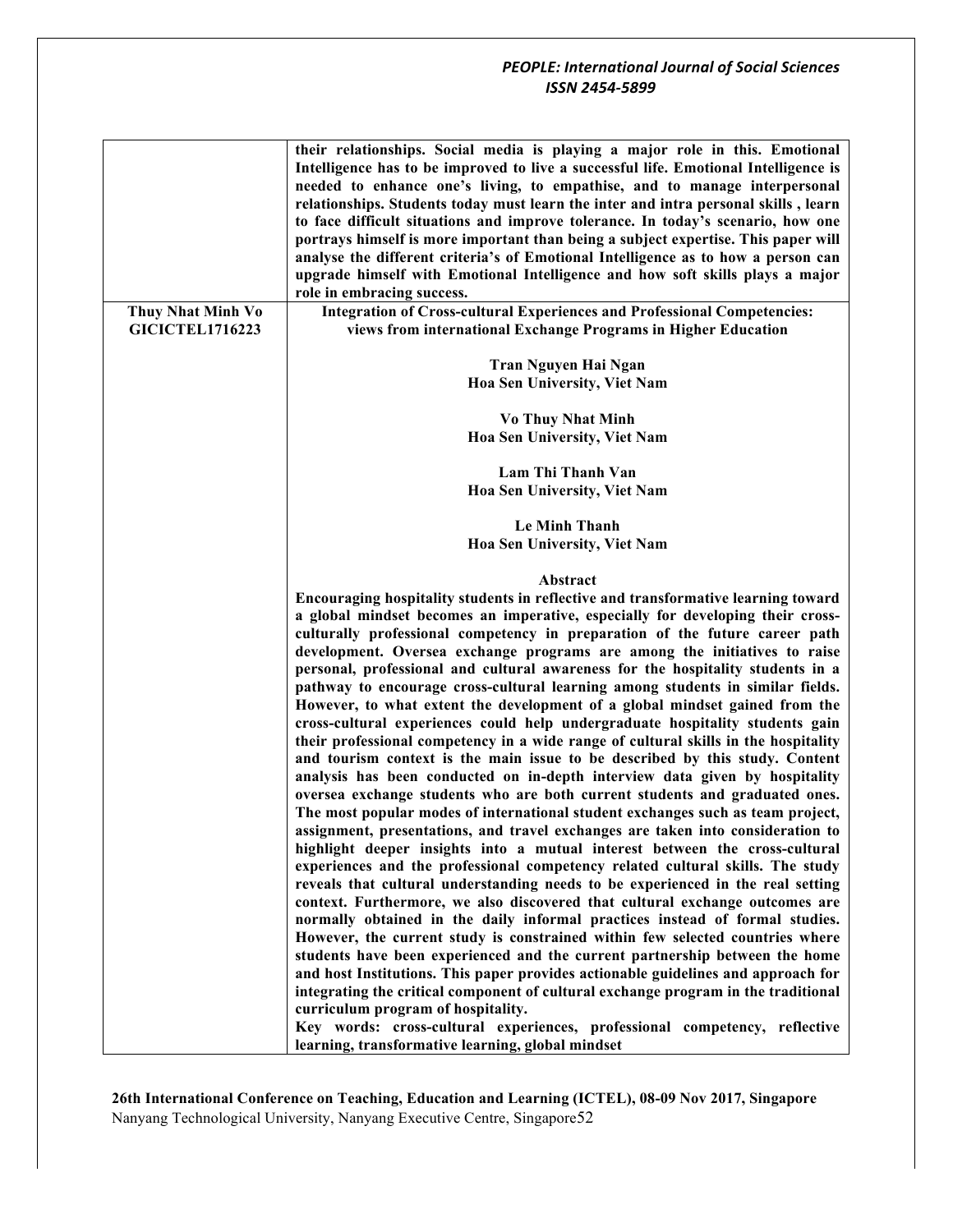| | |
|---|---|
| | **their relationships. Social media is playing a major role in this. Emotional Intelligence has to be improved to live a successful life. Emotional Intelligence is needed to enhance one's living, to empathise, and to manage interpersonal relationships. Students today must learn the inter and intra personal skills , learn to face difficult situations and improve tolerance. In today's scenario, how one portrays himself is more important than being a subject expertise. This paper will analyse the different criteria's of Emotional Intelligence as to how a person can upgrade himself with Emotional Intelligence and how soft skills plays a major role in embracing success.** |
| **Thuy Nhat Minh Vo**<br>**GICICTEL1716223** | **Integration of Cross-cultural Experiences and Professional Competencies: views from international Exchange Programs in Higher Education**<br><br>**Tran Nguyen Hai Ngan**<br>**Hoa Sen University, Viet Nam**<br><br>**Vo Thuy Nhat Minh**<br>**Hoa Sen University, Viet Nam**<br><br>**Lam Thi Thanh Van**<br>**Hoa Sen University, Viet Nam**<br><br>**Le Minh Thanh**<br>**Hoa Sen University, Viet Nam**<br><br>**Abstract**<br>**Encouraging hospitality students in reflective and transformative learning toward a global mindset becomes an imperative, especially for developing their cross-culturally professional competency in preparation of the future career path development. Oversea exchange programs are among the initiatives to raise personal, professional and cultural awareness for the hospitality students in a pathway to encourage cross-cultural learning among students in similar fields. However, to what extent the development of a global mindset gained from the cross-cultural experiences could help undergraduate hospitality students gain their professional competency in a wide range of cultural skills in the hospitality and tourism context is the main issue to be described by this study. Content analysis has been conducted on in-depth interview data given by hospitality oversea exchange students who are both current students and graduated ones. The most popular modes of international student exchanges such as team project, assignment, presentations, and travel exchanges are taken into consideration to highlight deeper insights into a mutual interest between the cross-cultural experiences and the professional competency related cultural skills. The study reveals that cultural understanding needs to be experienced in the real setting context. Furthermore, we also discovered that cultural exchange outcomes are normally obtained in the daily informal practices instead of formal studies. However, the current study is constrained within few selected countries where students have been experienced and the current partnership between the home and host Institutions. This paper provides actionable guidelines and approach for integrating the critical component of cultural exchange program in the traditional curriculum program of hospitality.**<br>**Key words: cross-cultural experiences, professional competency, reflective learning, transformative learning, global mindset** |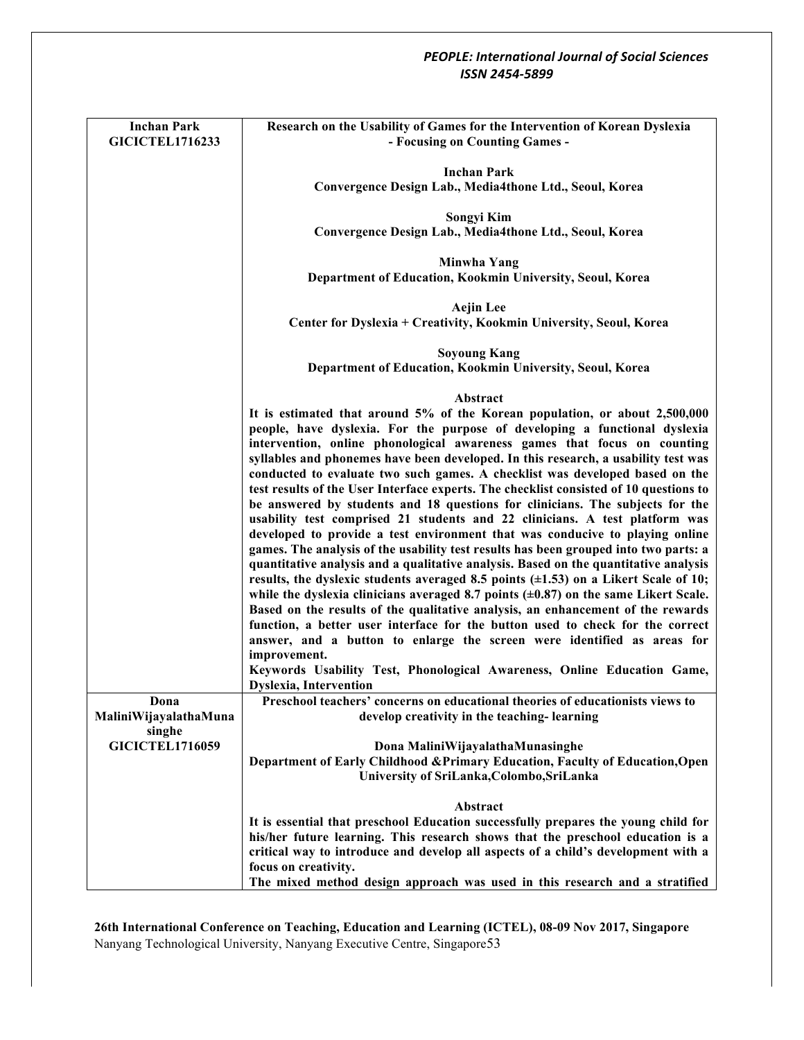| Inchan Park GICICTEL1716233 | **Research on the Usability of Games for the Intervention of Korean Dyslexia - Focusing on Counting Games -**<br><br>**Inchan Park**<br>**Convergence Design Lab., Media4thone Ltd., Seoul, Korea**<br><br>**Songyi Kim**<br>**Convergence Design Lab., Media4thone Ltd., Seoul, Korea**<br><br>**Minwha Yang**<br>**Department of Education, Kookmin University, Seoul, Korea**<br><br>**Aejin Lee**<br>**Center for Dyslexia + Creativity, Kookmin University, Seoul, Korea**<br><br>**Soyoung Kang**<br>**Department of Education, Kookmin University, Seoul, Korea**<br><br>**Abstract**<br>**It is estimated that around 5% of the Korean population, or about 2,500,000 people, have dyslexia. For the purpose of developing a functional dyslexia intervention, online phonological awareness games that focus on counting syllables and phonemes have been developed. In this research, a usability test was conducted to evaluate two such games. A checklist was developed based on the test results of the User Interface experts. The checklist consisted of 10 questions to be answered by students and 18 questions for clinicians. The subjects for the usability test comprised 21 students and 22 clinicians. A test platform was developed to provide a test environment that was conducive to playing online games. The analysis of the usability test results has been grouped into two parts: a quantitative analysis and a qualitative analysis. Based on the quantitative analysis results, the dyslexic students averaged 8.5 points (±1.53) on a Likert Scale of 10; while the dyslexia clinicians averaged 8.7 points (±0.87) on the same Likert Scale. Based on the results of the qualitative analysis, an enhancement of the rewards function, a better user interface for the button used to check for the correct answer, and a button to enlarge the screen were identified as areas for improvement.**<br>**Keywords Usability Test, Phonological Awareness, Online Education Game, Dyslexia, Intervention** |
|---|---|
| Dona MaliniWijayalathaMunasinghe GICICTEL1716059 | **Preschool teachers' concerns on educational theories of educationists views to develop creativity in the teaching- learning**<br><br>**Dona MaliniWijayalathaMunasinghe**<br>**Department of Early Childhood &Primary Education, Faculty of Education,Open University of SriLanka,Colombo,SriLanka**<br><br>**Abstract**<br>**It is essential that preschool Education successfully prepares the young child for his/her future learning. This research shows that the preschool education is a critical way to introduce and develop all aspects of a child's development with a focus on creativity.**<br>**The mixed method design approach was used in this research and a stratified** |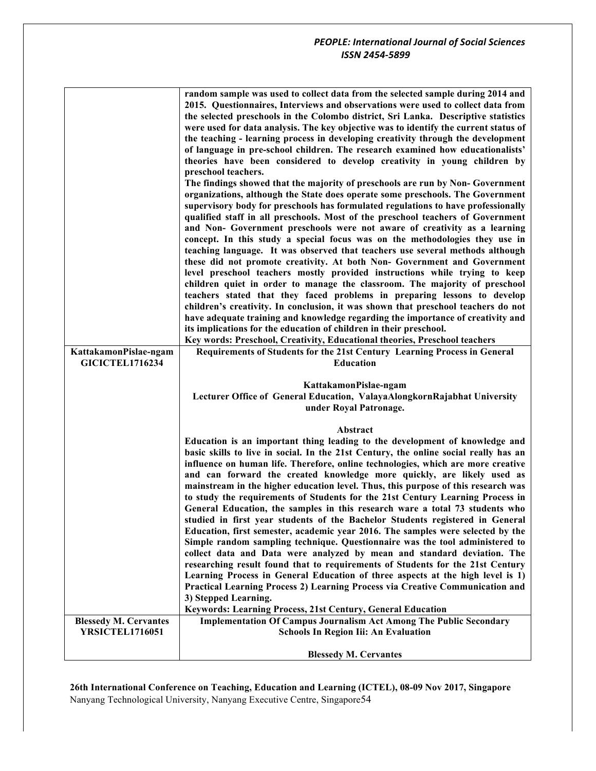| | |
|---|---|
| | **random sample was used to collect data from the selected sample during 2014 and 2015. Questionnaires, Interviews and observations were used to collect data from the selected preschools in the Colombo district, Sri Lanka. Descriptive statistics were used for data analysis. The key objective was to identify the current status of the teaching - learning process in developing creativity through the development of language in pre-school children. The research examined how educationalists' theories have been considered to develop creativity in young children by preschool teachers.**<br>**The findings showed that the majority of preschools are run by Non- Government organizations, although the State does operate some preschools. The Government supervisory body for preschools has formulated regulations to have professionally qualified staff in all preschools. Most of the preschool teachers of Government and Non- Government preschools were not aware of creativity as a learning concept. In this study a special focus was on the methodologies they use in teaching language. It was observed that teachers use several methods although these did not promote creativity. At both Non- Government and Government level preschool teachers mostly provided instructions while trying to keep children quiet in order to manage the classroom. The majority of preschool teachers stated that they faced problems in preparing lessons to develop children's creativity. In conclusion, it was shown that preschool teachers do not have adequate training and knowledge regarding the importance of creativity and its implications for the education of children in their preschool.**<br>**Key words: Preschool, Creativity, Educational theories, Preschool teachers** |
| **KattakamonPislae-ngam**<br>**GICICTEL1716234** | **Requirements of Students for the 21st Century Learning Process in General Education**<br><br>**KattakamonPislae-ngam**<br>**Lecturer Office of General Education, ValayaAlongkornRajabhat University under Royal Patronage.**<br><br>**Abstract**<br>**Education is an important thing leading to the development of knowledge and basic skills to live in social. In the 21st Century, the online social really has an influence on human life. Therefore, online technologies, which are more creative and can forward the created knowledge more quickly, are likely used as mainstream in the higher education level. Thus, this purpose of this research was to study the requirements of Students for the 21st Century Learning Process in General Education, the samples in this research ware a total 73 students who studied in first year students of the Bachelor Students registered in General Education, first semester, academic year 2016. The samples were selected by the Simple random sampling technique. Questionnaire was the tool administered to collect data and Data were analyzed by mean and standard deviation. The researching result found that to requirements of Students for the 21st Century Learning Process in General Education of three aspects at the high level is 1) Practical Learning Process 2) Learning Process via Creative Communication and 3) Stepped Learning.**<br>**Keywords: Learning Process, 21st Century, General Education** |
| **Blessedy M. Cervantes**<br>**YRSICTEL1716051** | **Implementation Of Campus Journalism Act Among The Public Secondary Schools In Region Iii: An Evaluation**<br><br>**Blessedy M. Cervantes** |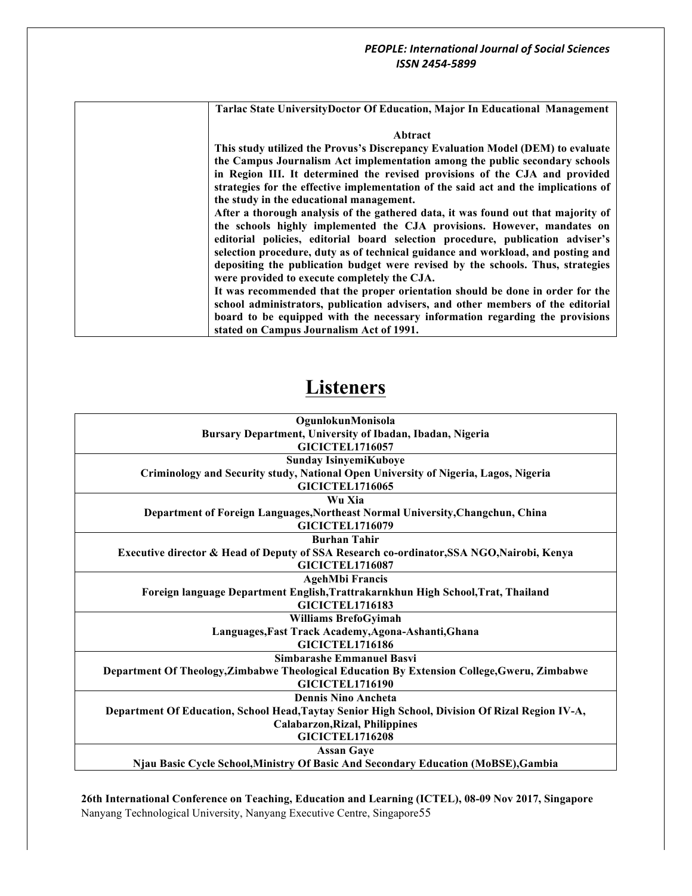| | **Tarlac State UniversityDoctor Of Education, Major In Educational Management**<br><br>**Abtract**<br>**This study utilized the Provus's Discrepancy Evaluation Model (DEM) to evaluate the Campus Journalism Act implementation among the public secondary schools in Region III. It determined the revised provisions of the CJA and provided strategies for the effective implementation of the said act and the implications of the study in the educational management.**<br>**After a thorough analysis of the gathered data, it was found out that majority of the schools highly implemented the CJA provisions. However, mandates on editorial policies, editorial board selection procedure, publication adviser's selection procedure, duty as of technical guidance and workload, and posting and depositing the publication budget were revised by the schools. Thus, strategies were provided to execute completely the CJA.**<br>**It was recommended that the proper orientation should be done in order for the school administrators, publication advisers, and other members of the editorial board to be equipped with the necessary information regarding the provisions stated on Campus Journalism Act of 1991.** |
|---|---|

# Listeners

| |
|---|
| **OgunlokunMonisola**<br>**Bursary Department, University of Ibadan, Ibadan, Nigeria**<br>**GICICTEL1716057** |
| **Sunday IsinyemiKuboye**<br>**Criminology and Security study, National Open University of Nigeria, Lagos, Nigeria**<br>**GICICTEL1716065** |
| **Wu Xia**<br>**Department of Foreign Languages,Northeast Normal University,Changchun, China**<br>**GICICTEL1716079** |
| **Burhan Tahir**<br>**Executive director & Head of Deputy of SSA Research co-ordinator,SSA NGO,Nairobi, Kenya**<br>**GICICTEL1716087** |
| **AgehMbi Francis**<br>**Foreign language Department English,Trattrakarnkhun High School,Trat, Thailand**<br>**GICICTEL1716183** |
| **Williams BrefoGyimah**<br>**Languages,Fast Track Academy,Agona-Ashanti,Ghana**<br>**GICICTEL1716186** |
| **Simbarashe Emmanuel Basvi**<br>**Department Of Theology,Zimbabwe Theological Education By Extension College,Gweru, Zimbabwe**<br>**GICICTEL1716190** |
| **Dennis Nino Ancheta**<br>**Department Of Education, School Head,Taytay Senior High School, Division Of Rizal Region IV-A, Calabarzon,Rizal, Philippines**<br>**GICICTEL1716208** |
| **Assan Gaye**<br>**Njau Basic Cycle School,Ministry Of Basic And Secondary Education (MoBSE),Gambia** |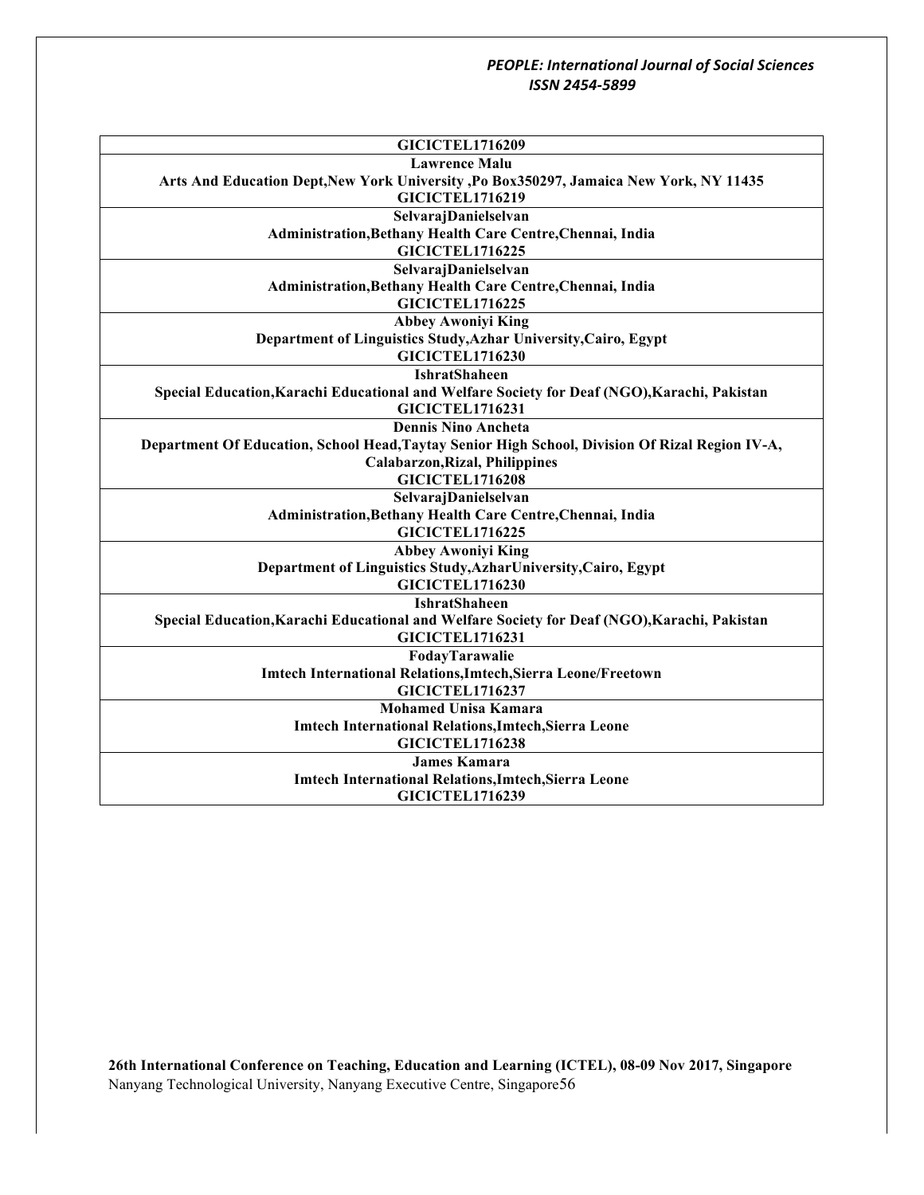| |
|---|
| **GICICTEL1716209** |
| **Lawrence Malu**<br>**Arts And Education Dept,New York University ,Po Box350297, Jamaica New York, NY 11435**<br>**GICICTEL1716219** |
| **SelvarajDanielselvan**<br>**Administration,Bethany Health Care Centre,Chennai, India**<br>**GICICTEL1716225** |
| **SelvarajDanielselvan**<br>**Administration,Bethany Health Care Centre,Chennai, India**<br>**GICICTEL1716225** |
| **Abbey Awoniyi King**<br>**Department of Linguistics Study,Azhar University,Cairo, Egypt**<br>**GICICTEL1716230** |
| **IshratShaheen**<br>**Special Education,Karachi Educational and Welfare Society for Deaf (NGO),Karachi, Pakistan**<br>**GICICTEL1716231** |
| **Dennis Nino Ancheta**<br>**Department Of Education, School Head,Taytay Senior High School, Division Of Rizal Region IV-A, Calabarzon,Rizal, Philippines**<br>**GICICTEL1716208** |
| **SelvarajDanielselvan**<br>**Administration,Bethany Health Care Centre,Chennai, India**<br>**GICICTEL1716225** |
| **Abbey Awoniyi King**<br>**Department of Linguistics Study,AzharUniversity,Cairo, Egypt**<br>**GICICTEL1716230** |
| **IshratShaheen**<br>**Special Education,Karachi Educational and Welfare Society for Deaf (NGO),Karachi, Pakistan**<br>**GICICTEL1716231** |
| **FodayTarawalie**<br>**Imtech International Relations,Imtech,Sierra Leone/Freetown**<br>**GICICTEL1716237** |
| **Mohamed Unisa Kamara**<br>**Imtech International Relations,Imtech,Sierra Leone**<br>**GICICTEL1716238** |
| **James Kamara**<br>**Imtech International Relations,Imtech,Sierra Leone**<br>**GICICTEL1716239** |